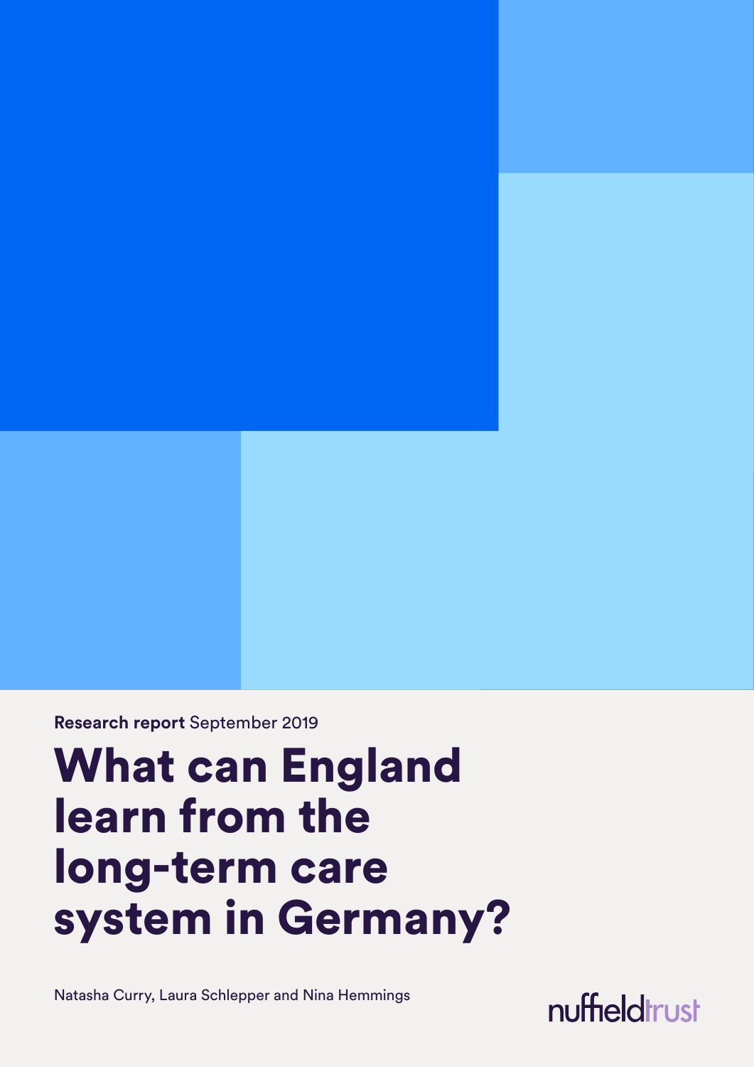**Research report** September 2019

# What can England learn from the long-term care system in Germany?

Natasha Curry, Laura Schlepper and Nina Hemmings

nuffieldtrust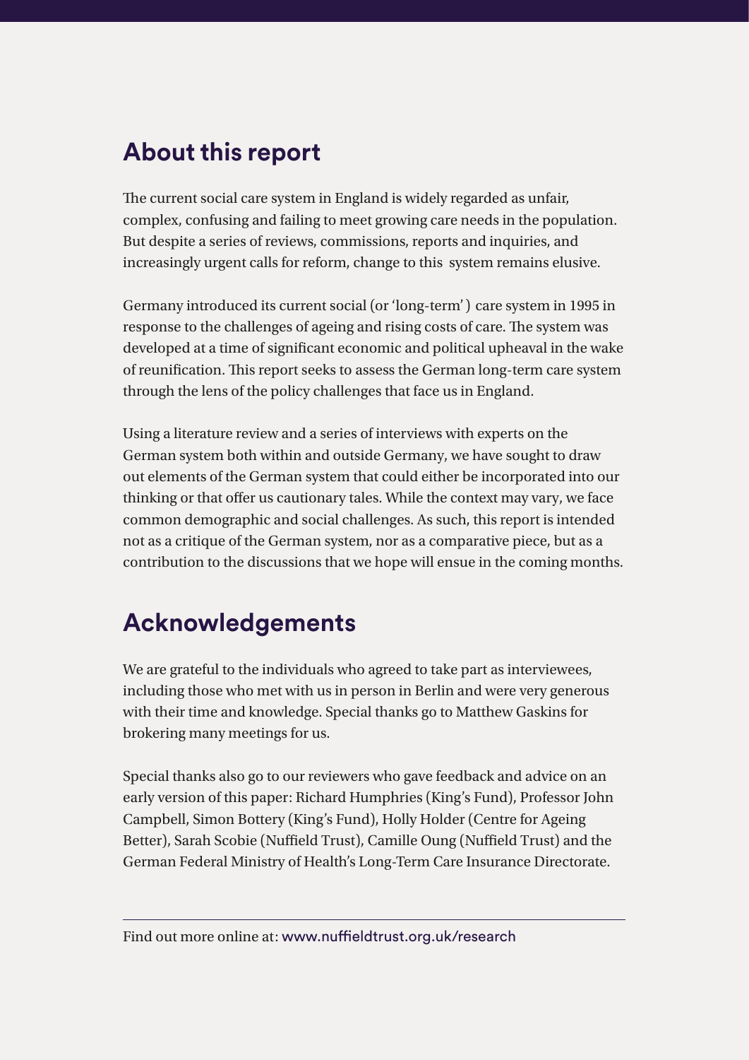## About this report

The current social care system in England is widely regarded as unfair, complex, confusing and failing to meet growing care needs in the population. But despite a series of reviews, commissions, reports and inquiries, and increasingly urgent calls for reform, change to this system remains elusive.

Germany introduced its current social (or 'long-term') care system in 1995 in response to the challenges of ageing and rising costs of care. The system was developed at a time of significant economic and political upheaval in the wake of reunification. This report seeks to assess the German long-term care system through the lens of the policy challenges that face us in England.

Using a literature review and a series of interviews with experts on the German system both within and outside Germany, we have sought to draw out elements of the German system that could either be incorporated into our thinking or that offer us cautionary tales. While the context may vary, we face common demographic and social challenges. As such, this report is intended not as a critique of the German system, nor as a comparative piece, but as a contribution to the discussions that we hope will ensue in the coming months.

## Acknowledgements

We are grateful to the individuals who agreed to take part as interviewees, including those who met with us in person in Berlin and were very generous with their time and knowledge. Special thanks go to Matthew Gaskins for brokering many meetings for us.

Special thanks also go to our reviewers who gave feedback and advice on an early version of this paper: Richard Humphries (King's Fund), Professor John Campbell, Simon Bottery (King's Fund), Holly Holder (Centre for Ageing Better), Sarah Scobie (Nuffield Trust), Camille Oung (Nuffield Trust) and the German Federal Ministry of Health's Long-Term Care Insurance Directorate.

---

Find out more online at: www.nuffieldtrust.org.uk/research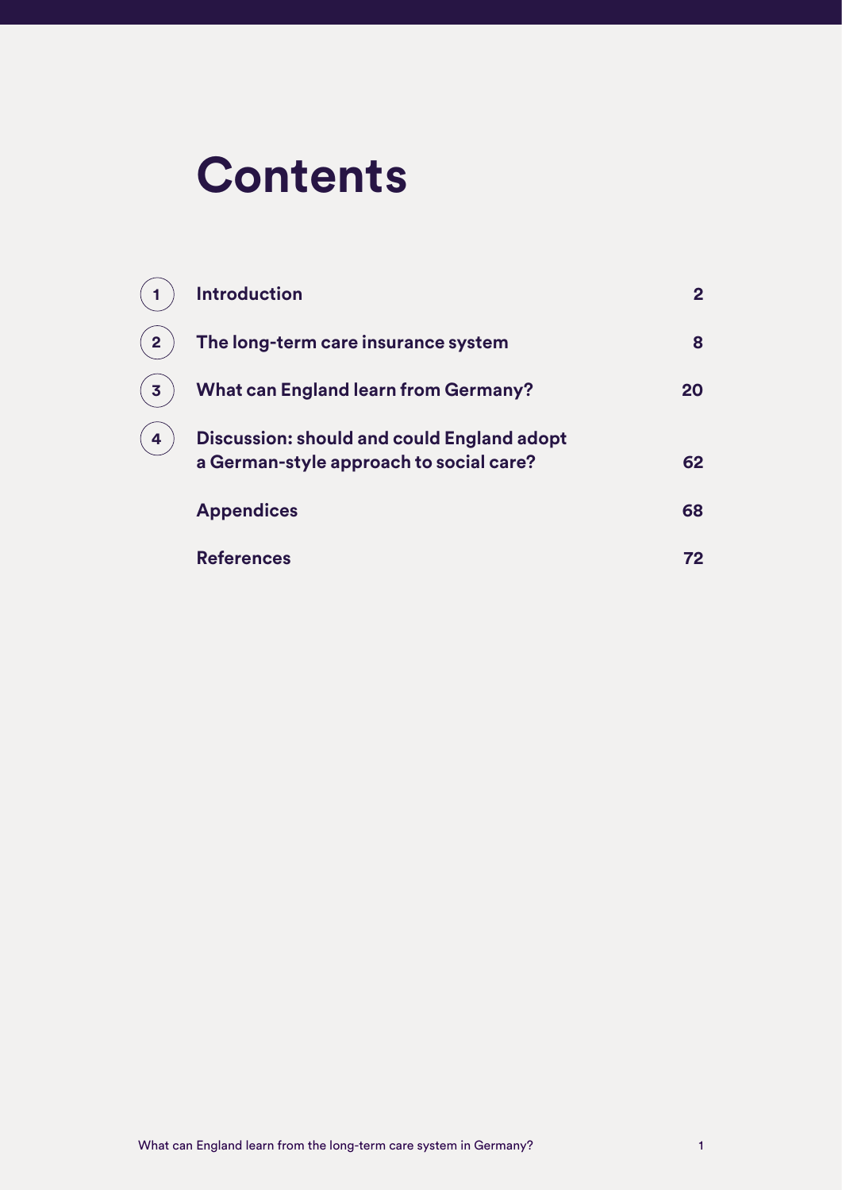# Contents

| | | |
|---|---|---|
| 1 | **Introduction** | **2** |
| 2 | **The long-term care insurance system** | **8** |
| 3 | **What can England learn from Germany?** | **20** |
| 4 | **Discussion: should and could England adopt a German-style approach to social care?** | **62** |
| | **Appendices** | **68** |
| | **References** | **72** |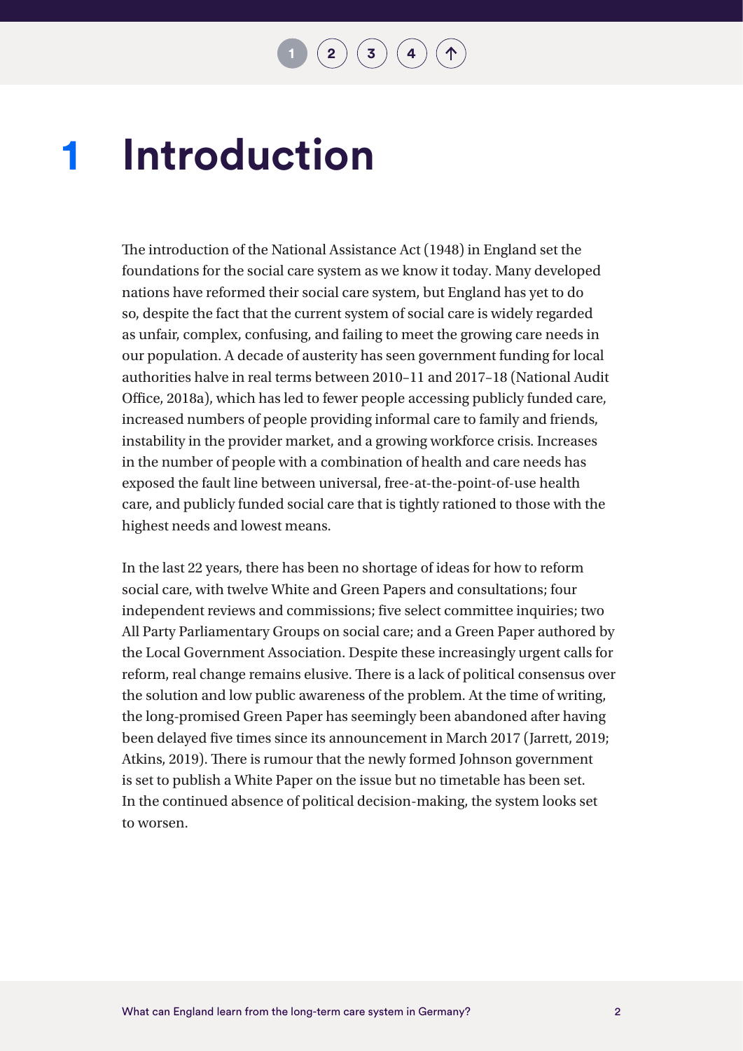# 1 Introduction

The introduction of the National Assistance Act (1948) in England set the foundations for the social care system as we know it today. Many developed nations have reformed their social care system, but England has yet to do so, despite the fact that the current system of social care is widely regarded as unfair, complex, confusing, and failing to meet the growing care needs in our population. A decade of austerity has seen government funding for local authorities halve in real terms between 2010–11 and 2017–18 (National Audit Office, 2018a), which has led to fewer people accessing publicly funded care, increased numbers of people providing informal care to family and friends, instability in the provider market, and a growing workforce crisis. Increases in the number of people with a combination of health and care needs has exposed the fault line between universal, free-at-the-point-of-use health care, and publicly funded social care that is tightly rationed to those with the highest needs and lowest means.

In the last 22 years, there has been no shortage of ideas for how to reform social care, with twelve White and Green Papers and consultations; four independent reviews and commissions; five select committee inquiries; two All Party Parliamentary Groups on social care; and a Green Paper authored by the Local Government Association. Despite these increasingly urgent calls for reform, real change remains elusive. There is a lack of political consensus over the solution and low public awareness of the problem. At the time of writing, the long-promised Green Paper has seemingly been abandoned after having been delayed five times since its announcement in March 2017 (Jarrett, 2019; Atkins, 2019). There is rumour that the newly formed Johnson government is set to publish a White Paper on the issue but no timetable has been set. In the continued absence of political decision-making, the system looks set to worsen.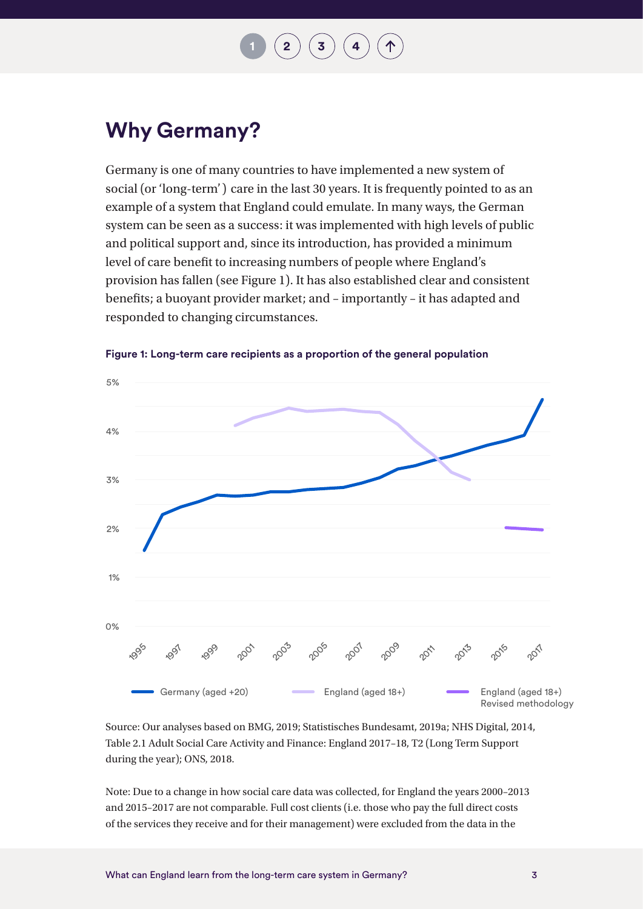## Why Germany?

Germany is one of many countries to have implemented a new system of social (or 'long-term') care in the last 30 years. It is frequently pointed to as an example of a system that England could emulate. In many ways, the German system can be seen as a success: it was implemented with high levels of public and political support and, since its introduction, has provided a minimum level of care benefit to increasing numbers of people where England's provision has fallen (see Figure 1). It has also established clear and consistent benefits; a buoyant provider market; and – importantly – it has adapted and responded to changing circumstances.

**Figure 1: Long-term care recipients as a proportion of the general population**

Source: Our analyses based on BMG, 2019; Statistisches Bundesamt, 2019a; NHS Digital, 2014, Table 2.1 Adult Social Care Activity and Finance: England 2017–18, T2 (Long Term Support during the year); ONS, 2018.

Note: Due to a change in how social care data was collected, for England the years 2000–2013 and 2015–2017 are not comparable. Full cost clients (i.e. those who pay the full direct costs of the services they receive and for their management) were excluded from the data in the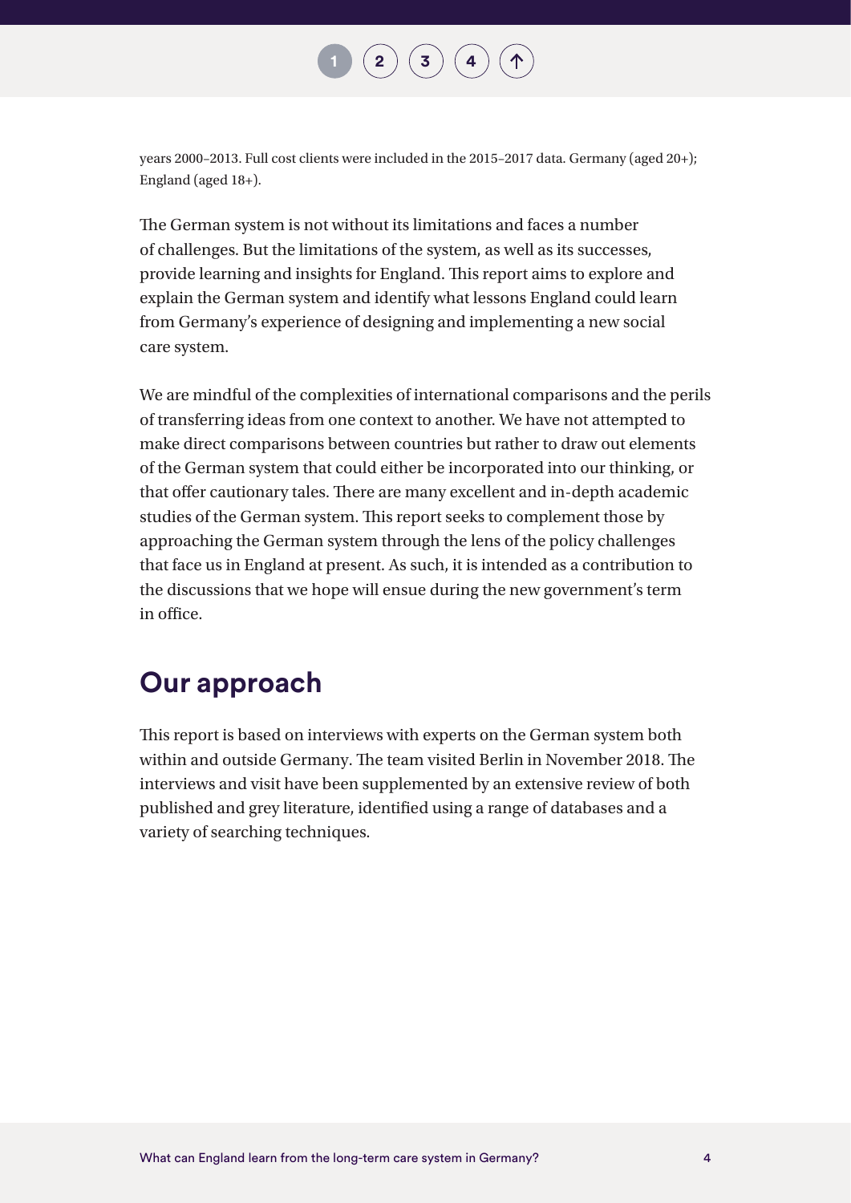years 2000–2013. Full cost clients were included in the 2015–2017 data. Germany (aged 20+); England (aged 18+).

The German system is not without its limitations and faces a number of challenges. But the limitations of the system, as well as its successes, provide learning and insights for England. This report aims to explore and explain the German system and identify what lessons England could learn from Germany's experience of designing and implementing a new social care system.

We are mindful of the complexities of international comparisons and the perils of transferring ideas from one context to another. We have not attempted to make direct comparisons between countries but rather to draw out elements of the German system that could either be incorporated into our thinking, or that offer cautionary tales. There are many excellent and in-depth academic studies of the German system. This report seeks to complement those by approaching the German system through the lens of the policy challenges that face us in England at present. As such, it is intended as a contribution to the discussions that we hope will ensue during the new government's term in office.

## Our approach

This report is based on interviews with experts on the German system both within and outside Germany. The team visited Berlin in November 2018. The interviews and visit have been supplemented by an extensive review of both published and grey literature, identified using a range of databases and a variety of searching techniques.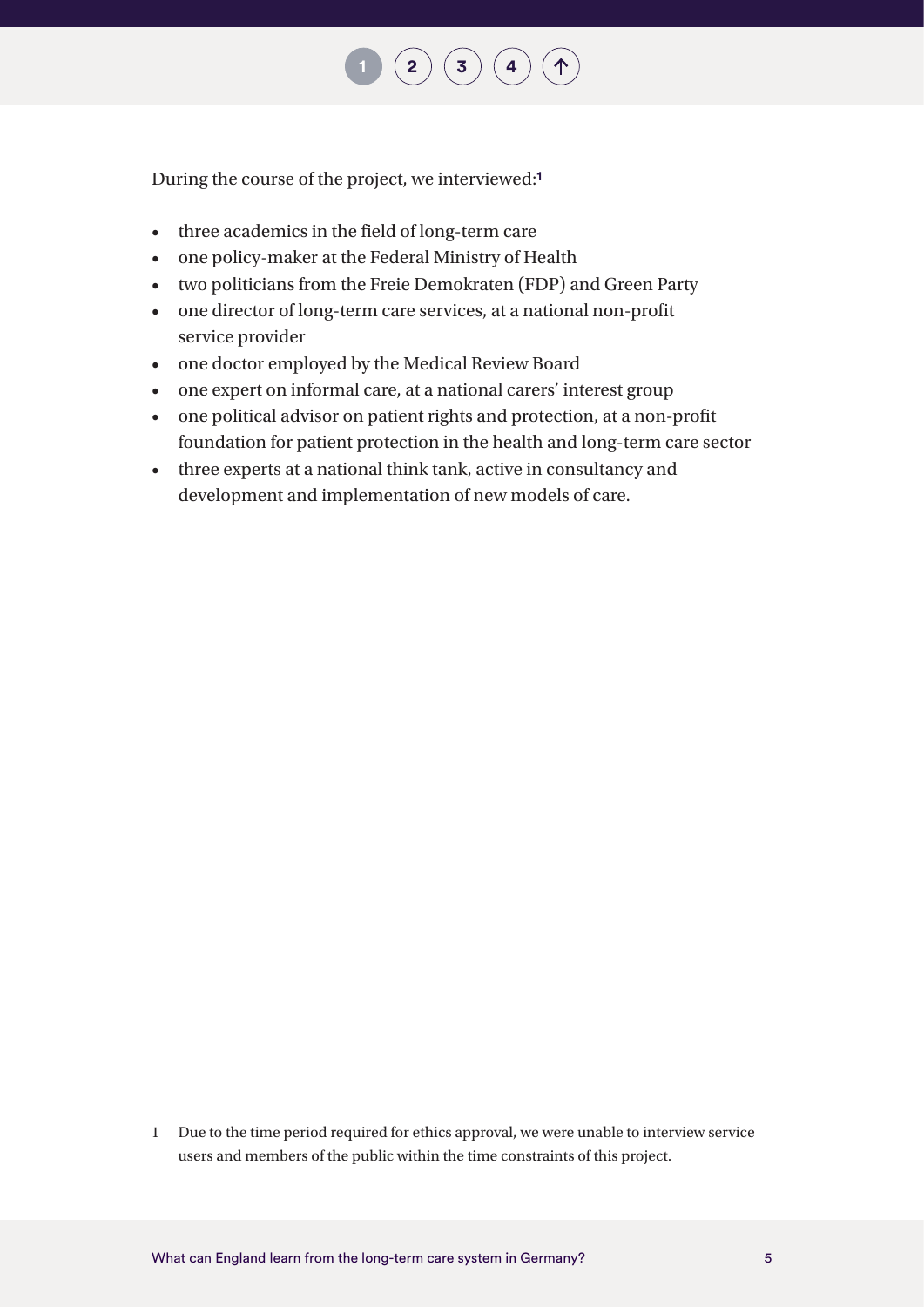During the course of the project, we interviewed:[1]

- three academics in the field of long-term care
- one policy-maker at the Federal Ministry of Health
- two politicians from the Freie Demokraten (FDP) and Green Party
- one director of long-term care services, at a national non-profit service provider
- one doctor employed by the Medical Review Board
- one expert on informal care, at a national carers' interest group
- one political advisor on patient rights and protection, at a non-profit foundation for patient protection in the health and long-term care sector
- three experts at a national think tank, active in consultancy and development and implementation of new models of care.

1 Due to the time period required for ethics approval, we were unable to interview service users and members of the public within the time constraints of this project.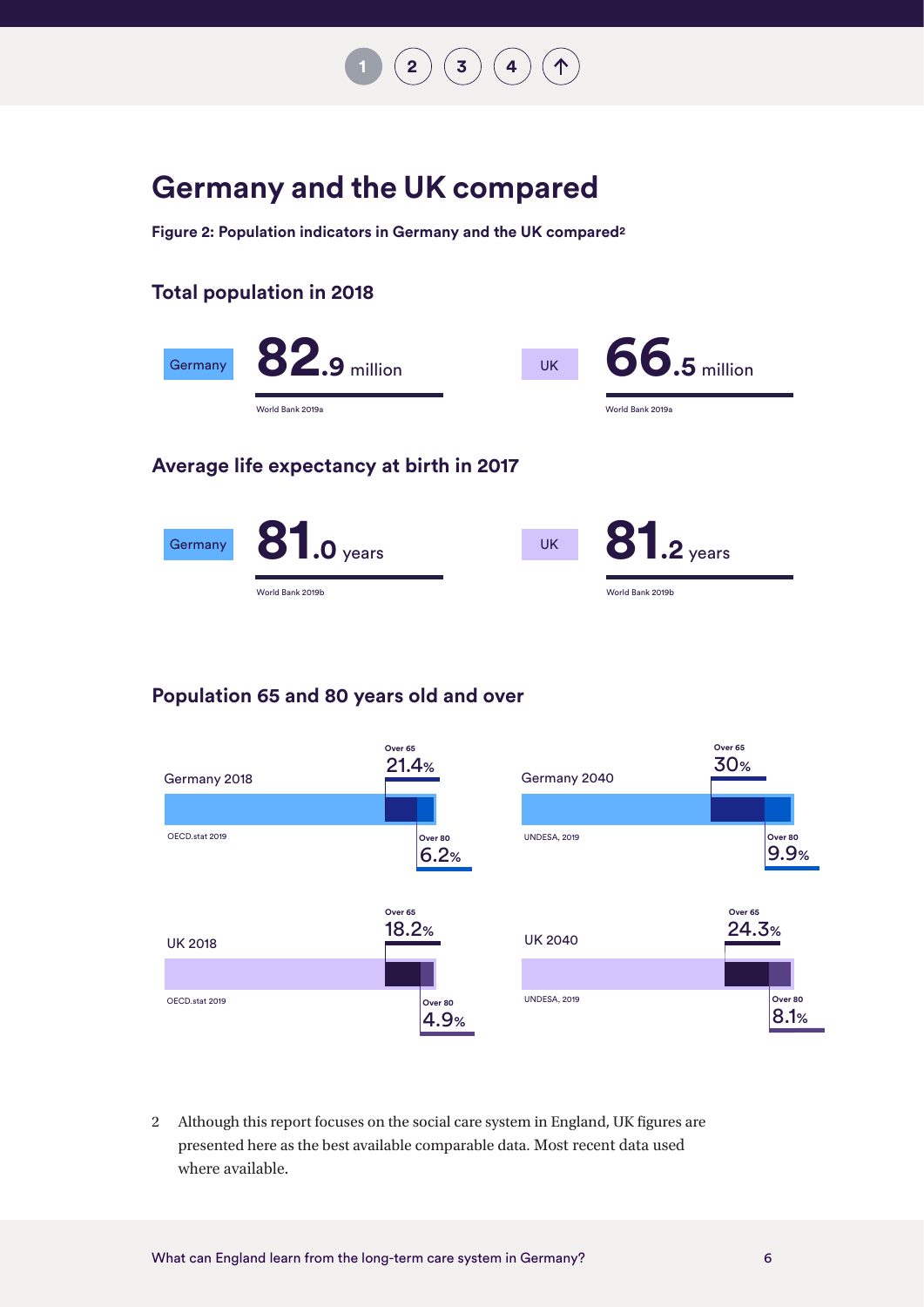# Germany and the UK compared

**Figure 2: Population indicators in Germany and the UK compared**[2]

## Total population in 2018

Germany **82.9** million

World Bank 2019a

UK **66.5** million

World Bank 2019a

## Average life expectancy at birth in 2017

Germany **81.0** years

World Bank 2019b

UK **81.2** years

World Bank 2019b

## Population 65 and 80 years old and over

Germany 2018

Over 65 21.4%

Over 80 6.2%

OECD.stat 2019

Germany 2040

Over 65 30%

Over 80 9.9%

UNDESA, 2019

UK 2018

Over 65 18.2%

Over 80 4.9%

OECD.stat 2019

UK 2040

Over 65 24.3%

Over 80 8.1%

UNDESA, 2019

2 Although this report focuses on the social care system in England, UK figures are presented here as the best available comparable data. Most recent data used where available.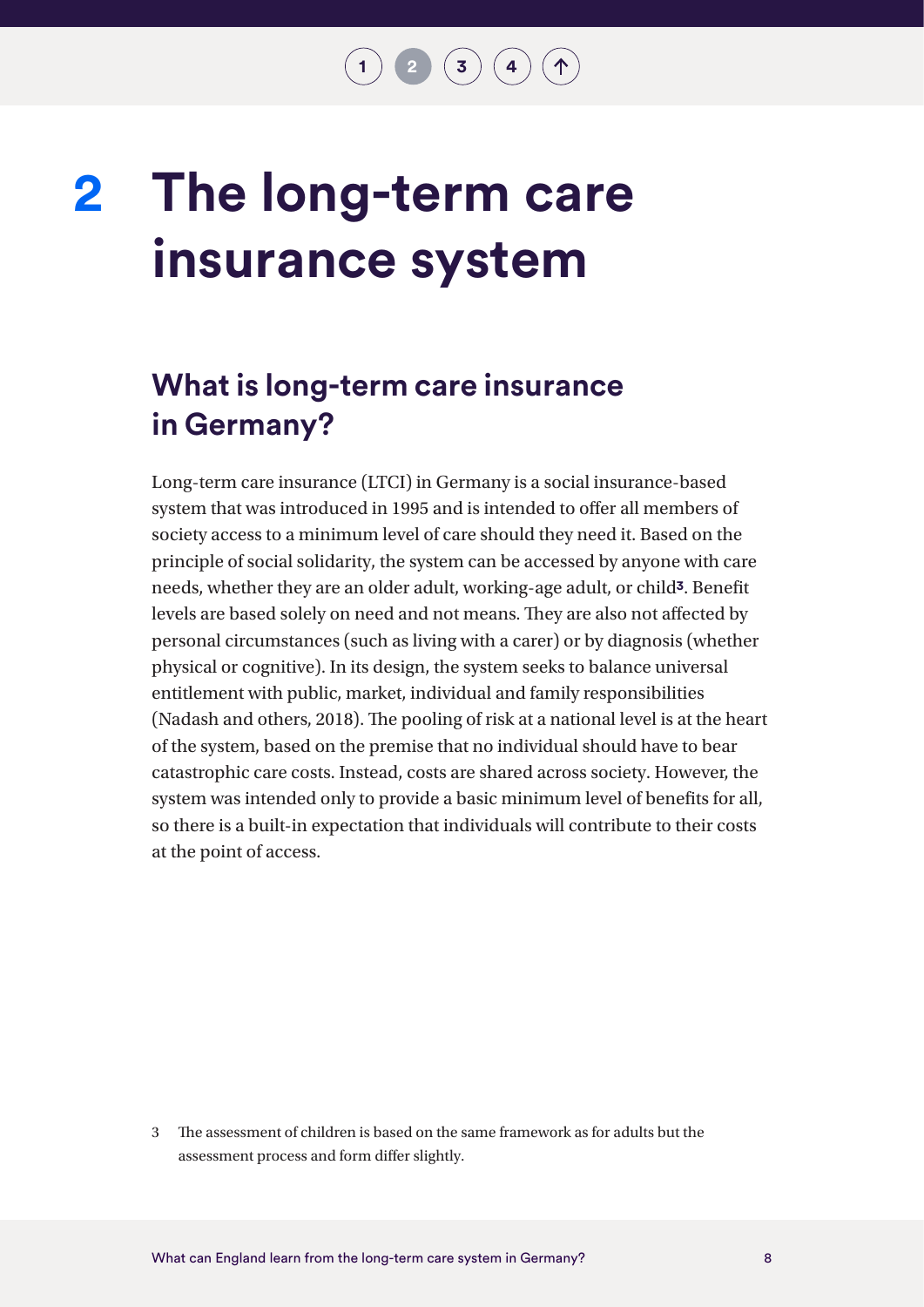# 2 The long-term care insurance system

## What is long-term care insurance in Germany?

Long-term care insurance (LTCI) in Germany is a social insurance-based system that was introduced in 1995 and is intended to offer all members of society access to a minimum level of care should they need it. Based on the principle of social solidarity, the system can be accessed by anyone with care needs, whether they are an older adult, working-age adult, or child[3]. Benefit levels are based solely on need and not means. They are also not affected by personal circumstances (such as living with a carer) or by diagnosis (whether physical or cognitive). In its design, the system seeks to balance universal entitlement with public, market, individual and family responsibilities (Nadash and others, 2018). The pooling of risk at a national level is at the heart of the system, based on the premise that no individual should have to bear catastrophic care costs. Instead, costs are shared across society. However, the system was intended only to provide a basic minimum level of benefits for all, so there is a built-in expectation that individuals will contribute to their costs at the point of access.

3 The assessment of children is based on the same framework as for adults but the assessment process and form differ slightly.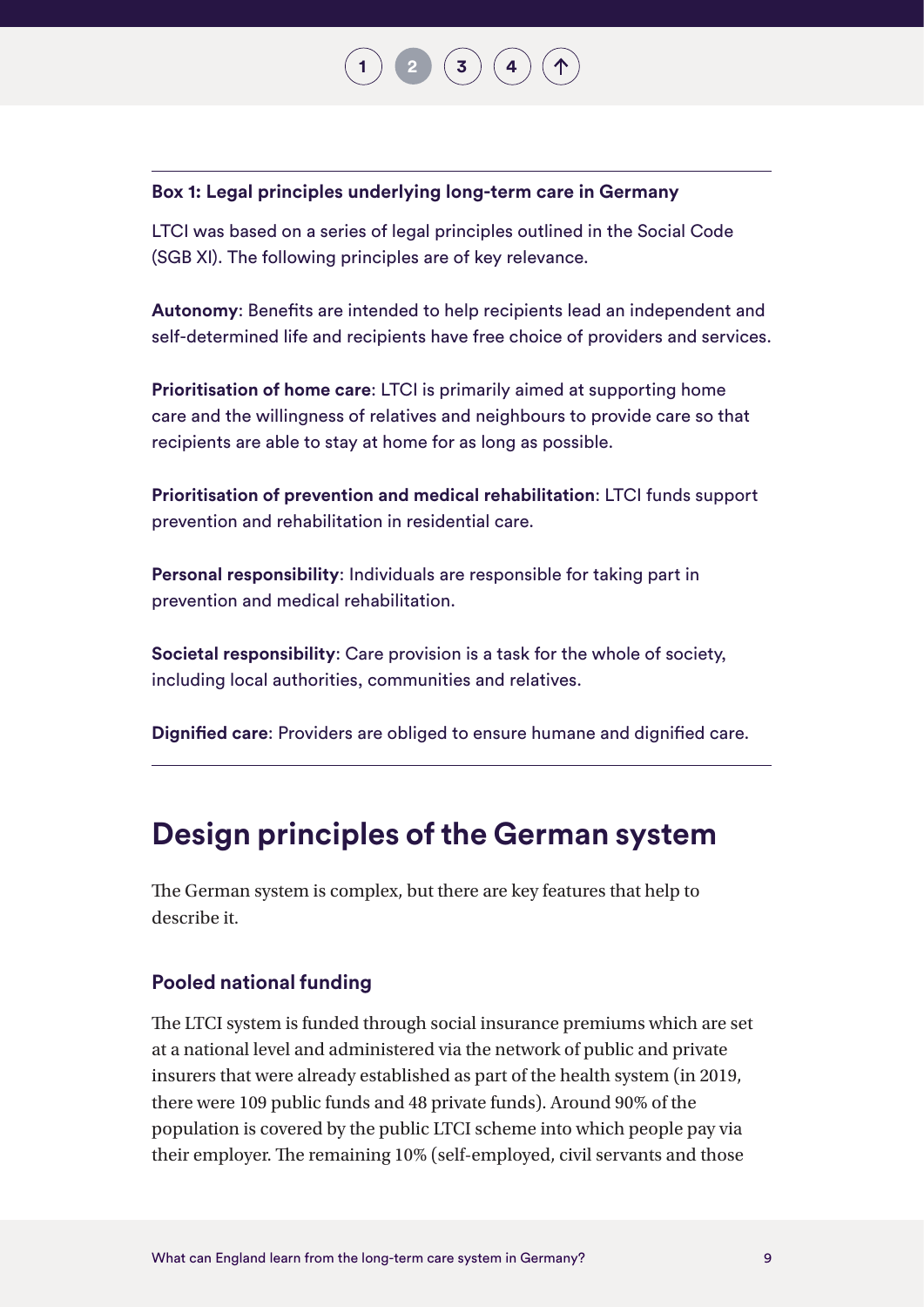**Box 1: Legal principles underlying long-term care in Germany**

LTCI was based on a series of legal principles outlined in the Social Code (SGB XI). The following principles are of key relevance.

**Autonomy**: Benefits are intended to help recipients lead an independent and self-determined life and recipients have free choice of providers and services.

**Prioritisation of home care**: LTCI is primarily aimed at supporting home care and the willingness of relatives and neighbours to provide care so that recipients are able to stay at home for as long as possible.

**Prioritisation of prevention and medical rehabilitation**: LTCI funds support prevention and rehabilitation in residential care.

**Personal responsibility**: Individuals are responsible for taking part in prevention and medical rehabilitation.

**Societal responsibility**: Care provision is a task for the whole of society, including local authorities, communities and relatives.

**Dignified care**: Providers are obliged to ensure humane and dignified care.

## Design principles of the German system

The German system is complex, but there are key features that help to describe it.

### Pooled national funding

The LTCI system is funded through social insurance premiums which are set at a national level and administered via the network of public and private insurers that were already established as part of the health system (in 2019, there were 109 public funds and 48 private funds). Around 90% of the population is covered by the public LTCI scheme into which people pay via their employer. The remaining 10% (self-employed, civil servants and those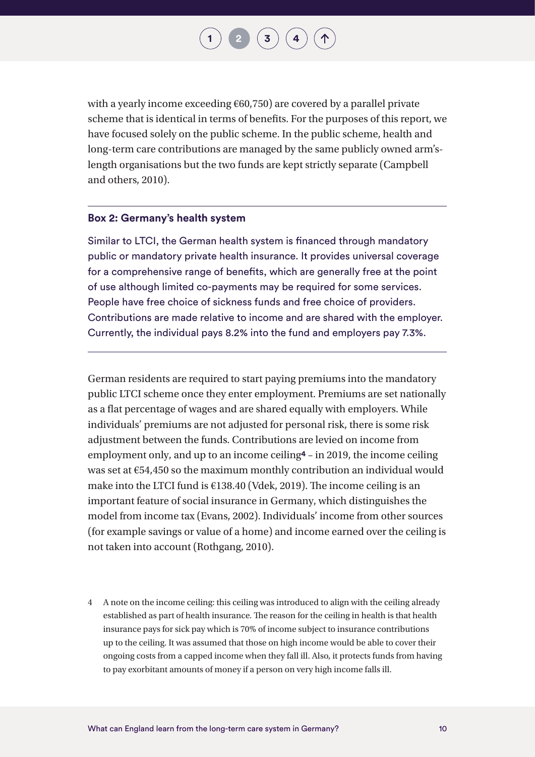with a yearly income exceeding €60,750) are covered by a parallel private scheme that is identical in terms of benefits. For the purposes of this report, we have focused solely on the public scheme. In the public scheme, health and long-term care contributions are managed by the same publicly owned arm's-length organisations but the two funds are kept strictly separate (Campbell and others, 2010).

---

**Box 2: Germany's health system**

Similar to LTCI, the German health system is financed through mandatory public or mandatory private health insurance. It provides universal coverage for a comprehensive range of benefits, which are generally free at the point of use although limited co-payments may be required for some services. People have free choice of sickness funds and free choice of providers. Contributions are made relative to income and are shared with the employer. Currently, the individual pays 8.2% into the fund and employers pay 7.3%.

---

German residents are required to start paying premiums into the mandatory public LTCI scheme once they enter employment. Premiums are set nationally as a flat percentage of wages and are shared equally with employers. While individuals' premiums are not adjusted for personal risk, there is some risk adjustment between the funds. Contributions are levied on income from employment only, and up to an income ceiling[4] – in 2019, the income ceiling was set at €54,450 so the maximum monthly contribution an individual would make into the LTCI fund is €138.40 (Vdek, 2019). The income ceiling is an important feature of social insurance in Germany, which distinguishes the model from income tax (Evans, 2002). Individuals' income from other sources (for example savings or value of a home) and income earned over the ceiling is not taken into account (Rothgang, 2010).

4 A note on the income ceiling: this ceiling was introduced to align with the ceiling already established as part of health insurance. The reason for the ceiling in health is that health insurance pays for sick pay which is 70% of income subject to insurance contributions up to the ceiling. It was assumed that those on high income would be able to cover their ongoing costs from a capped income when they fall ill. Also, it protects funds from having to pay exorbitant amounts of money if a person on very high income falls ill.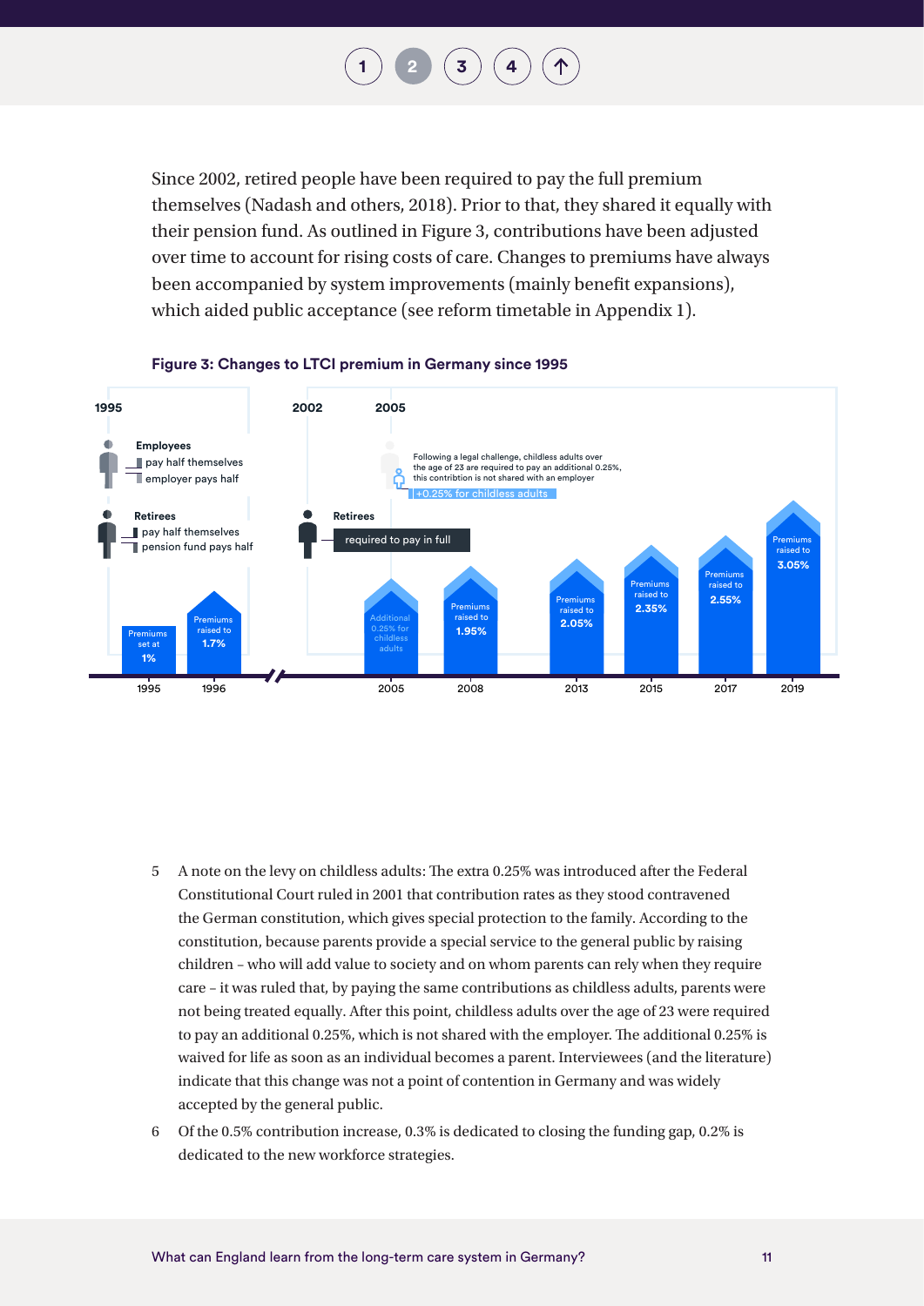Since 2002, retired people have been required to pay the full premium themselves (Nadash and others, 2018). Prior to that, they shared it equally with their pension fund. As outlined in Figure 3, contributions have been adjusted over time to account for rising costs of care. Changes to premiums have always been accompanied by system improvements (mainly benefit expansions), which aided public acceptance (see reform timetable in Appendix 1).

**Figure 3: Changes to LTCI premium in Germany since 1995**

1995

**Employees**
- pay half themselves
- employer pays half

**Retirees**
- pay half themselves
- pension fund pays half

2002

**Retirees**
- required to pay in full

2005

Following a legal challenge, childless adults over the age of 23 are required to pay an additional 0.25%, this contribtion is not shared with an employer

+0.25% for childless adults

| Year | Premium |
|---|---|
| 1995 | Premiums set at 1% |
| 1996 | Premiums raised to 1.7% |
| 2005 | Additional 0.25% for childless adults |
| 2008 | Premiums raised to 1.95% |
| 2013 | Premiums raised to 2.05% |
| 2015 | Premiums raised to 2.35% |
| 2017 | Premiums raised to 2.55% |
| 2019 | Premiums raised to 3.05% |

5 A note on the levy on childless adults: The extra 0.25% was introduced after the Federal Constitutional Court ruled in 2001 that contribution rates as they stood contravened the German constitution, which gives special protection to the family. According to the constitution, because parents provide a special service to the general public by raising children – who will add value to society and on whom parents can rely when they require care – it was ruled that, by paying the same contributions as childless adults, parents were not being treated equally. After this point, childless adults over the age of 23 were required to pay an additional 0.25%, which is not shared with the employer. The additional 0.25% is waived for life as soon as an individual becomes a parent. Interviewees (and the literature) indicate that this change was not a point of contention in Germany and was widely accepted by the general public.

6 Of the 0.5% contribution increase, 0.3% is dedicated to closing the funding gap, 0.2% is dedicated to the new workforce strategies.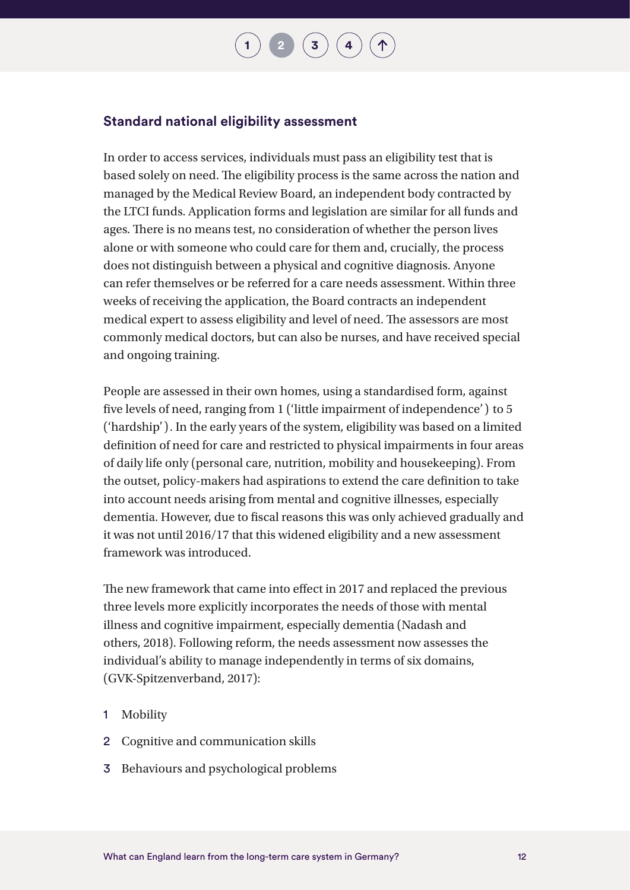## Standard national eligibility assessment

In order to access services, individuals must pass an eligibility test that is based solely on need. The eligibility process is the same across the nation and managed by the Medical Review Board, an independent body contracted by the LTCI funds. Application forms and legislation are similar for all funds and ages. There is no means test, no consideration of whether the person lives alone or with someone who could care for them and, crucially, the process does not distinguish between a physical and cognitive diagnosis. Anyone can refer themselves or be referred for a care needs assessment. Within three weeks of receiving the application, the Board contracts an independent medical expert to assess eligibility and level of need. The assessors are most commonly medical doctors, but can also be nurses, and have received special and ongoing training.

People are assessed in their own homes, using a standardised form, against five levels of need, ranging from 1 ('little impairment of independence') to 5 ('hardship'). In the early years of the system, eligibility was based on a limited definition of need for care and restricted to physical impairments in four areas of daily life only (personal care, nutrition, mobility and housekeeping). From the outset, policy-makers had aspirations to extend the care definition to take into account needs arising from mental and cognitive illnesses, especially dementia. However, due to fiscal reasons this was only achieved gradually and it was not until 2016/17 that this widened eligibility and a new assessment framework was introduced.

The new framework that came into effect in 2017 and replaced the previous three levels more explicitly incorporates the needs of those with mental illness and cognitive impairment, especially dementia (Nadash and others, 2018). Following reform, the needs assessment now assesses the individual's ability to manage independently in terms of six domains, (GVK-Spitzenverband, 2017):

1. Mobility
2. Cognitive and communication skills
3. Behaviours and psychological problems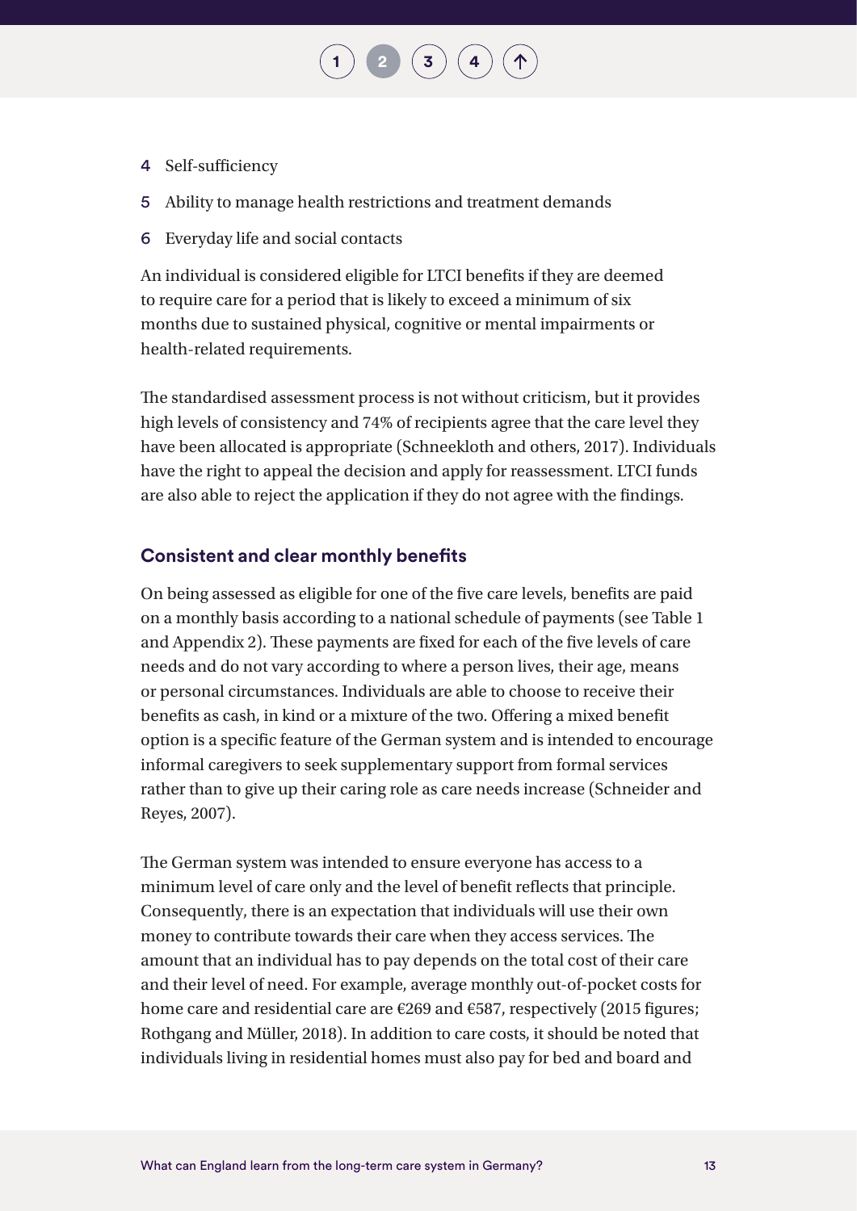4 Self-sufficiency

5 Ability to manage health restrictions and treatment demands

6 Everyday life and social contacts

An individual is considered eligible for LTCI benefits if they are deemed to require care for a period that is likely to exceed a minimum of six months due to sustained physical, cognitive or mental impairments or health-related requirements.

The standardised assessment process is not without criticism, but it provides high levels of consistency and 74% of recipients agree that the care level they have been allocated is appropriate (Schneekloth and others, 2017). Individuals have the right to appeal the decision and apply for reassessment. LTCI funds are also able to reject the application if they do not agree with the findings.

### Consistent and clear monthly benefits

On being assessed as eligible for one of the five care levels, benefits are paid on a monthly basis according to a national schedule of payments (see Table 1 and Appendix 2). These payments are fixed for each of the five levels of care needs and do not vary according to where a person lives, their age, means or personal circumstances. Individuals are able to choose to receive their benefits as cash, in kind or a mixture of the two. Offering a mixed benefit option is a specific feature of the German system and is intended to encourage informal caregivers to seek supplementary support from formal services rather than to give up their caring role as care needs increase (Schneider and Reyes, 2007).

The German system was intended to ensure everyone has access to a minimum level of care only and the level of benefit reflects that principle. Consequently, there is an expectation that individuals will use their own money to contribute towards their care when they access services. The amount that an individual has to pay depends on the total cost of their care and their level of need. For example, average monthly out-of-pocket costs for home care and residential care are €269 and €587, respectively (2015 figures; Rothgang and Müller, 2018). In addition to care costs, it should be noted that individuals living in residential homes must also pay for bed and board and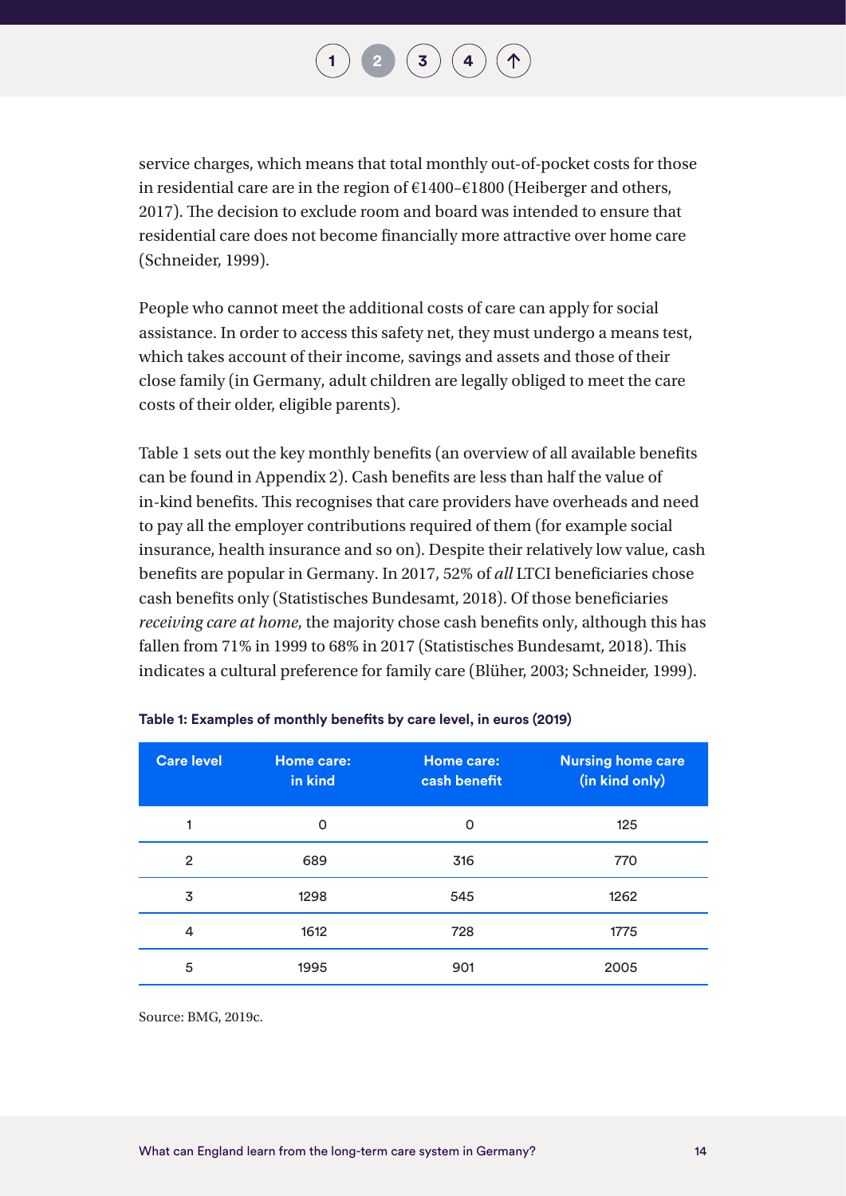service charges, which means that total monthly out-of-pocket costs for those in residential care are in the region of €1400–€1800 (Heiberger and others, 2017). The decision to exclude room and board was intended to ensure that residential care does not become financially more attractive over home care (Schneider, 1999).

People who cannot meet the additional costs of care can apply for social assistance. In order to access this safety net, they must undergo a means test, which takes account of their income, savings and assets and those of their close family (in Germany, adult children are legally obliged to meet the care costs of their older, eligible parents).

Table 1 sets out the key monthly benefits (an overview of all available benefits can be found in Appendix 2). Cash benefits are less than half the value of in-kind benefits. This recognises that care providers have overheads and need to pay all the employer contributions required of them (for example social insurance, health insurance and so on). Despite their relatively low value, cash benefits are popular in Germany. In 2017, 52% of *all* LTCI beneficiaries chose cash benefits only (Statistisches Bundesamt, 2018). Of those beneficiaries *receiving care at home*, the majority chose cash benefits only, although this has fallen from 71% in 1999 to 68% in 2017 (Statistisches Bundesamt, 2018). This indicates a cultural preference for family care (Blüher, 2003; Schneider, 1999).

**Table 1: Examples of monthly benefits by care level, in euros (2019)**

| Care level | Home care: in kind | Home care: cash benefit | Nursing home care (in kind only) |
|---|---|---|---|
| 1 | 0 | 0 | 125 |
| 2 | 689 | 316 | 770 |
| 3 | 1298 | 545 | 1262 |
| 4 | 1612 | 728 | 1775 |
| 5 | 1995 | 901 | 2005 |

Source: BMG, 2019c.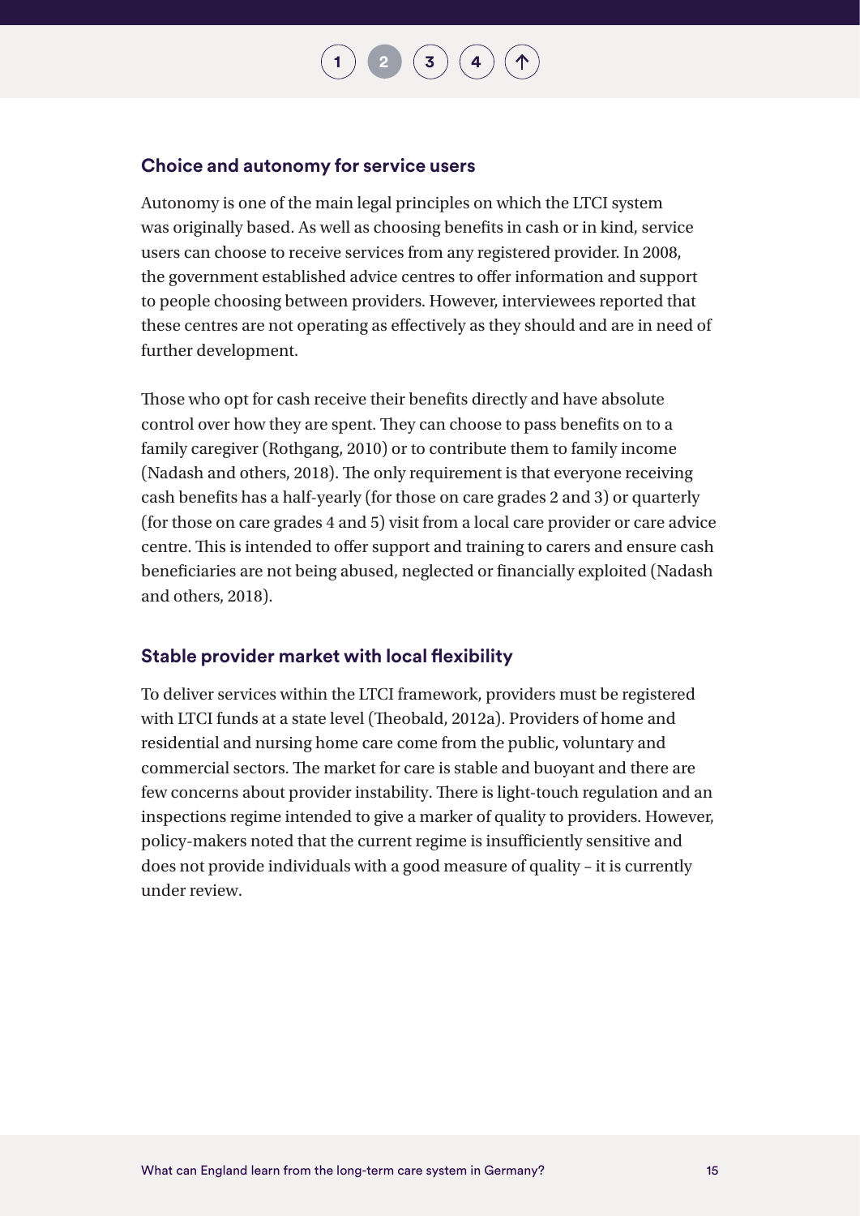### Choice and autonomy for service users

Autonomy is one of the main legal principles on which the LTCI system was originally based. As well as choosing benefits in cash or in kind, service users can choose to receive services from any registered provider. In 2008, the government established advice centres to offer information and support to people choosing between providers. However, interviewees reported that these centres are not operating as effectively as they should and are in need of further development.

Those who opt for cash receive their benefits directly and have absolute control over how they are spent. They can choose to pass benefits on to a family caregiver (Rothgang, 2010) or to contribute them to family income (Nadash and others, 2018). The only requirement is that everyone receiving cash benefits has a half-yearly (for those on care grades 2 and 3) or quarterly (for those on care grades 4 and 5) visit from a local care provider or care advice centre. This is intended to offer support and training to carers and ensure cash beneficiaries are not being abused, neglected or financially exploited (Nadash and others, 2018).

### Stable provider market with local flexibility

To deliver services within the LTCI framework, providers must be registered with LTCI funds at a state level (Theobald, 2012a). Providers of home and residential and nursing home care come from the public, voluntary and commercial sectors. The market for care is stable and buoyant and there are few concerns about provider instability. There is light-touch regulation and an inspections regime intended to give a marker of quality to providers. However, policy-makers noted that the current regime is insufficiently sensitive and does not provide individuals with a good measure of quality – it is currently under review.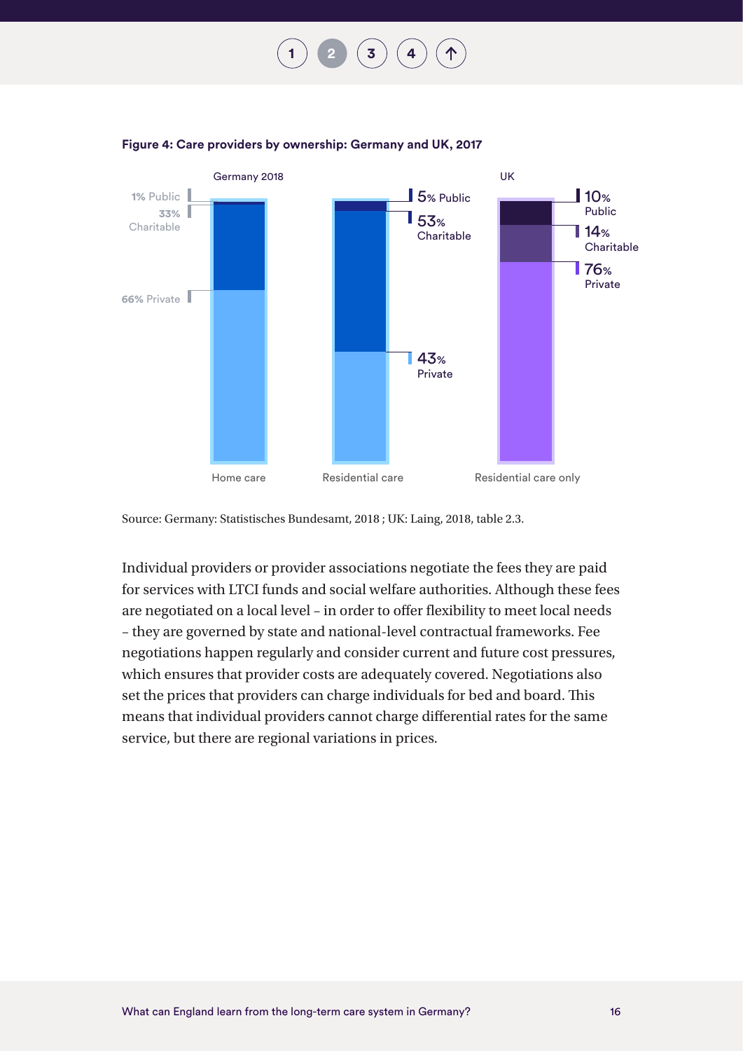**Figure 4: Care providers by ownership: Germany and UK, 2017**

| | Germany 2018: Home care | Germany 2018: Residential care | UK: Residential care only |
|---|---|---|---|
| Public | 1% | 5% | 10% |
| Charitable | 33% | 53% | 14% |
| Private | 66% | 43% | 76% |

Source: Germany: Statistisches Bundesamt, 2018 ; UK: Laing, 2018, table 2.3.

Individual providers or provider associations negotiate the fees they are paid for services with LTCI funds and social welfare authorities. Although these fees are negotiated on a local level – in order to offer flexibility to meet local needs – they are governed by state and national-level contractual frameworks. Fee negotiations happen regularly and consider current and future cost pressures, which ensures that provider costs are adequately covered. Negotiations also set the prices that providers can charge individuals for bed and board. This means that individual providers cannot charge differential rates for the same service, but there are regional variations in prices.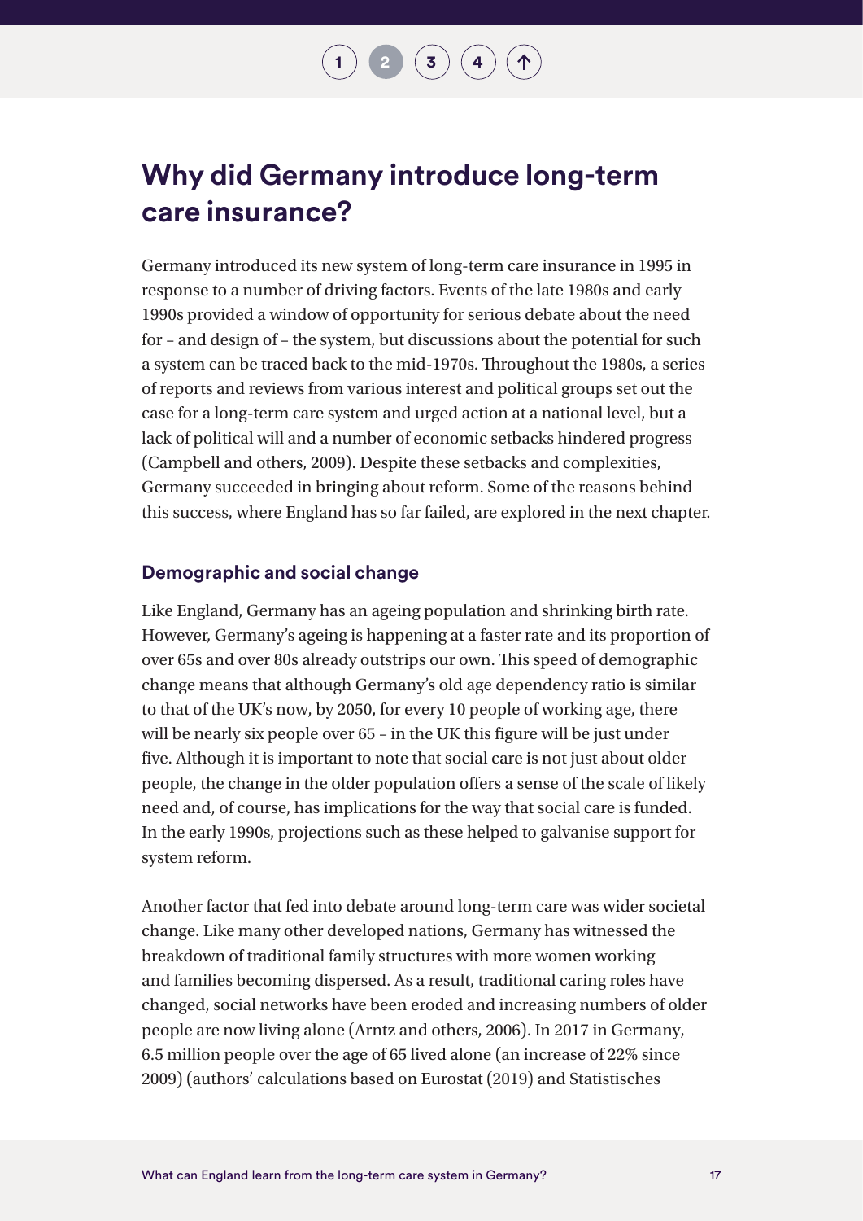## Why did Germany introduce long-term care insurance?

Germany introduced its new system of long-term care insurance in 1995 in response to a number of driving factors. Events of the late 1980s and early 1990s provided a window of opportunity for serious debate about the need for – and design of – the system, but discussions about the potential for such a system can be traced back to the mid-1970s. Throughout the 1980s, a series of reports and reviews from various interest and political groups set out the case for a long-term care system and urged action at a national level, but a lack of political will and a number of economic setbacks hindered progress (Campbell and others, 2009). Despite these setbacks and complexities, Germany succeeded in bringing about reform. Some of the reasons behind this success, where England has so far failed, are explored in the next chapter.

### Demographic and social change

Like England, Germany has an ageing population and shrinking birth rate. However, Germany's ageing is happening at a faster rate and its proportion of over 65s and over 80s already outstrips our own. This speed of demographic change means that although Germany's old age dependency ratio is similar to that of the UK's now, by 2050, for every 10 people of working age, there will be nearly six people over 65 – in the UK this figure will be just under five. Although it is important to note that social care is not just about older people, the change in the older population offers a sense of the scale of likely need and, of course, has implications for the way that social care is funded. In the early 1990s, projections such as these helped to galvanise support for system reform.

Another factor that fed into debate around long-term care was wider societal change. Like many other developed nations, Germany has witnessed the breakdown of traditional family structures with more women working and families becoming dispersed. As a result, traditional caring roles have changed, social networks have been eroded and increasing numbers of older people are now living alone (Arntz and others, 2006). In 2017 in Germany, 6.5 million people over the age of 65 lived alone (an increase of 22% since 2009) (authors' calculations based on Eurostat (2019) and Statistisches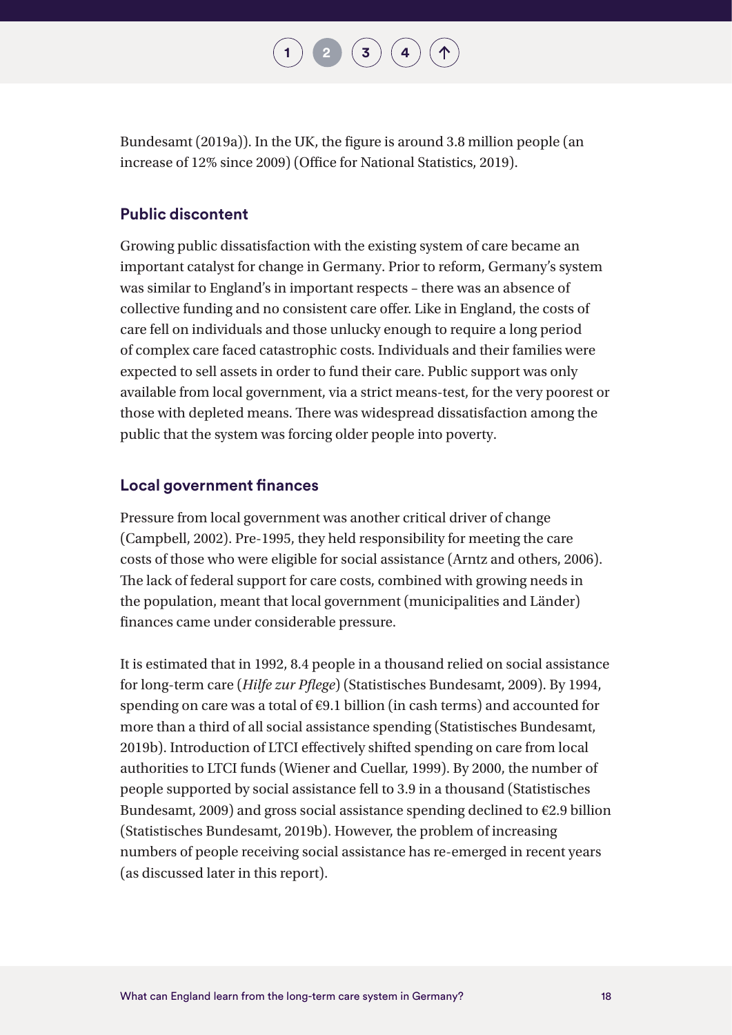Bundesamt (2019a)). In the UK, the figure is around 3.8 million people (an increase of 12% since 2009) (Office for National Statistics, 2019).

### Public discontent

Growing public dissatisfaction with the existing system of care became an important catalyst for change in Germany. Prior to reform, Germany's system was similar to England's in important respects – there was an absence of collective funding and no consistent care offer. Like in England, the costs of care fell on individuals and those unlucky enough to require a long period of complex care faced catastrophic costs. Individuals and their families were expected to sell assets in order to fund their care. Public support was only available from local government, via a strict means-test, for the very poorest or those with depleted means. There was widespread dissatisfaction among the public that the system was forcing older people into poverty.

### Local government finances

Pressure from local government was another critical driver of change (Campbell, 2002). Pre-1995, they held responsibility for meeting the care costs of those who were eligible for social assistance (Arntz and others, 2006). The lack of federal support for care costs, combined with growing needs in the population, meant that local government (municipalities and Länder) finances came under considerable pressure.

It is estimated that in 1992, 8.4 people in a thousand relied on social assistance for long-term care (*Hilfe zur Pflege*) (Statistisches Bundesamt, 2009). By 1994, spending on care was a total of €9.1 billion (in cash terms) and accounted for more than a third of all social assistance spending (Statistisches Bundesamt, 2019b). Introduction of LTCI effectively shifted spending on care from local authorities to LTCI funds (Wiener and Cuellar, 1999). By 2000, the number of people supported by social assistance fell to 3.9 in a thousand (Statistisches Bundesamt, 2009) and gross social assistance spending declined to €2.9 billion (Statistisches Bundesamt, 2019b). However, the problem of increasing numbers of people receiving social assistance has re-emerged in recent years (as discussed later in this report).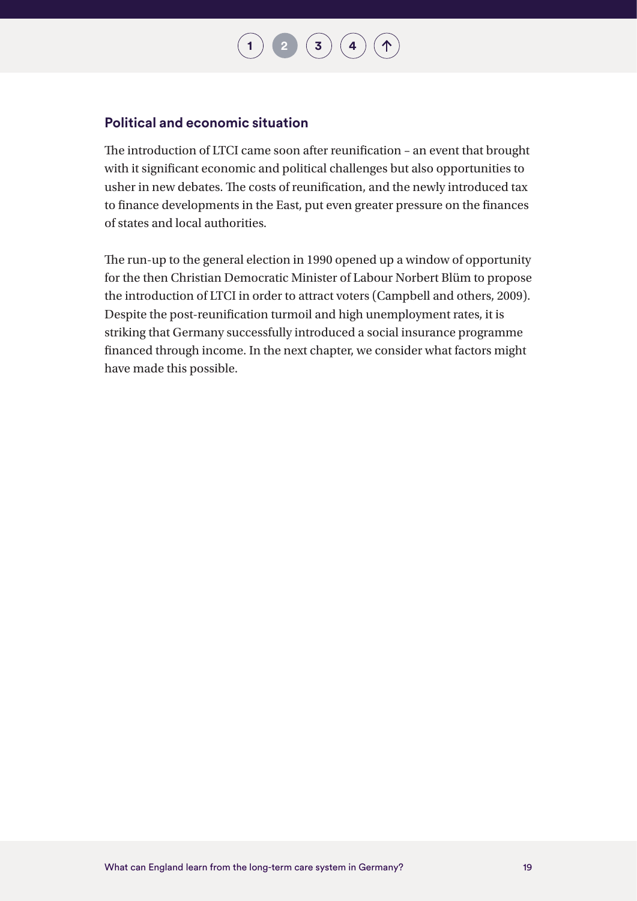### Political and economic situation

The introduction of LTCI came soon after reunification – an event that brought with it significant economic and political challenges but also opportunities to usher in new debates. The costs of reunification, and the newly introduced tax to finance developments in the East, put even greater pressure on the finances of states and local authorities.

The run-up to the general election in 1990 opened up a window of opportunity for the then Christian Democratic Minister of Labour Norbert Blüm to propose the introduction of LTCI in order to attract voters (Campbell and others, 2009). Despite the post-reunification turmoil and high unemployment rates, it is striking that Germany successfully introduced a social insurance programme financed through income. In the next chapter, we consider what factors might have made this possible.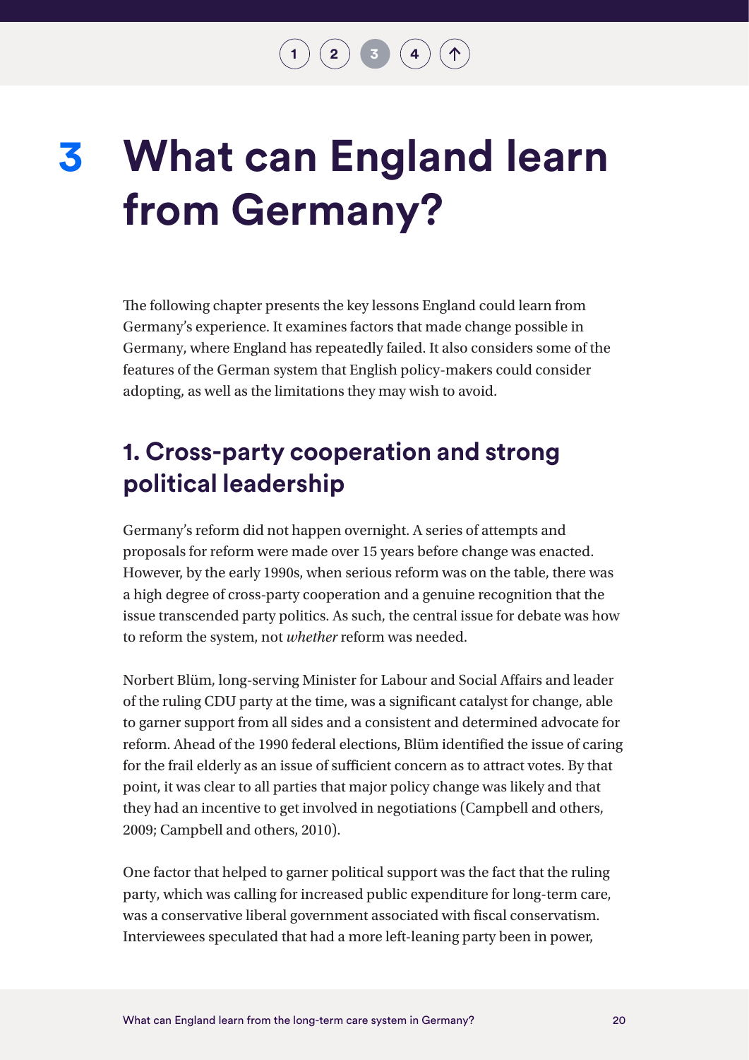# 3 What can England learn from Germany?

The following chapter presents the key lessons England could learn from Germany's experience. It examines factors that made change possible in Germany, where England has repeatedly failed. It also considers some of the features of the German system that English policy-makers could consider adopting, as well as the limitations they may wish to avoid.

## 1. Cross-party cooperation and strong political leadership

Germany's reform did not happen overnight. A series of attempts and proposals for reform were made over 15 years before change was enacted. However, by the early 1990s, when serious reform was on the table, there was a high degree of cross-party cooperation and a genuine recognition that the issue transcended party politics. As such, the central issue for debate was how to reform the system, not *whether* reform was needed.

Norbert Blüm, long-serving Minister for Labour and Social Affairs and leader of the ruling CDU party at the time, was a significant catalyst for change, able to garner support from all sides and a consistent and determined advocate for reform. Ahead of the 1990 federal elections, Blüm identified the issue of caring for the frail elderly as an issue of sufficient concern as to attract votes. By that point, it was clear to all parties that major policy change was likely and that they had an incentive to get involved in negotiations (Campbell and others, 2009; Campbell and others, 2010).

One factor that helped to garner political support was the fact that the ruling party, which was calling for increased public expenditure for long-term care, was a conservative liberal government associated with fiscal conservatism. Interviewees speculated that had a more left-leaning party been in power,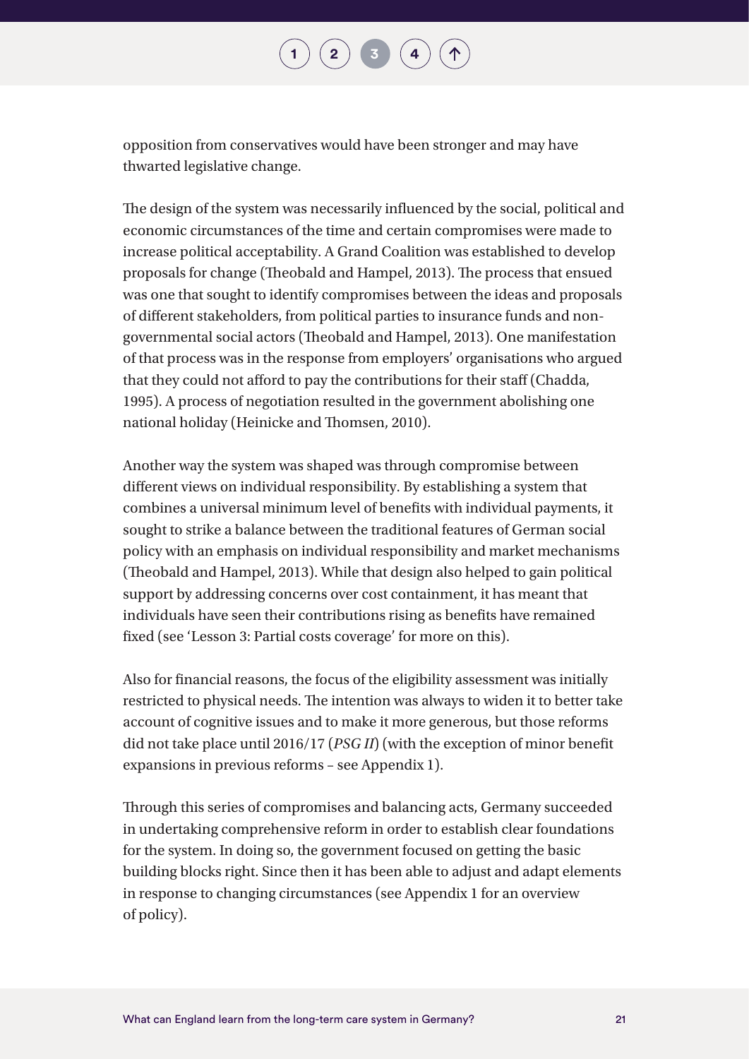opposition from conservatives would have been stronger and may have thwarted legislative change.

The design of the system was necessarily influenced by the social, political and economic circumstances of the time and certain compromises were made to increase political acceptability. A Grand Coalition was established to develop proposals for change (Theobald and Hampel, 2013). The process that ensued was one that sought to identify compromises between the ideas and proposals of different stakeholders, from political parties to insurance funds and non-governmental social actors (Theobald and Hampel, 2013). One manifestation of that process was in the response from employers' organisations who argued that they could not afford to pay the contributions for their staff (Chadda, 1995). A process of negotiation resulted in the government abolishing one national holiday (Heinicke and Thomsen, 2010).

Another way the system was shaped was through compromise between different views on individual responsibility. By establishing a system that combines a universal minimum level of benefits with individual payments, it sought to strike a balance between the traditional features of German social policy with an emphasis on individual responsibility and market mechanisms (Theobald and Hampel, 2013). While that design also helped to gain political support by addressing concerns over cost containment, it has meant that individuals have seen their contributions rising as benefits have remained fixed (see 'Lesson 3: Partial costs coverage' for more on this).

Also for financial reasons, the focus of the eligibility assessment was initially restricted to physical needs. The intention was always to widen it to better take account of cognitive issues and to make it more generous, but those reforms did not take place until 2016/17 (*PSG II*) (with the exception of minor benefit expansions in previous reforms – see Appendix 1).

Through this series of compromises and balancing acts, Germany succeeded in undertaking comprehensive reform in order to establish clear foundations for the system. In doing so, the government focused on getting the basic building blocks right. Since then it has been able to adjust and adapt elements in response to changing circumstances (see Appendix 1 for an overview of policy).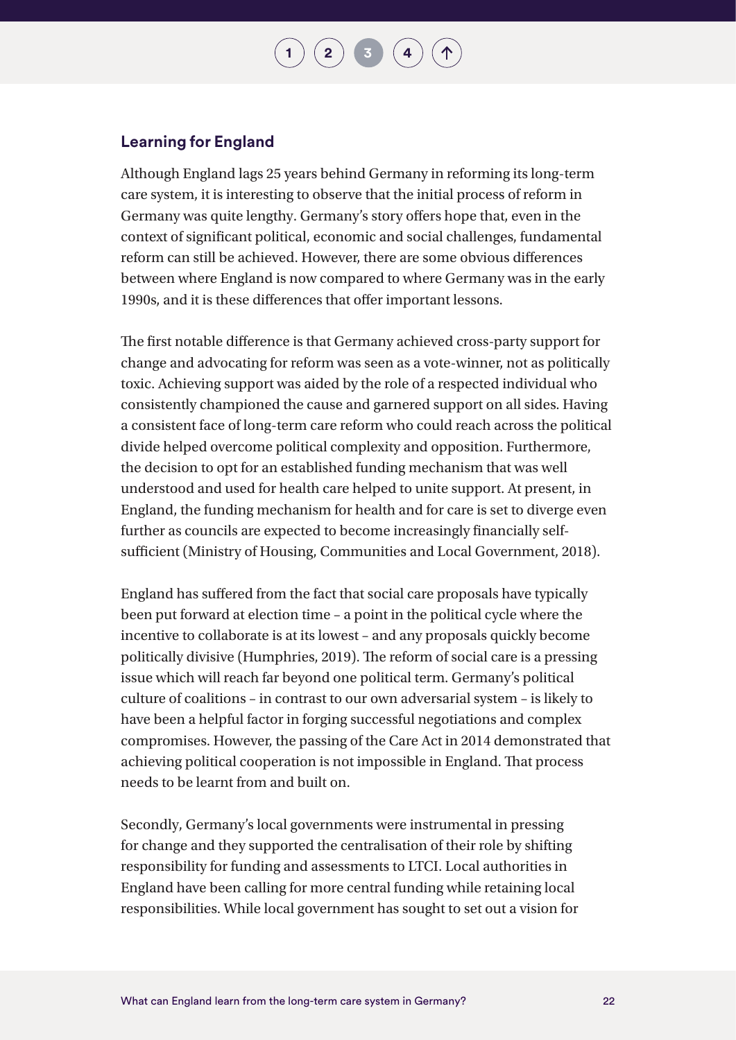## Learning for England

Although England lags 25 years behind Germany in reforming its long-term care system, it is interesting to observe that the initial process of reform in Germany was quite lengthy. Germany's story offers hope that, even in the context of significant political, economic and social challenges, fundamental reform can still be achieved. However, there are some obvious differences between where England is now compared to where Germany was in the early 1990s, and it is these differences that offer important lessons.

The first notable difference is that Germany achieved cross-party support for change and advocating for reform was seen as a vote-winner, not as politically toxic. Achieving support was aided by the role of a respected individual who consistently championed the cause and garnered support on all sides. Having a consistent face of long-term care reform who could reach across the political divide helped overcome political complexity and opposition. Furthermore, the decision to opt for an established funding mechanism that was well understood and used for health care helped to unite support. At present, in England, the funding mechanism for health and for care is set to diverge even further as councils are expected to become increasingly financially self-sufficient (Ministry of Housing, Communities and Local Government, 2018).

England has suffered from the fact that social care proposals have typically been put forward at election time – a point in the political cycle where the incentive to collaborate is at its lowest – and any proposals quickly become politically divisive (Humphries, 2019). The reform of social care is a pressing issue which will reach far beyond one political term. Germany's political culture of coalitions – in contrast to our own adversarial system – is likely to have been a helpful factor in forging successful negotiations and complex compromises. However, the passing of the Care Act in 2014 demonstrated that achieving political cooperation is not impossible in England. That process needs to be learnt from and built on.

Secondly, Germany's local governments were instrumental in pressing for change and they supported the centralisation of their role by shifting responsibility for funding and assessments to LTCI. Local authorities in England have been calling for more central funding while retaining local responsibilities. While local government has sought to set out a vision for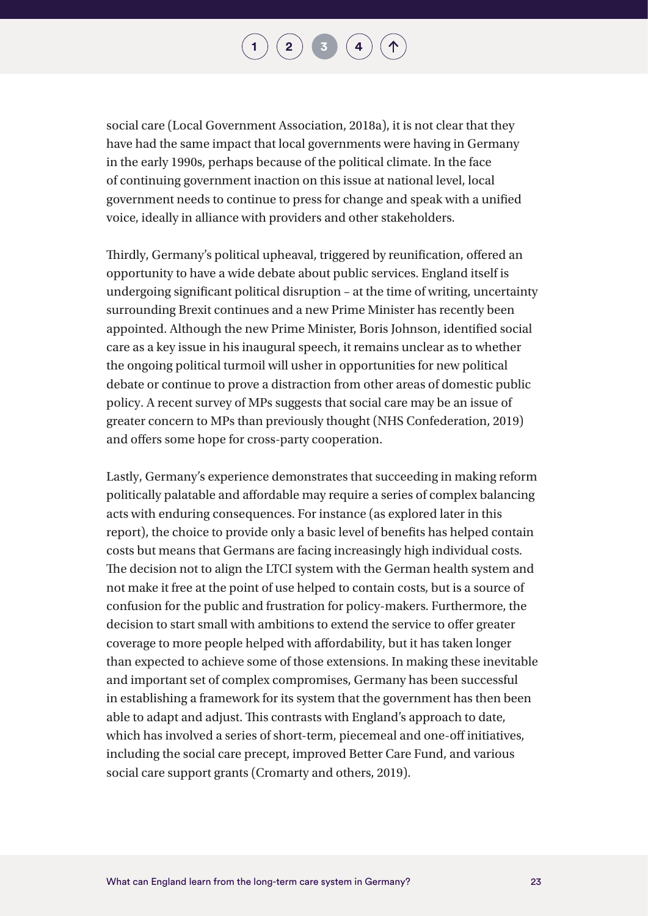social care (Local Government Association, 2018a), it is not clear that they have had the same impact that local governments were having in Germany in the early 1990s, perhaps because of the political climate. In the face of continuing government inaction on this issue at national level, local government needs to continue to press for change and speak with a unified voice, ideally in alliance with providers and other stakeholders.

Thirdly, Germany's political upheaval, triggered by reunification, offered an opportunity to have a wide debate about public services. England itself is undergoing significant political disruption – at the time of writing, uncertainty surrounding Brexit continues and a new Prime Minister has recently been appointed. Although the new Prime Minister, Boris Johnson, identified social care as a key issue in his inaugural speech, it remains unclear as to whether the ongoing political turmoil will usher in opportunities for new political debate or continue to prove a distraction from other areas of domestic public policy. A recent survey of MPs suggests that social care may be an issue of greater concern to MPs than previously thought (NHS Confederation, 2019) and offers some hope for cross-party cooperation.

Lastly, Germany's experience demonstrates that succeeding in making reform politically palatable and affordable may require a series of complex balancing acts with enduring consequences. For instance (as explored later in this report), the choice to provide only a basic level of benefits has helped contain costs but means that Germans are facing increasingly high individual costs. The decision not to align the LTCI system with the German health system and not make it free at the point of use helped to contain costs, but is a source of confusion for the public and frustration for policy-makers. Furthermore, the decision to start small with ambitions to extend the service to offer greater coverage to more people helped with affordability, but it has taken longer than expected to achieve some of those extensions. In making these inevitable and important set of complex compromises, Germany has been successful in establishing a framework for its system that the government has then been able to adapt and adjust. This contrasts with England's approach to date, which has involved a series of short-term, piecemeal and one-off initiatives, including the social care precept, improved Better Care Fund, and various social care support grants (Cromarty and others, 2019).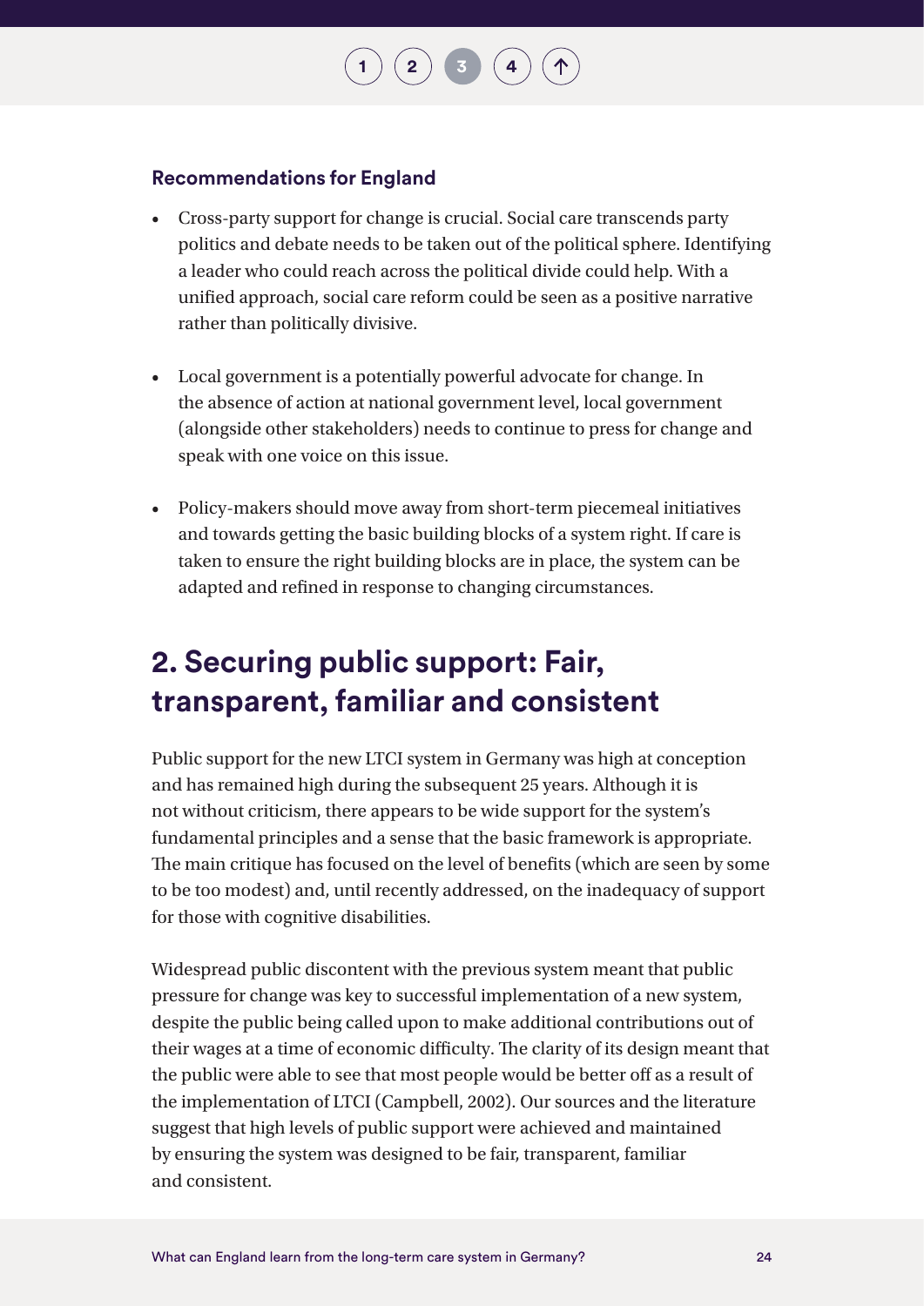### Recommendations for England

- Cross-party support for change is crucial. Social care transcends party politics and debate needs to be taken out of the political sphere. Identifying a leader who could reach across the political divide could help. With a unified approach, social care reform could be seen as a positive narrative rather than politically divisive.

- Local government is a potentially powerful advocate for change. In the absence of action at national government level, local government (alongside other stakeholders) needs to continue to press for change and speak with one voice on this issue.

- Policy-makers should move away from short-term piecemeal initiatives and towards getting the basic building blocks of a system right. If care is taken to ensure the right building blocks are in place, the system can be adapted and refined in response to changing circumstances.

## 2. Securing public support: Fair, transparent, familiar and consistent

Public support for the new LTCI system in Germany was high at conception and has remained high during the subsequent 25 years. Although it is not without criticism, there appears to be wide support for the system's fundamental principles and a sense that the basic framework is appropriate. The main critique has focused on the level of benefits (which are seen by some to be too modest) and, until recently addressed, on the inadequacy of support for those with cognitive disabilities.

Widespread public discontent with the previous system meant that public pressure for change was key to successful implementation of a new system, despite the public being called upon to make additional contributions out of their wages at a time of economic difficulty. The clarity of its design meant that the public were able to see that most people would be better off as a result of the implementation of LTCI (Campbell, 2002). Our sources and the literature suggest that high levels of public support were achieved and maintained by ensuring the system was designed to be fair, transparent, familiar and consistent.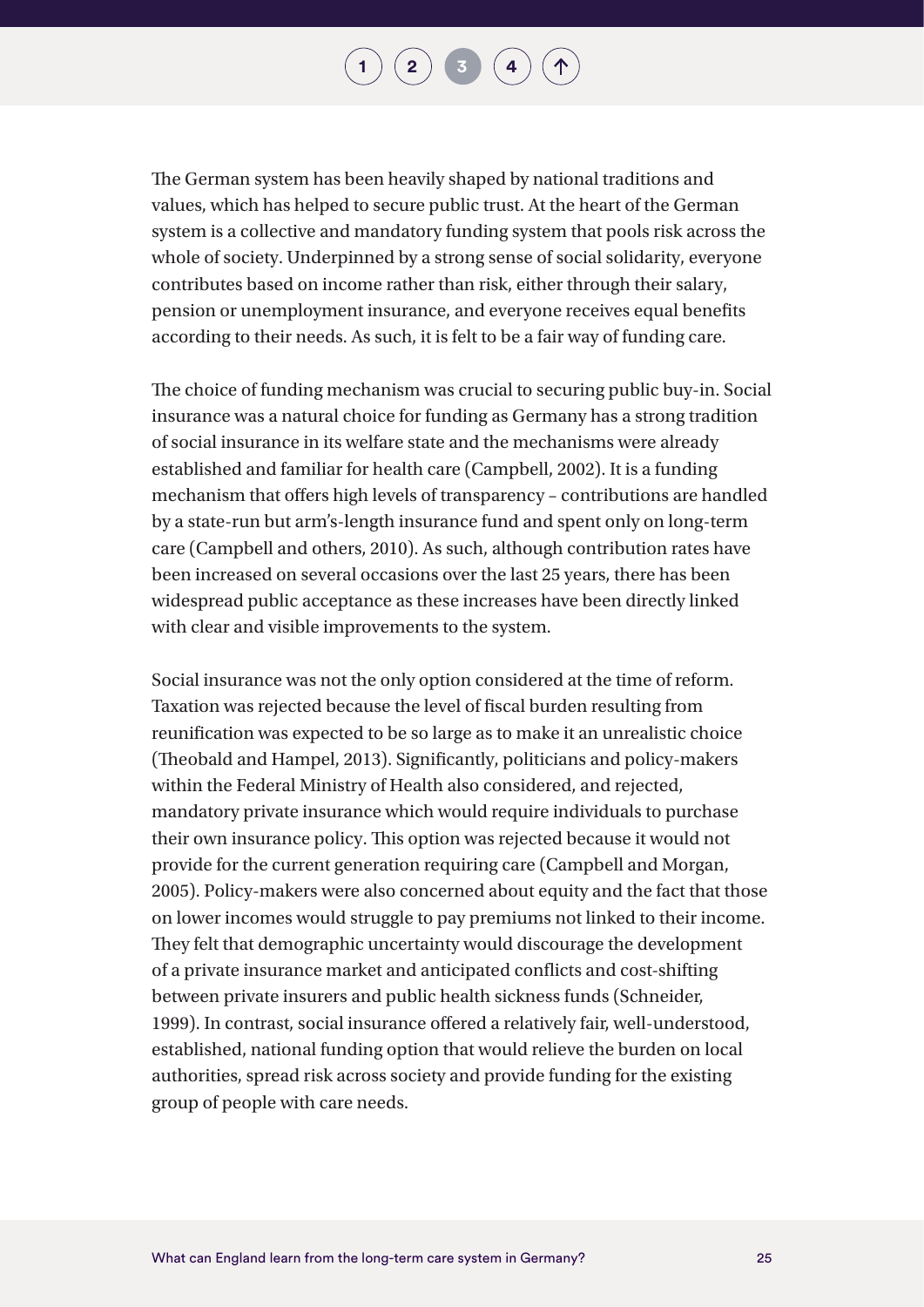The German system has been heavily shaped by national traditions and values, which has helped to secure public trust. At the heart of the German system is a collective and mandatory funding system that pools risk across the whole of society. Underpinned by a strong sense of social solidarity, everyone contributes based on income rather than risk, either through their salary, pension or unemployment insurance, and everyone receives equal benefits according to their needs. As such, it is felt to be a fair way of funding care.

The choice of funding mechanism was crucial to securing public buy-in. Social insurance was a natural choice for funding as Germany has a strong tradition of social insurance in its welfare state and the mechanisms were already established and familiar for health care (Campbell, 2002). It is a funding mechanism that offers high levels of transparency – contributions are handled by a state-run but arm's-length insurance fund and spent only on long-term care (Campbell and others, 2010). As such, although contribution rates have been increased on several occasions over the last 25 years, there has been widespread public acceptance as these increases have been directly linked with clear and visible improvements to the system.

Social insurance was not the only option considered at the time of reform. Taxation was rejected because the level of fiscal burden resulting from reunification was expected to be so large as to make it an unrealistic choice (Theobald and Hampel, 2013). Significantly, politicians and policy-makers within the Federal Ministry of Health also considered, and rejected, mandatory private insurance which would require individuals to purchase their own insurance policy. This option was rejected because it would not provide for the current generation requiring care (Campbell and Morgan, 2005). Policy-makers were also concerned about equity and the fact that those on lower incomes would struggle to pay premiums not linked to their income. They felt that demographic uncertainty would discourage the development of a private insurance market and anticipated conflicts and cost-shifting between private insurers and public health sickness funds (Schneider, 1999). In contrast, social insurance offered a relatively fair, well-understood, established, national funding option that would relieve the burden on local authorities, spread risk across society and provide funding for the existing group of people with care needs.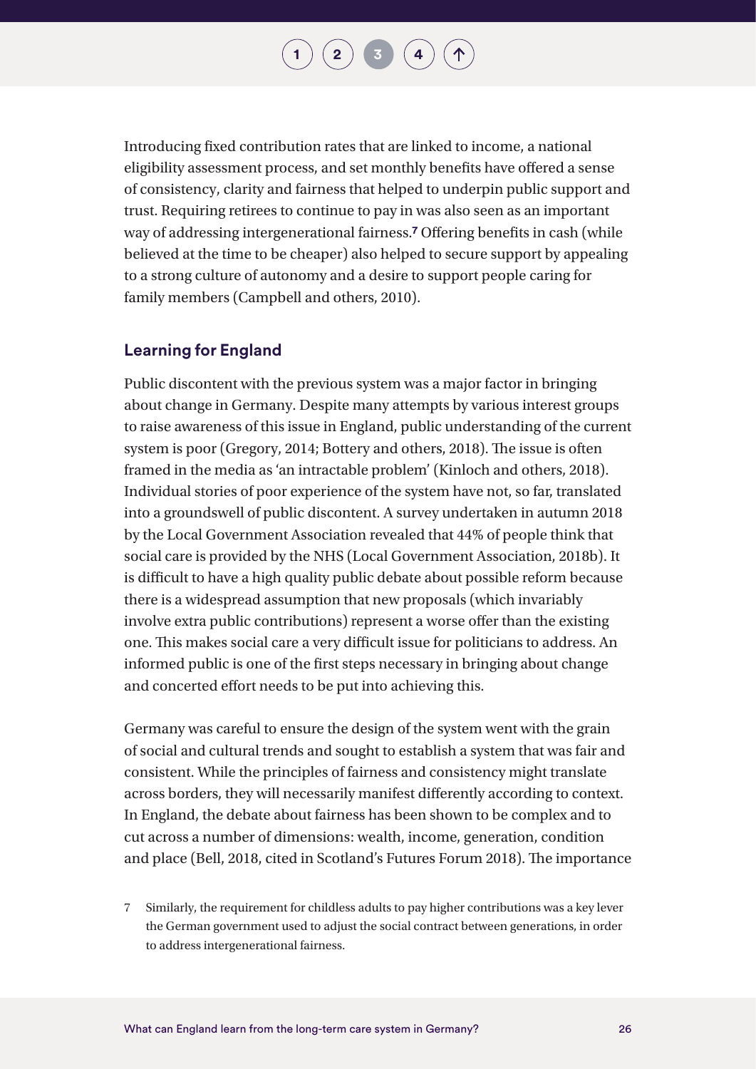Introducing fixed contribution rates that are linked to income, a national eligibility assessment process, and set monthly benefits have offered a sense of consistency, clarity and fairness that helped to underpin public support and trust. Requiring retirees to continue to pay in was also seen as an important way of addressing intergenerational fairness.[7] Offering benefits in cash (while believed at the time to be cheaper) also helped to secure support by appealing to a strong culture of autonomy and a desire to support people caring for family members (Campbell and others, 2010).

### Learning for England

Public discontent with the previous system was a major factor in bringing about change in Germany. Despite many attempts by various interest groups to raise awareness of this issue in England, public understanding of the current system is poor (Gregory, 2014; Bottery and others, 2018). The issue is often framed in the media as 'an intractable problem' (Kinloch and others, 2018). Individual stories of poor experience of the system have not, so far, translated into a groundswell of public discontent. A survey undertaken in autumn 2018 by the Local Government Association revealed that 44% of people think that social care is provided by the NHS (Local Government Association, 2018b). It is difficult to have a high quality public debate about possible reform because there is a widespread assumption that new proposals (which invariably involve extra public contributions) represent a worse offer than the existing one. This makes social care a very difficult issue for politicians to address. An informed public is one of the first steps necessary in bringing about change and concerted effort needs to be put into achieving this.

Germany was careful to ensure the design of the system went with the grain of social and cultural trends and sought to establish a system that was fair and consistent. While the principles of fairness and consistency might translate across borders, they will necessarily manifest differently according to context. In England, the debate about fairness has been shown to be complex and to cut across a number of dimensions: wealth, income, generation, condition and place (Bell, 2018, cited in Scotland's Futures Forum 2018). The importance

7 Similarly, the requirement for childless adults to pay higher contributions was a key lever the German government used to adjust the social contract between generations, in order to address intergenerational fairness.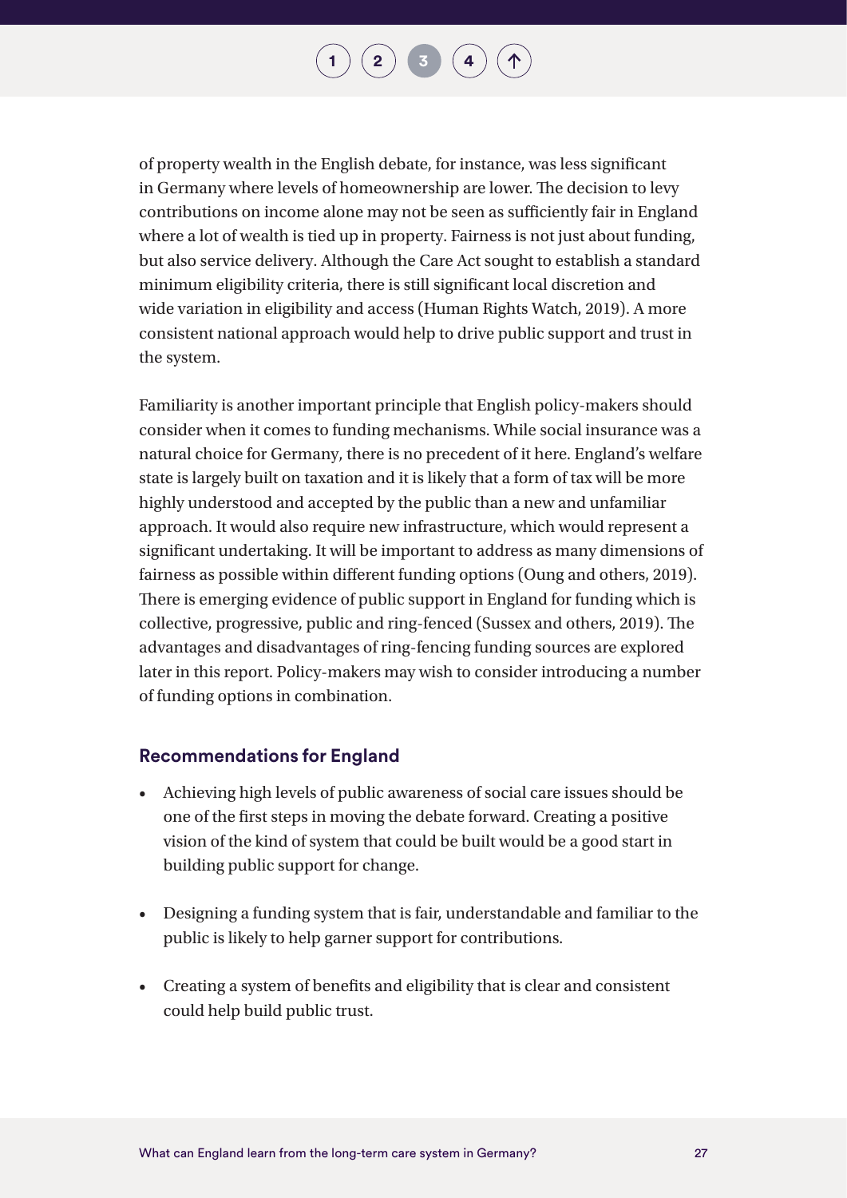of property wealth in the English debate, for instance, was less significant in Germany where levels of homeownership are lower. The decision to levy contributions on income alone may not be seen as sufficiently fair in England where a lot of wealth is tied up in property. Fairness is not just about funding, but also service delivery. Although the Care Act sought to establish a standard minimum eligibility criteria, there is still significant local discretion and wide variation in eligibility and access (Human Rights Watch, 2019). A more consistent national approach would help to drive public support and trust in the system.

Familiarity is another important principle that English policy-makers should consider when it comes to funding mechanisms. While social insurance was a natural choice for Germany, there is no precedent of it here. England's welfare state is largely built on taxation and it is likely that a form of tax will be more highly understood and accepted by the public than a new and unfamiliar approach. It would also require new infrastructure, which would represent a significant undertaking. It will be important to address as many dimensions of fairness as possible within different funding options (Oung and others, 2019). There is emerging evidence of public support in England for funding which is collective, progressive, public and ring-fenced (Sussex and others, 2019). The advantages and disadvantages of ring-fencing funding sources are explored later in this report. Policy-makers may wish to consider introducing a number of funding options in combination.

### Recommendations for England

- Achieving high levels of public awareness of social care issues should be one of the first steps in moving the debate forward. Creating a positive vision of the kind of system that could be built would be a good start in building public support for change.
- Designing a funding system that is fair, understandable and familiar to the public is likely to help garner support for contributions.
- Creating a system of benefits and eligibility that is clear and consistent could help build public trust.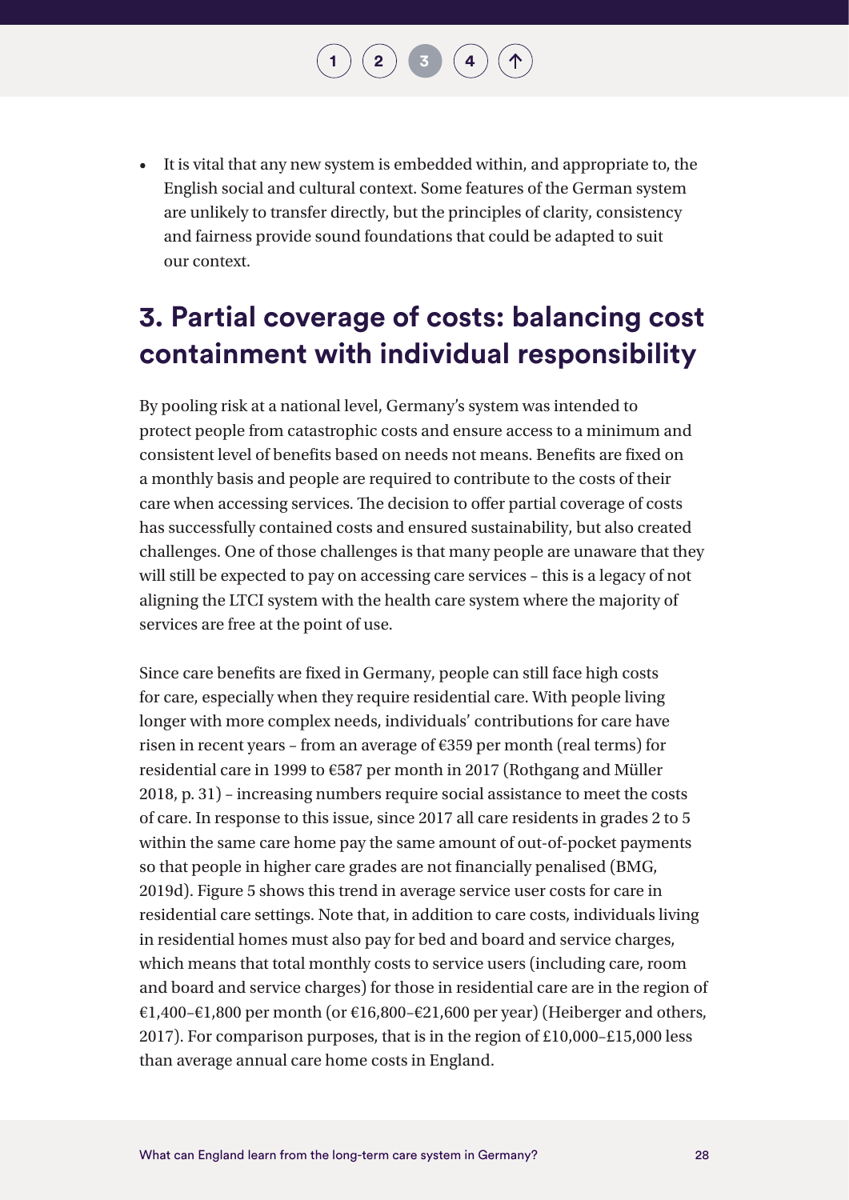- It is vital that any new system is embedded within, and appropriate to, the English social and cultural context. Some features of the German system are unlikely to transfer directly, but the principles of clarity, consistency and fairness provide sound foundations that could be adapted to suit our context.

## 3. Partial coverage of costs: balancing cost containment with individual responsibility

By pooling risk at a national level, Germany's system was intended to protect people from catastrophic costs and ensure access to a minimum and consistent level of benefits based on needs not means. Benefits are fixed on a monthly basis and people are required to contribute to the costs of their care when accessing services. The decision to offer partial coverage of costs has successfully contained costs and ensured sustainability, but also created challenges. One of those challenges is that many people are unaware that they will still be expected to pay on accessing care services – this is a legacy of not aligning the LTCI system with the health care system where the majority of services are free at the point of use.

Since care benefits are fixed in Germany, people can still face high costs for care, especially when they require residential care. With people living longer with more complex needs, individuals' contributions for care have risen in recent years – from an average of €359 per month (real terms) for residential care in 1999 to €587 per month in 2017 (Rothgang and Müller 2018, p. 31) – increasing numbers require social assistance to meet the costs of care. In response to this issue, since 2017 all care residents in grades 2 to 5 within the same care home pay the same amount of out-of-pocket payments so that people in higher care grades are not financially penalised (BMG, 2019d). Figure 5 shows this trend in average service user costs for care in residential care settings. Note that, in addition to care costs, individuals living in residential homes must also pay for bed and board and service charges, which means that total monthly costs to service users (including care, room and board and service charges) for those in residential care are in the region of €1,400–€1,800 per month (or €16,800–€21,600 per year) (Heiberger and others, 2017). For comparison purposes, that is in the region of £10,000–£15,000 less than average annual care home costs in England.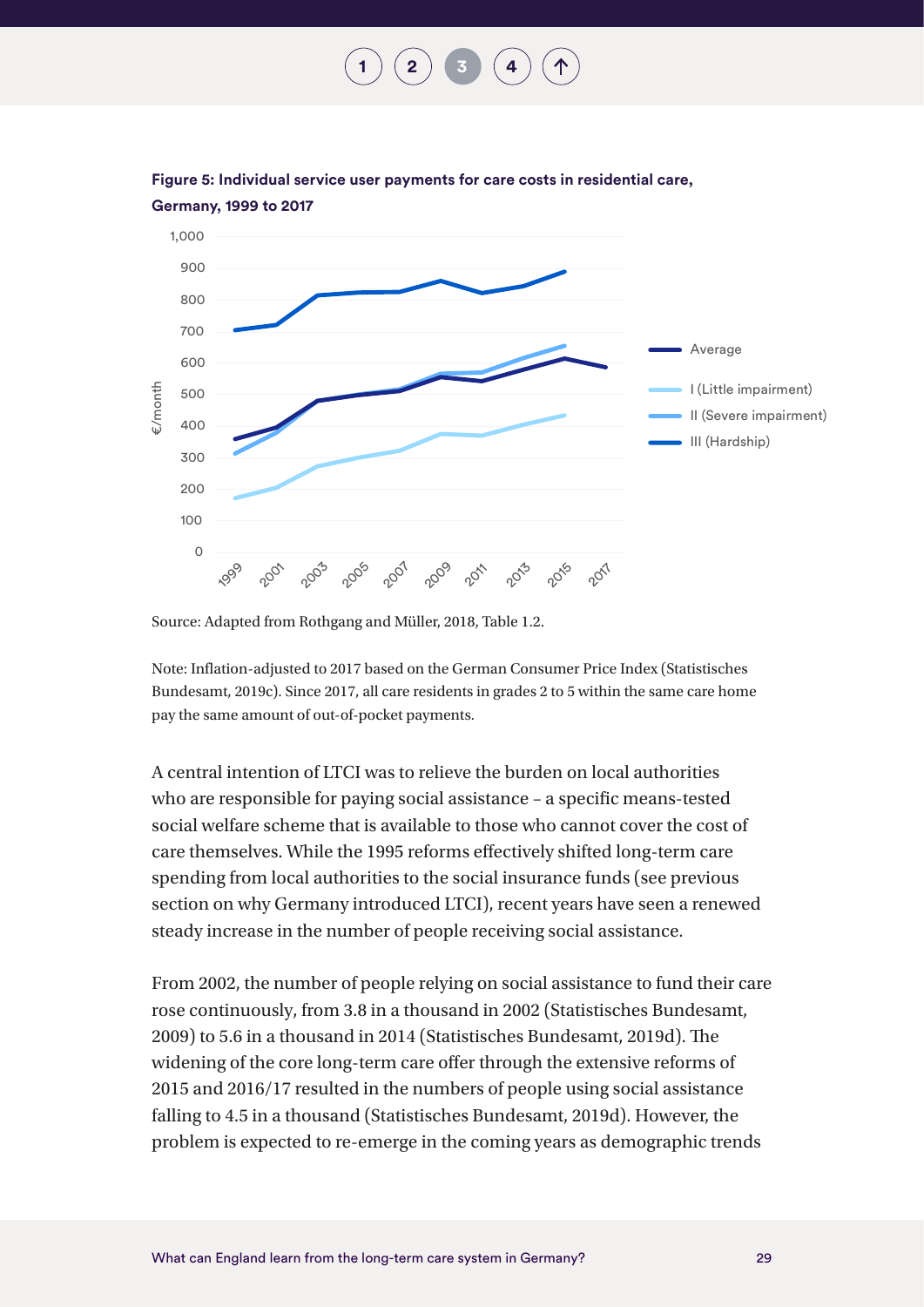**Figure 5: Individual service user payments for care costs in residential care, Germany, 1999 to 2017**

Source: Adapted from Rothgang and Müller, 2018, Table 1.2.

Note: Inflation-adjusted to 2017 based on the German Consumer Price Index (Statistisches Bundesamt, 2019c). Since 2017, all care residents in grades 2 to 5 within the same care home pay the same amount of out-of-pocket payments.

A central intention of LTCI was to relieve the burden on local authorities who are responsible for paying social assistance – a specific means-tested social welfare scheme that is available to those who cannot cover the cost of care themselves. While the 1995 reforms effectively shifted long-term care spending from local authorities to the social insurance funds (see previous section on why Germany introduced LTCI), recent years have seen a renewed steady increase in the number of people receiving social assistance.

From 2002, the number of people relying on social assistance to fund their care rose continuously, from 3.8 in a thousand in 2002 (Statistisches Bundesamt, 2009) to 5.6 in a thousand in 2014 (Statistisches Bundesamt, 2019d). The widening of the core long-term care offer through the extensive reforms of 2015 and 2016/17 resulted in the numbers of people using social assistance falling to 4.5 in a thousand (Statistisches Bundesamt, 2019d). However, the problem is expected to re-emerge in the coming years as demographic trends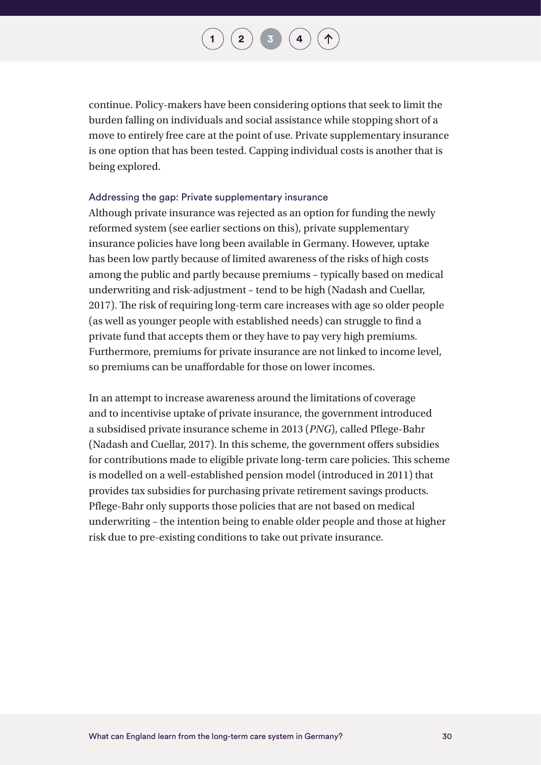continue. Policy-makers have been considering options that seek to limit the burden falling on individuals and social assistance while stopping short of a move to entirely free care at the point of use. Private supplementary insurance is one option that has been tested. Capping individual costs is another that is being explored.

### Addressing the gap: Private supplementary insurance

Although private insurance was rejected as an option for funding the newly reformed system (see earlier sections on this), private supplementary insurance policies have long been available in Germany. However, uptake has been low partly because of limited awareness of the risks of high costs among the public and partly because premiums – typically based on medical underwriting and risk-adjustment – tend to be high (Nadash and Cuellar, 2017). The risk of requiring long-term care increases with age so older people (as well as younger people with established needs) can struggle to find a private fund that accepts them or they have to pay very high premiums. Furthermore, premiums for private insurance are not linked to income level, so premiums can be unaffordable for those on lower incomes.

In an attempt to increase awareness around the limitations of coverage and to incentivise uptake of private insurance, the government introduced a subsidised private insurance scheme in 2013 (*PNG*), called Pflege-Bahr (Nadash and Cuellar, 2017). In this scheme, the government offers subsidies for contributions made to eligible private long-term care policies. This scheme is modelled on a well-established pension model (introduced in 2011) that provides tax subsidies for purchasing private retirement savings products. Pflege-Bahr only supports those policies that are not based on medical underwriting – the intention being to enable older people and those at higher risk due to pre-existing conditions to take out private insurance.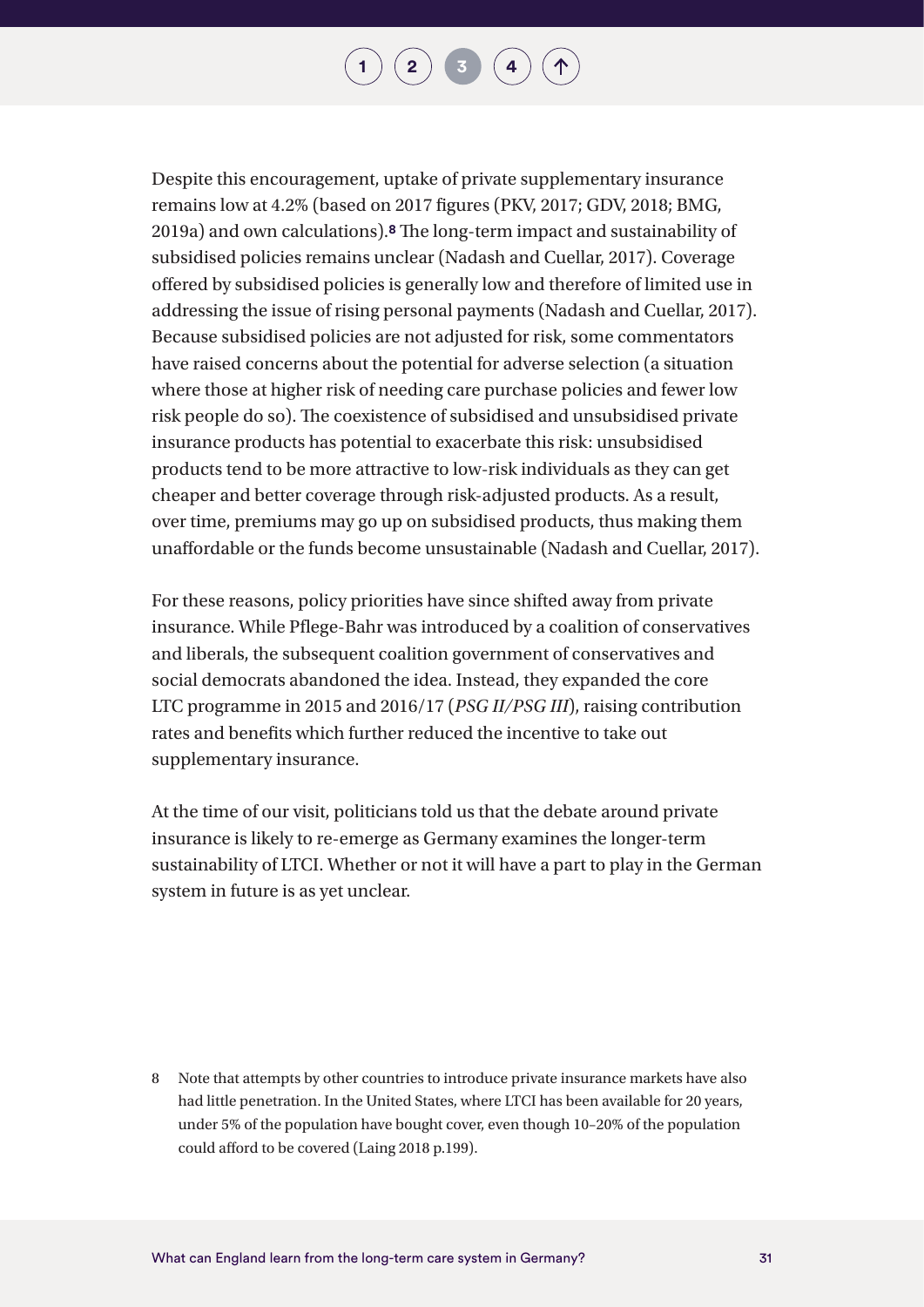Despite this encouragement, uptake of private supplementary insurance remains low at 4.2% (based on 2017 figures (PKV, 2017; GDV, 2018; BMG, 2019a) and own calculations).[8] The long-term impact and sustainability of subsidised policies remains unclear (Nadash and Cuellar, 2017). Coverage offered by subsidised policies is generally low and therefore of limited use in addressing the issue of rising personal payments (Nadash and Cuellar, 2017). Because subsidised policies are not adjusted for risk, some commentators have raised concerns about the potential for adverse selection (a situation where those at higher risk of needing care purchase policies and fewer low risk people do so). The coexistence of subsidised and unsubsidised private insurance products has potential to exacerbate this risk: unsubsidised products tend to be more attractive to low-risk individuals as they can get cheaper and better coverage through risk-adjusted products. As a result, over time, premiums may go up on subsidised products, thus making them unaffordable or the funds become unsustainable (Nadash and Cuellar, 2017).

For these reasons, policy priorities have since shifted away from private insurance. While Pflege-Bahr was introduced by a coalition of conservatives and liberals, the subsequent coalition government of conservatives and social democrats abandoned the idea. Instead, they expanded the core LTC programme in 2015 and 2016/17 (*PSG II/PSG III*), raising contribution rates and benefits which further reduced the incentive to take out supplementary insurance.

At the time of our visit, politicians told us that the debate around private insurance is likely to re-emerge as Germany examines the longer-term sustainability of LTCI. Whether or not it will have a part to play in the German system in future is as yet unclear.

8 Note that attempts by other countries to introduce private insurance markets have also had little penetration. In the United States, where LTCI has been available for 20 years, under 5% of the population have bought cover, even though 10–20% of the population could afford to be covered (Laing 2018 p.199).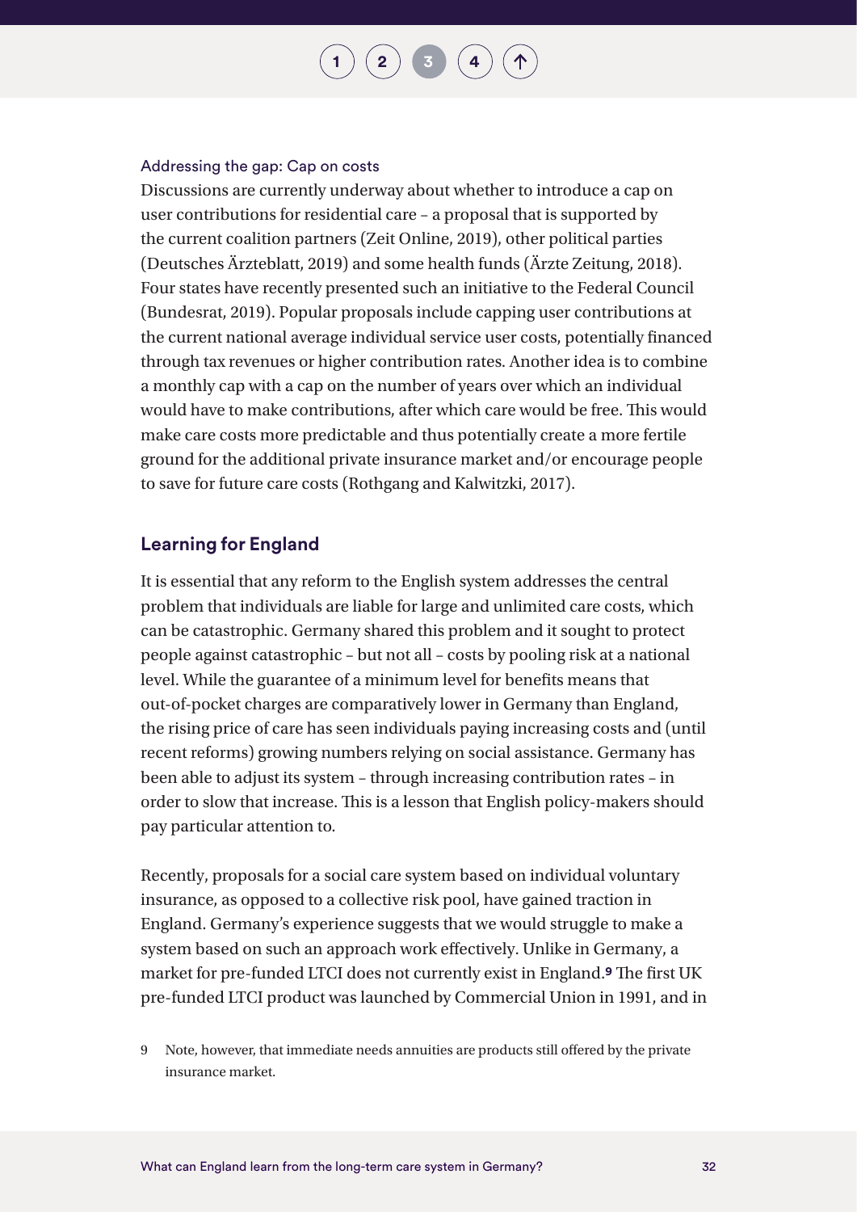#### Addressing the gap: Cap on costs

Discussions are currently underway about whether to introduce a cap on user contributions for residential care – a proposal that is supported by the current coalition partners (Zeit Online, 2019), other political parties (Deutsches Ärzteblatt, 2019) and some health funds (Ärzte Zeitung, 2018). Four states have recently presented such an initiative to the Federal Council (Bundesrat, 2019). Popular proposals include capping user contributions at the current national average individual service user costs, potentially financed through tax revenues or higher contribution rates. Another idea is to combine a monthly cap with a cap on the number of years over which an individual would have to make contributions, after which care would be free. This would make care costs more predictable and thus potentially create a more fertile ground for the additional private insurance market and/or encourage people to save for future care costs (Rothgang and Kalwitzki, 2017).

### Learning for England

It is essential that any reform to the English system addresses the central problem that individuals are liable for large and unlimited care costs, which can be catastrophic. Germany shared this problem and it sought to protect people against catastrophic – but not all – costs by pooling risk at a national level. While the guarantee of a minimum level for benefits means that out-of-pocket charges are comparatively lower in Germany than England, the rising price of care has seen individuals paying increasing costs and (until recent reforms) growing numbers relying on social assistance. Germany has been able to adjust its system – through increasing contribution rates – in order to slow that increase. This is a lesson that English policy-makers should pay particular attention to.

Recently, proposals for a social care system based on individual voluntary insurance, as opposed to a collective risk pool, have gained traction in England. Germany's experience suggests that we would struggle to make a system based on such an approach work effectively. Unlike in Germany, a market for pre-funded LTCI does not currently exist in England.[9] The first UK pre-funded LTCI product was launched by Commercial Union in 1991, and in

9 Note, however, that immediate needs annuities are products still offered by the private insurance market.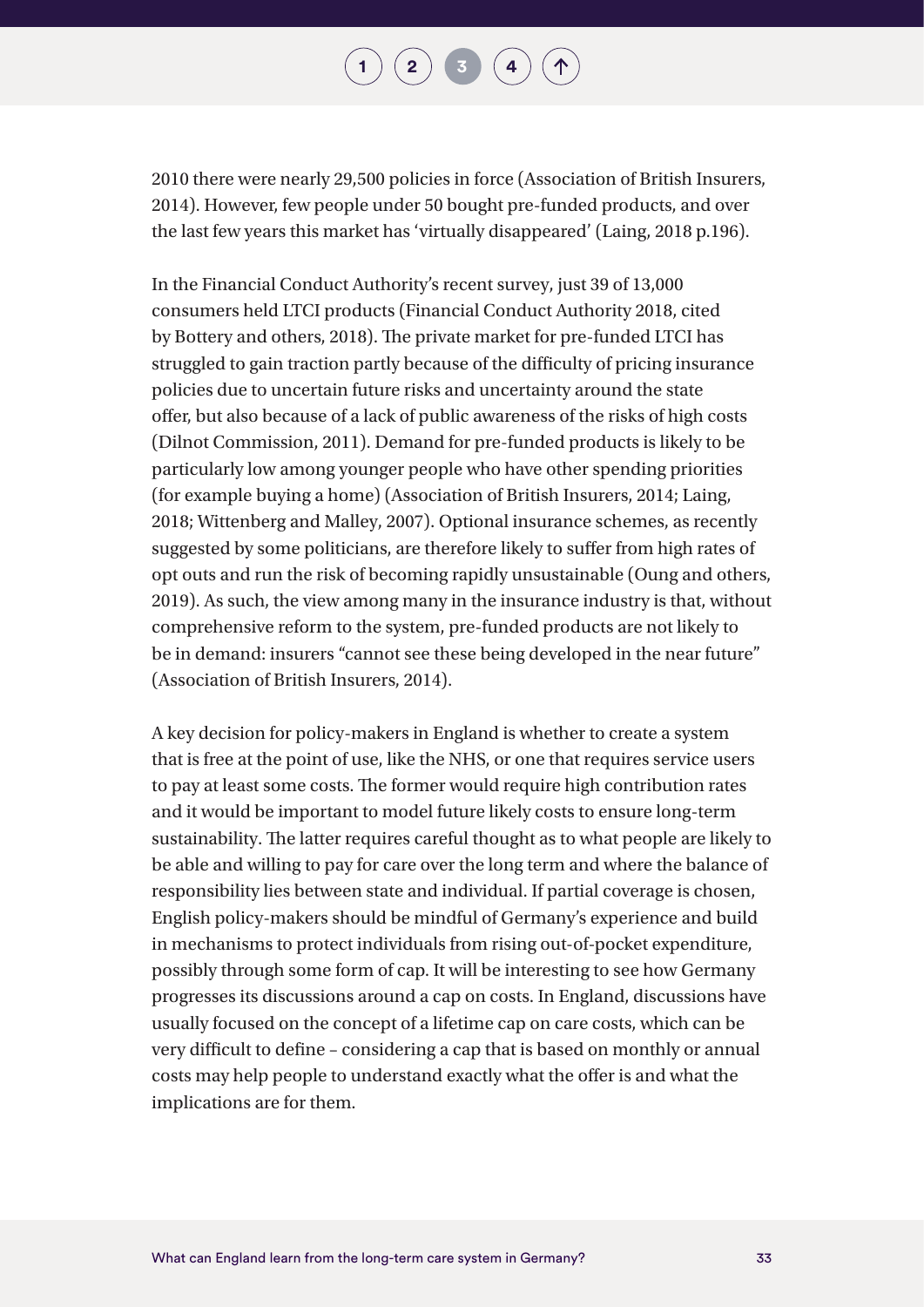2010 there were nearly 29,500 policies in force (Association of British Insurers, 2014). However, few people under 50 bought pre-funded products, and over the last few years this market has 'virtually disappeared' (Laing, 2018 p.196).

In the Financial Conduct Authority's recent survey, just 39 of 13,000 consumers held LTCI products (Financial Conduct Authority 2018, cited by Bottery and others, 2018). The private market for pre-funded LTCI has struggled to gain traction partly because of the difficulty of pricing insurance policies due to uncertain future risks and uncertainty around the state offer, but also because of a lack of public awareness of the risks of high costs (Dilnot Commission, 2011). Demand for pre-funded products is likely to be particularly low among younger people who have other spending priorities (for example buying a home) (Association of British Insurers, 2014; Laing, 2018; Wittenberg and Malley, 2007). Optional insurance schemes, as recently suggested by some politicians, are therefore likely to suffer from high rates of opt outs and run the risk of becoming rapidly unsustainable (Oung and others, 2019). As such, the view among many in the insurance industry is that, without comprehensive reform to the system, pre-funded products are not likely to be in demand: insurers "cannot see these being developed in the near future" (Association of British Insurers, 2014).

A key decision for policy-makers in England is whether to create a system that is free at the point of use, like the NHS, or one that requires service users to pay at least some costs. The former would require high contribution rates and it would be important to model future likely costs to ensure long-term sustainability. The latter requires careful thought as to what people are likely to be able and willing to pay for care over the long term and where the balance of responsibility lies between state and individual. If partial coverage is chosen, English policy-makers should be mindful of Germany's experience and build in mechanisms to protect individuals from rising out-of-pocket expenditure, possibly through some form of cap. It will be interesting to see how Germany progresses its discussions around a cap on costs. In England, discussions have usually focused on the concept of a lifetime cap on care costs, which can be very difficult to define – considering a cap that is based on monthly or annual costs may help people to understand exactly what the offer is and what the implications are for them.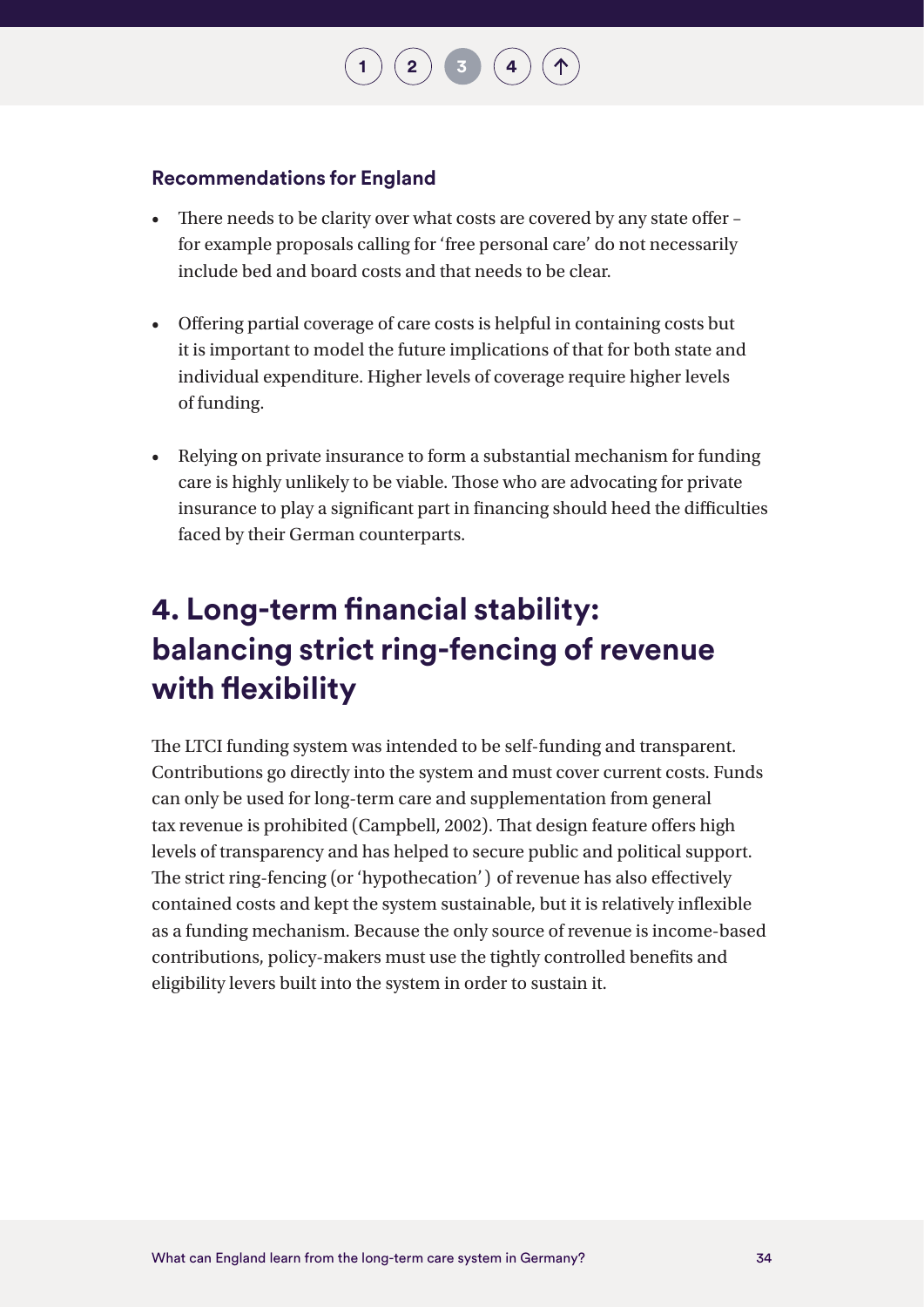### Recommendations for England

- There needs to be clarity over what costs are covered by any state offer – for example proposals calling for 'free personal care' do not necessarily include bed and board costs and that needs to be clear.
- Offering partial coverage of care costs is helpful in containing costs but it is important to model the future implications of that for both state and individual expenditure. Higher levels of coverage require higher levels of funding.
- Relying on private insurance to form a substantial mechanism for funding care is highly unlikely to be viable. Those who are advocating for private insurance to play a significant part in financing should heed the difficulties faced by their German counterparts.

## 4. Long-term financial stability: balancing strict ring-fencing of revenue with flexibility

The LTCI funding system was intended to be self-funding and transparent. Contributions go directly into the system and must cover current costs. Funds can only be used for long-term care and supplementation from general tax revenue is prohibited (Campbell, 2002). That design feature offers high levels of transparency and has helped to secure public and political support. The strict ring-fencing (or 'hypothecation') of revenue has also effectively contained costs and kept the system sustainable, but it is relatively inflexible as a funding mechanism. Because the only source of revenue is income-based contributions, policy-makers must use the tightly controlled benefits and eligibility levers built into the system in order to sustain it.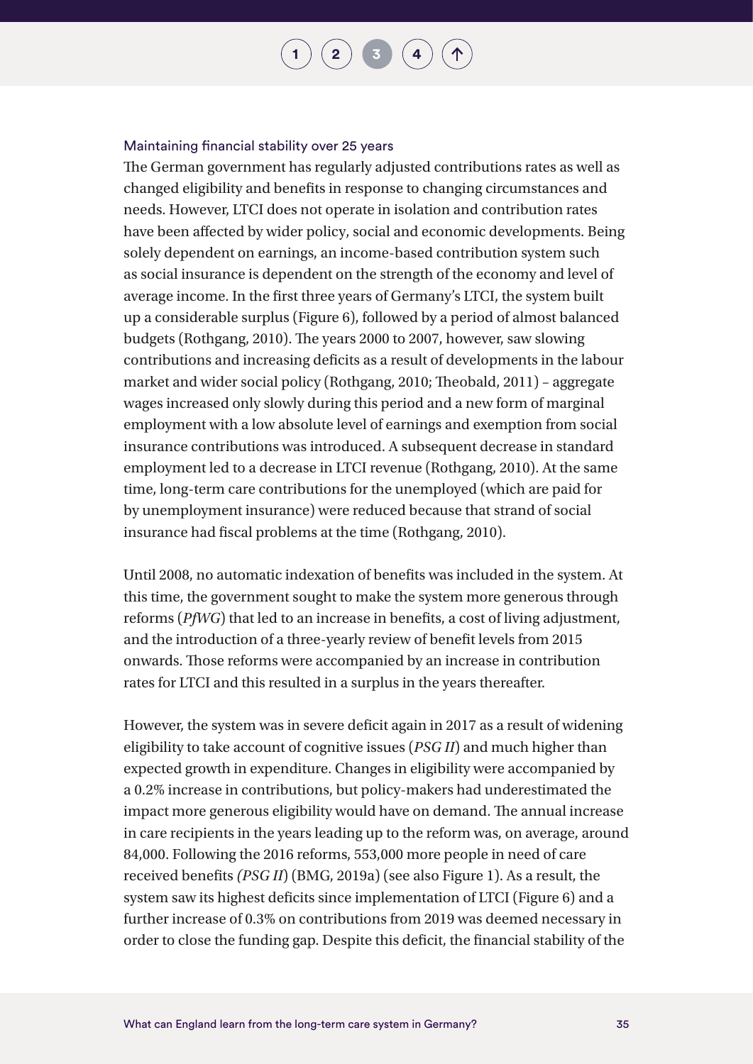### Maintaining financial stability over 25 years

The German government has regularly adjusted contributions rates as well as changed eligibility and benefits in response to changing circumstances and needs. However, LTCI does not operate in isolation and contribution rates have been affected by wider policy, social and economic developments. Being solely dependent on earnings, an income-based contribution system such as social insurance is dependent on the strength of the economy and level of average income. In the first three years of Germany's LTCI, the system built up a considerable surplus (Figure 6), followed by a period of almost balanced budgets (Rothgang, 2010). The years 2000 to 2007, however, saw slowing contributions and increasing deficits as a result of developments in the labour market and wider social policy (Rothgang, 2010; Theobald, 2011) – aggregate wages increased only slowly during this period and a new form of marginal employment with a low absolute level of earnings and exemption from social insurance contributions was introduced. A subsequent decrease in standard employment led to a decrease in LTCI revenue (Rothgang, 2010). At the same time, long-term care contributions for the unemployed (which are paid for by unemployment insurance) were reduced because that strand of social insurance had fiscal problems at the time (Rothgang, 2010).

Until 2008, no automatic indexation of benefits was included in the system. At this time, the government sought to make the system more generous through reforms (*PfWG*) that led to an increase in benefits, a cost of living adjustment, and the introduction of a three-yearly review of benefit levels from 2015 onwards. Those reforms were accompanied by an increase in contribution rates for LTCI and this resulted in a surplus in the years thereafter.

However, the system was in severe deficit again in 2017 as a result of widening eligibility to take account of cognitive issues (*PSG II*) and much higher than expected growth in expenditure. Changes in eligibility were accompanied by a 0.2% increase in contributions, but policy-makers had underestimated the impact more generous eligibility would have on demand. The annual increase in care recipients in the years leading up to the reform was, on average, around 84,000. Following the 2016 reforms, 553,000 more people in need of care received benefits *(PSG II*) (BMG, 2019a) (see also Figure 1). As a result, the system saw its highest deficits since implementation of LTCI (Figure 6) and a further increase of 0.3% on contributions from 2019 was deemed necessary in order to close the funding gap. Despite this deficit, the financial stability of the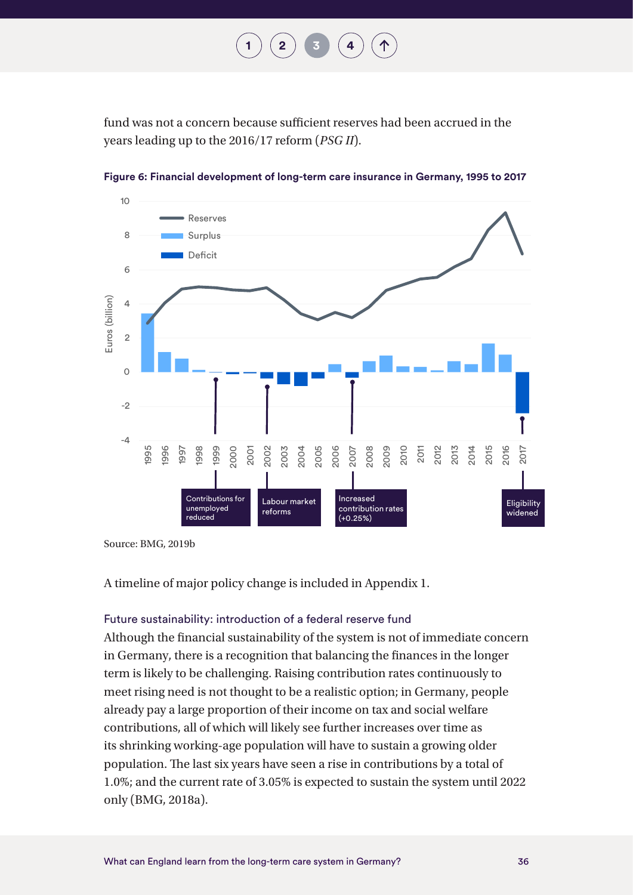fund was not a concern because sufficient reserves had been accrued in the years leading up to the 2016/17 reform (*PSG II*).

**Figure 6: Financial development of long-term care insurance in Germany, 1995 to 2017**

Source: BMG, 2019b

A timeline of major policy change is included in Appendix 1.

### Future sustainability: introduction of a federal reserve fund

Although the financial sustainability of the system is not of immediate concern in Germany, there is a recognition that balancing the finances in the longer term is likely to be challenging. Raising contribution rates continuously to meet rising need is not thought to be a realistic option; in Germany, people already pay a large proportion of their income on tax and social welfare contributions, all of which will likely see further increases over time as its shrinking working-age population will have to sustain a growing older population. The last six years have seen a rise in contributions by a total of 1.0%; and the current rate of 3.05% is expected to sustain the system until 2022 only (BMG, 2018a).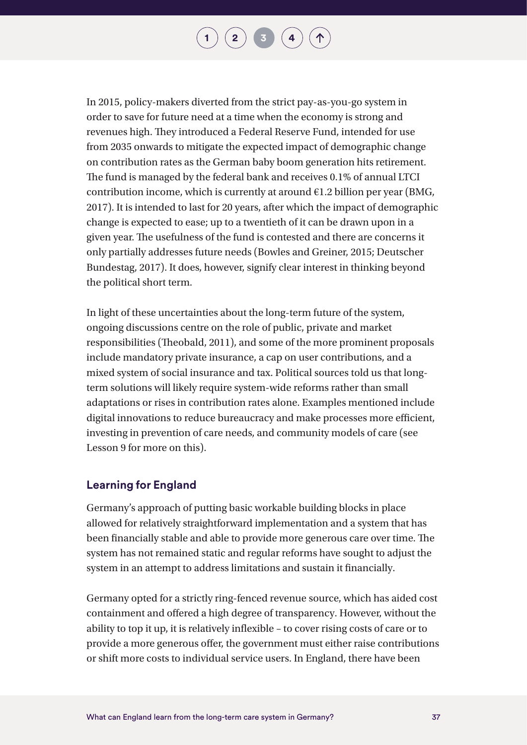In 2015, policy-makers diverted from the strict pay-as-you-go system in order to save for future need at a time when the economy is strong and revenues high. They introduced a Federal Reserve Fund, intended for use from 2035 onwards to mitigate the expected impact of demographic change on contribution rates as the German baby boom generation hits retirement. The fund is managed by the federal bank and receives 0.1% of annual LTCI contribution income, which is currently at around €1.2 billion per year (BMG, 2017). It is intended to last for 20 years, after which the impact of demographic change is expected to ease; up to a twentieth of it can be drawn upon in a given year. The usefulness of the fund is contested and there are concerns it only partially addresses future needs (Bowles and Greiner, 2015; Deutscher Bundestag, 2017). It does, however, signify clear interest in thinking beyond the political short term.

In light of these uncertainties about the long-term future of the system, ongoing discussions centre on the role of public, private and market responsibilities (Theobald, 2011), and some of the more prominent proposals include mandatory private insurance, a cap on user contributions, and a mixed system of social insurance and tax. Political sources told us that long-term solutions will likely require system-wide reforms rather than small adaptations or rises in contribution rates alone. Examples mentioned include digital innovations to reduce bureaucracy and make processes more efficient, investing in prevention of care needs, and community models of care (see Lesson 9 for more on this).

### Learning for England

Germany's approach of putting basic workable building blocks in place allowed for relatively straightforward implementation and a system that has been financially stable and able to provide more generous care over time. The system has not remained static and regular reforms have sought to adjust the system in an attempt to address limitations and sustain it financially.

Germany opted for a strictly ring-fenced revenue source, which has aided cost containment and offered a high degree of transparency. However, without the ability to top it up, it is relatively inflexible – to cover rising costs of care or to provide a more generous offer, the government must either raise contributions or shift more costs to individual service users. In England, there have been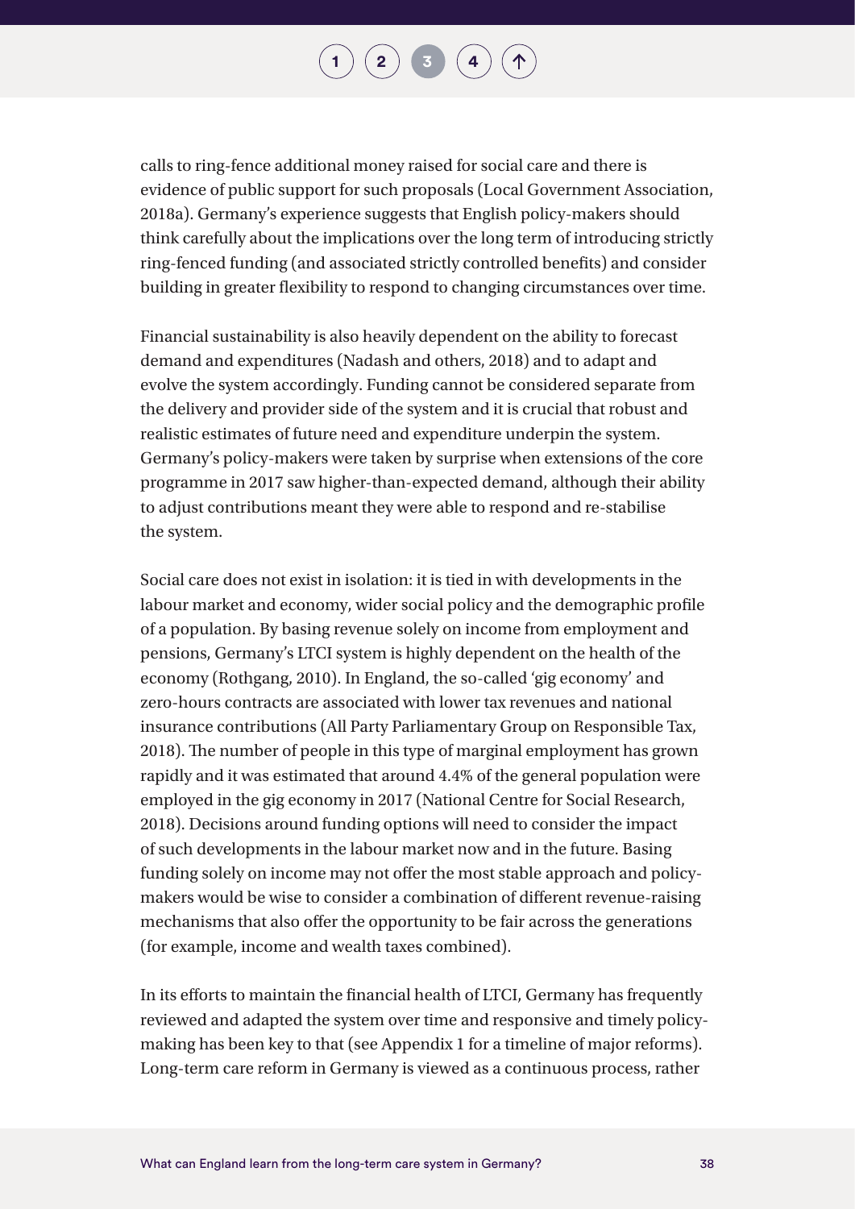calls to ring-fence additional money raised for social care and there is evidence of public support for such proposals (Local Government Association, 2018a). Germany's experience suggests that English policy-makers should think carefully about the implications over the long term of introducing strictly ring-fenced funding (and associated strictly controlled benefits) and consider building in greater flexibility to respond to changing circumstances over time.

Financial sustainability is also heavily dependent on the ability to forecast demand and expenditures (Nadash and others, 2018) and to adapt and evolve the system accordingly. Funding cannot be considered separate from the delivery and provider side of the system and it is crucial that robust and realistic estimates of future need and expenditure underpin the system. Germany's policy-makers were taken by surprise when extensions of the core programme in 2017 saw higher-than-expected demand, although their ability to adjust contributions meant they were able to respond and re-stabilise the system.

Social care does not exist in isolation: it is tied in with developments in the labour market and economy, wider social policy and the demographic profile of a population. By basing revenue solely on income from employment and pensions, Germany's LTCI system is highly dependent on the health of the economy (Rothgang, 2010). In England, the so-called 'gig economy' and zero-hours contracts are associated with lower tax revenues and national insurance contributions (All Party Parliamentary Group on Responsible Tax, 2018). The number of people in this type of marginal employment has grown rapidly and it was estimated that around 4.4% of the general population were employed in the gig economy in 2017 (National Centre for Social Research, 2018). Decisions around funding options will need to consider the impact of such developments in the labour market now and in the future. Basing funding solely on income may not offer the most stable approach and policy-makers would be wise to consider a combination of different revenue-raising mechanisms that also offer the opportunity to be fair across the generations (for example, income and wealth taxes combined).

In its efforts to maintain the financial health of LTCI, Germany has frequently reviewed and adapted the system over time and responsive and timely policy-making has been key to that (see Appendix 1 for a timeline of major reforms). Long-term care reform in Germany is viewed as a continuous process, rather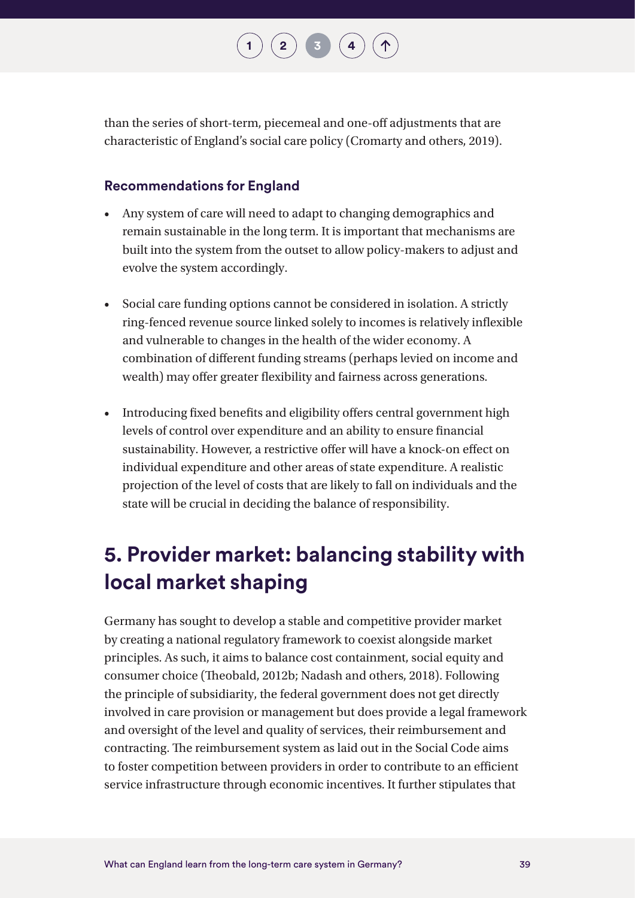than the series of short-term, piecemeal and one-off adjustments that are characteristic of England's social care policy (Cromarty and others, 2019).

### Recommendations for England

- Any system of care will need to adapt to changing demographics and remain sustainable in the long term. It is important that mechanisms are built into the system from the outset to allow policy-makers to adjust and evolve the system accordingly.

- Social care funding options cannot be considered in isolation. A strictly ring-fenced revenue source linked solely to incomes is relatively inflexible and vulnerable to changes in the health of the wider economy. A combination of different funding streams (perhaps levied on income and wealth) may offer greater flexibility and fairness across generations.

- Introducing fixed benefits and eligibility offers central government high levels of control over expenditure and an ability to ensure financial sustainability. However, a restrictive offer will have a knock-on effect on individual expenditure and other areas of state expenditure. A realistic projection of the level of costs that are likely to fall on individuals and the state will be crucial in deciding the balance of responsibility.

## 5. Provider market: balancing stability with local market shaping

Germany has sought to develop a stable and competitive provider market by creating a national regulatory framework to coexist alongside market principles. As such, it aims to balance cost containment, social equity and consumer choice (Theobald, 2012b; Nadash and others, 2018). Following the principle of subsidiarity, the federal government does not get directly involved in care provision or management but does provide a legal framework and oversight of the level and quality of services, their reimbursement and contracting. The reimbursement system as laid out in the Social Code aims to foster competition between providers in order to contribute to an efficient service infrastructure through economic incentives. It further stipulates that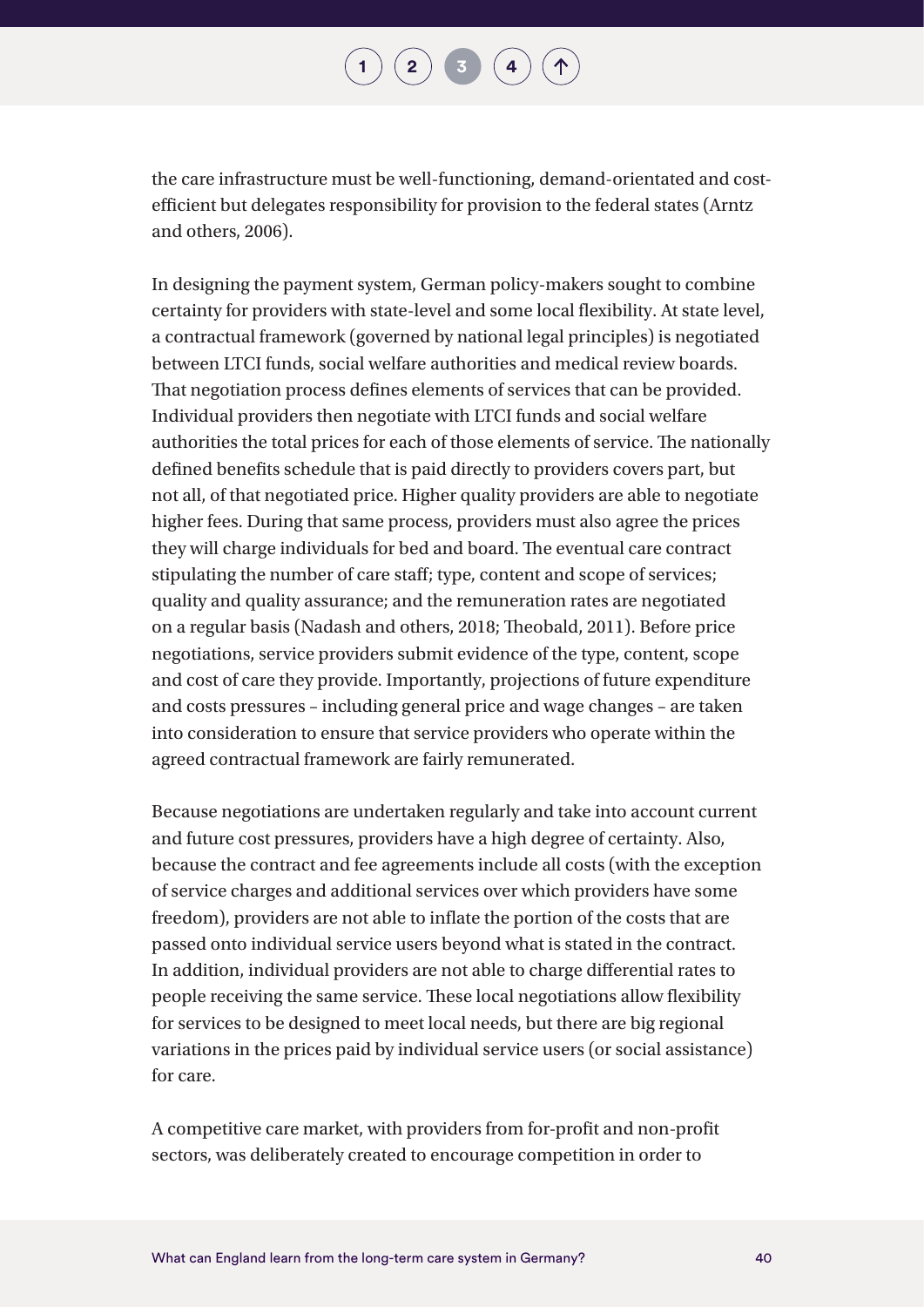the care infrastructure must be well-functioning, demand-orientated and cost-efficient but delegates responsibility for provision to the federal states (Arntz and others, 2006).

In designing the payment system, German policy-makers sought to combine certainty for providers with state-level and some local flexibility. At state level, a contractual framework (governed by national legal principles) is negotiated between LTCI funds, social welfare authorities and medical review boards. That negotiation process defines elements of services that can be provided. Individual providers then negotiate with LTCI funds and social welfare authorities the total prices for each of those elements of service. The nationally defined benefits schedule that is paid directly to providers covers part, but not all, of that negotiated price. Higher quality providers are able to negotiate higher fees. During that same process, providers must also agree the prices they will charge individuals for bed and board. The eventual care contract stipulating the number of care staff; type, content and scope of services; quality and quality assurance; and the remuneration rates are negotiated on a regular basis (Nadash and others, 2018; Theobald, 2011). Before price negotiations, service providers submit evidence of the type, content, scope and cost of care they provide. Importantly, projections of future expenditure and costs pressures – including general price and wage changes – are taken into consideration to ensure that service providers who operate within the agreed contractual framework are fairly remunerated.

Because negotiations are undertaken regularly and take into account current and future cost pressures, providers have a high degree of certainty. Also, because the contract and fee agreements include all costs (with the exception of service charges and additional services over which providers have some freedom), providers are not able to inflate the portion of the costs that are passed onto individual service users beyond what is stated in the contract. In addition, individual providers are not able to charge differential rates to people receiving the same service. These local negotiations allow flexibility for services to be designed to meet local needs, but there are big regional variations in the prices paid by individual service users (or social assistance) for care.

A competitive care market, with providers from for-profit and non-profit sectors, was deliberately created to encourage competition in order to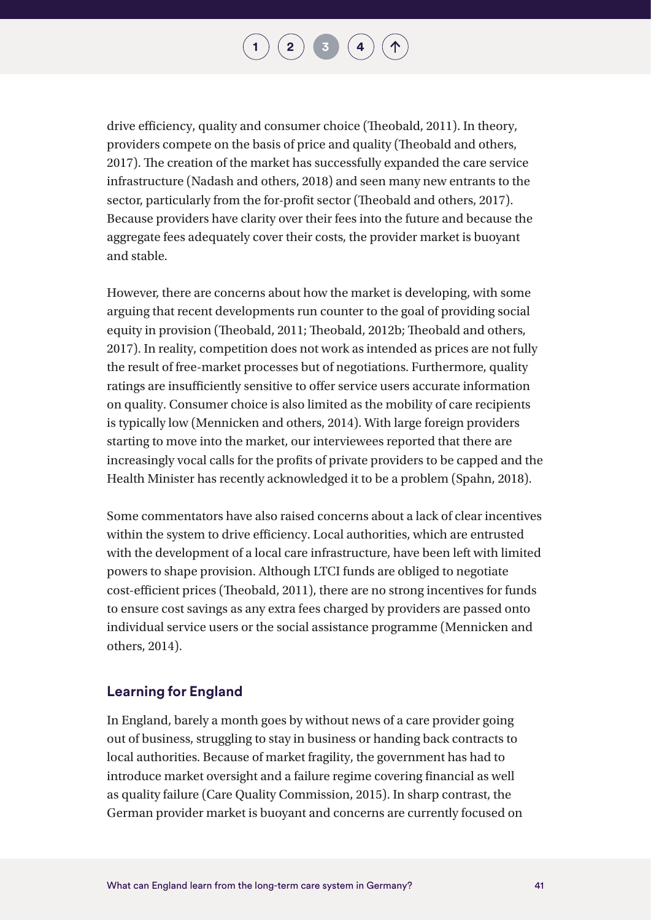drive efficiency, quality and consumer choice (Theobald, 2011). In theory, providers compete on the basis of price and quality (Theobald and others, 2017). The creation of the market has successfully expanded the care service infrastructure (Nadash and others, 2018) and seen many new entrants to the sector, particularly from the for-profit sector (Theobald and others, 2017). Because providers have clarity over their fees into the future and because the aggregate fees adequately cover their costs, the provider market is buoyant and stable.

However, there are concerns about how the market is developing, with some arguing that recent developments run counter to the goal of providing social equity in provision (Theobald, 2011; Theobald, 2012b; Theobald and others, 2017). In reality, competition does not work as intended as prices are not fully the result of free-market processes but of negotiations. Furthermore, quality ratings are insufficiently sensitive to offer service users accurate information on quality. Consumer choice is also limited as the mobility of care recipients is typically low (Mennicken and others, 2014). With large foreign providers starting to move into the market, our interviewees reported that there are increasingly vocal calls for the profits of private providers to be capped and the Health Minister has recently acknowledged it to be a problem (Spahn, 2018).

Some commentators have also raised concerns about a lack of clear incentives within the system to drive efficiency. Local authorities, which are entrusted with the development of a local care infrastructure, have been left with limited powers to shape provision. Although LTCI funds are obliged to negotiate cost-efficient prices (Theobald, 2011), there are no strong incentives for funds to ensure cost savings as any extra fees charged by providers are passed onto individual service users or the social assistance programme (Mennicken and others, 2014).

### Learning for England

In England, barely a month goes by without news of a care provider going out of business, struggling to stay in business or handing back contracts to local authorities. Because of market fragility, the government has had to introduce market oversight and a failure regime covering financial as well as quality failure (Care Quality Commission, 2015). In sharp contrast, the German provider market is buoyant and concerns are currently focused on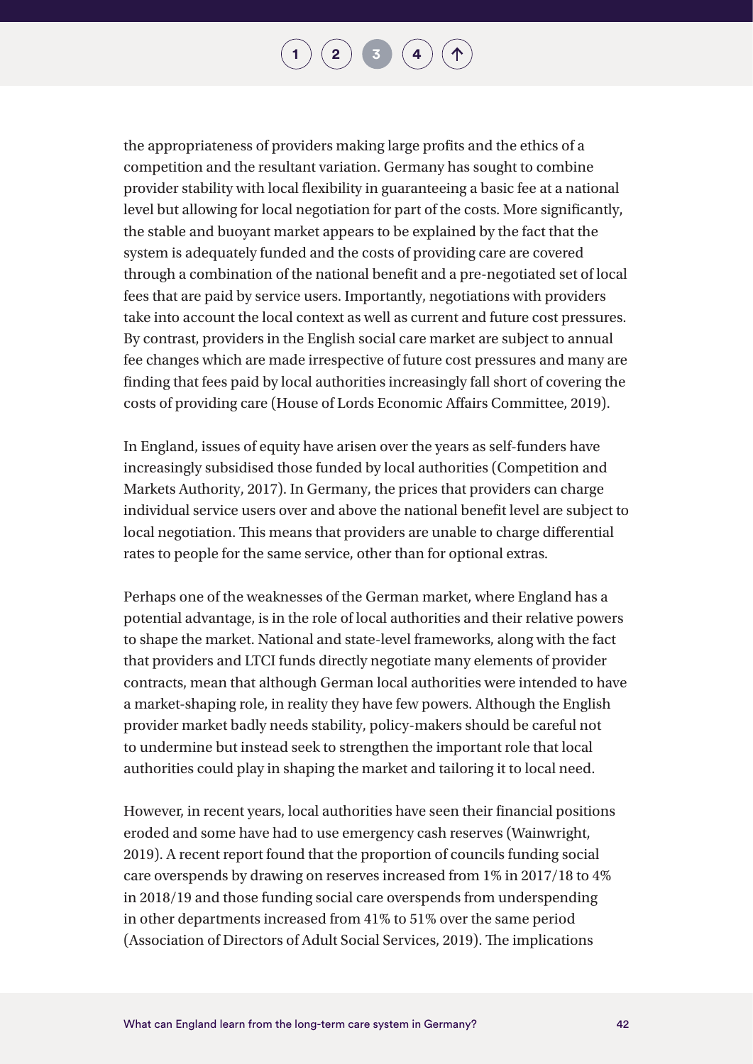the appropriateness of providers making large profits and the ethics of a competition and the resultant variation. Germany has sought to combine provider stability with local flexibility in guaranteeing a basic fee at a national level but allowing for local negotiation for part of the costs. More significantly, the stable and buoyant market appears to be explained by the fact that the system is adequately funded and the costs of providing care are covered through a combination of the national benefit and a pre-negotiated set of local fees that are paid by service users. Importantly, negotiations with providers take into account the local context as well as current and future cost pressures. By contrast, providers in the English social care market are subject to annual fee changes which are made irrespective of future cost pressures and many are finding that fees paid by local authorities increasingly fall short of covering the costs of providing care (House of Lords Economic Affairs Committee, 2019).

In England, issues of equity have arisen over the years as self-funders have increasingly subsidised those funded by local authorities (Competition and Markets Authority, 2017). In Germany, the prices that providers can charge individual service users over and above the national benefit level are subject to local negotiation. This means that providers are unable to charge differential rates to people for the same service, other than for optional extras.

Perhaps one of the weaknesses of the German market, where England has a potential advantage, is in the role of local authorities and their relative powers to shape the market. National and state-level frameworks, along with the fact that providers and LTCI funds directly negotiate many elements of provider contracts, mean that although German local authorities were intended to have a market-shaping role, in reality they have few powers. Although the English provider market badly needs stability, policy-makers should be careful not to undermine but instead seek to strengthen the important role that local authorities could play in shaping the market and tailoring it to local need.

However, in recent years, local authorities have seen their financial positions eroded and some have had to use emergency cash reserves (Wainwright, 2019). A recent report found that the proportion of councils funding social care overspends by drawing on reserves increased from 1% in 2017/18 to 4% in 2018/19 and those funding social care overspends from underspending in other departments increased from 41% to 51% over the same period (Association of Directors of Adult Social Services, 2019). The implications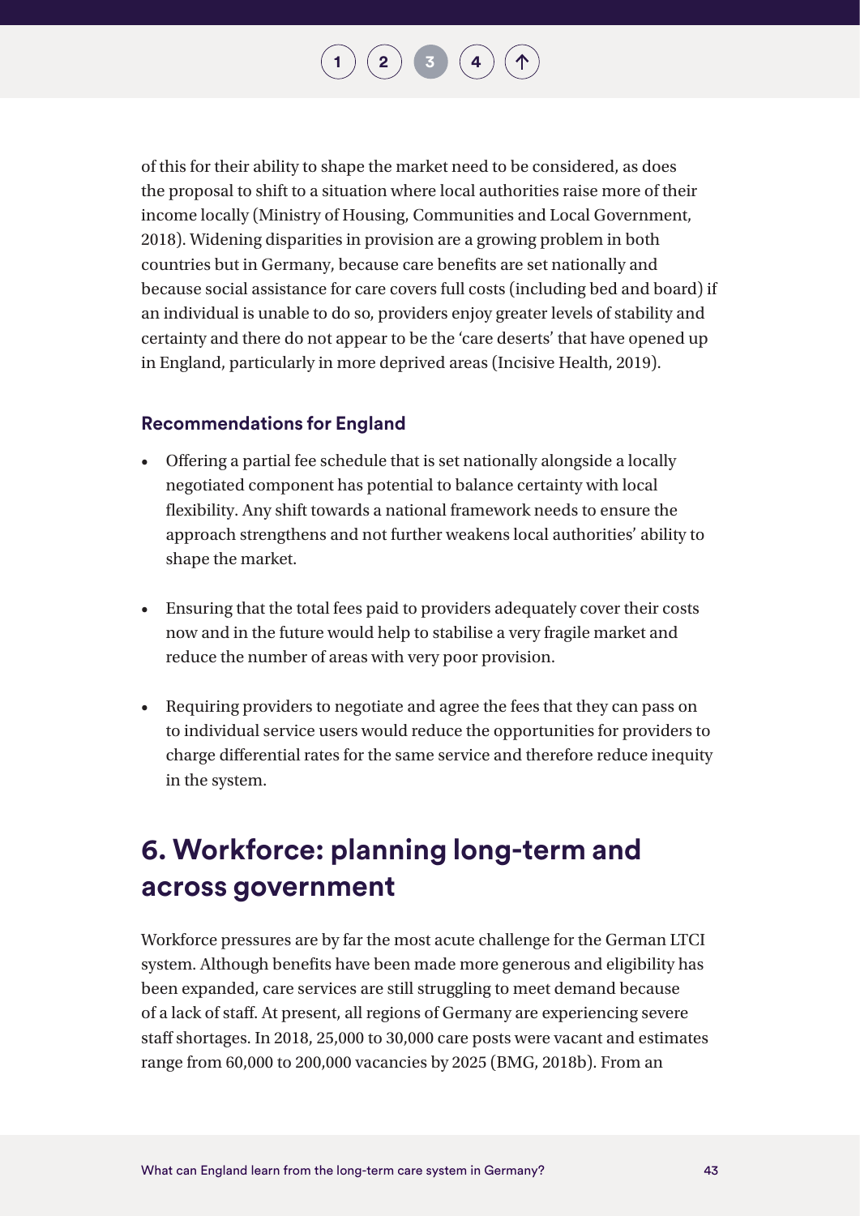of this for their ability to shape the market need to be considered, as does the proposal to shift to a situation where local authorities raise more of their income locally (Ministry of Housing, Communities and Local Government, 2018). Widening disparities in provision are a growing problem in both countries but in Germany, because care benefits are set nationally and because social assistance for care covers full costs (including bed and board) if an individual is unable to do so, providers enjoy greater levels of stability and certainty and there do not appear to be the 'care deserts' that have opened up in England, particularly in more deprived areas (Incisive Health, 2019).

### Recommendations for England

- Offering a partial fee schedule that is set nationally alongside a locally negotiated component has potential to balance certainty with local flexibility. Any shift towards a national framework needs to ensure the approach strengthens and not further weakens local authorities' ability to shape the market.
- Ensuring that the total fees paid to providers adequately cover their costs now and in the future would help to stabilise a very fragile market and reduce the number of areas with very poor provision.
- Requiring providers to negotiate and agree the fees that they can pass on to individual service users would reduce the opportunities for providers to charge differential rates for the same service and therefore reduce inequity in the system.

## 6. Workforce: planning long-term and across government

Workforce pressures are by far the most acute challenge for the German LTCI system. Although benefits have been made more generous and eligibility has been expanded, care services are still struggling to meet demand because of a lack of staff. At present, all regions of Germany are experiencing severe staff shortages. In 2018, 25,000 to 30,000 care posts were vacant and estimates range from 60,000 to 200,000 vacancies by 2025 (BMG, 2018b). From an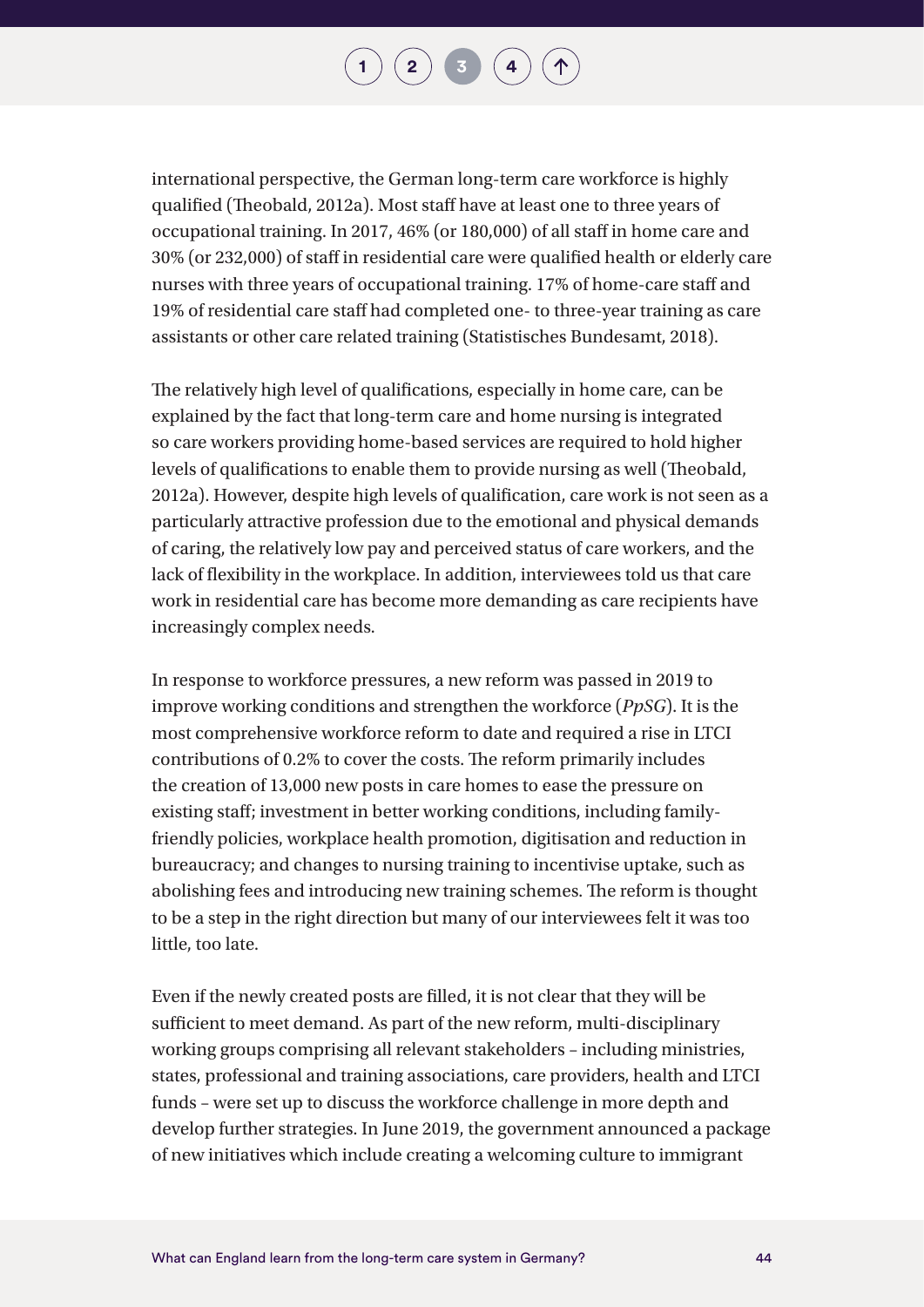international perspective, the German long-term care workforce is highly qualified (Theobald, 2012a). Most staff have at least one to three years of occupational training. In 2017, 46% (or 180,000) of all staff in home care and 30% (or 232,000) of staff in residential care were qualified health or elderly care nurses with three years of occupational training. 17% of home-care staff and 19% of residential care staff had completed one- to three-year training as care assistants or other care related training (Statistisches Bundesamt, 2018).

The relatively high level of qualifications, especially in home care, can be explained by the fact that long-term care and home nursing is integrated so care workers providing home-based services are required to hold higher levels of qualifications to enable them to provide nursing as well (Theobald, 2012a). However, despite high levels of qualification, care work is not seen as a particularly attractive profession due to the emotional and physical demands of caring, the relatively low pay and perceived status of care workers, and the lack of flexibility in the workplace. In addition, interviewees told us that care work in residential care has become more demanding as care recipients have increasingly complex needs.

In response to workforce pressures, a new reform was passed in 2019 to improve working conditions and strengthen the workforce (*PpSG*). It is the most comprehensive workforce reform to date and required a rise in LTCI contributions of 0.2% to cover the costs. The reform primarily includes the creation of 13,000 new posts in care homes to ease the pressure on existing staff; investment in better working conditions, including family-friendly policies, workplace health promotion, digitisation and reduction in bureaucracy; and changes to nursing training to incentivise uptake, such as abolishing fees and introducing new training schemes. The reform is thought to be a step in the right direction but many of our interviewees felt it was too little, too late.

Even if the newly created posts are filled, it is not clear that they will be sufficient to meet demand. As part of the new reform, multi-disciplinary working groups comprising all relevant stakeholders – including ministries, states, professional and training associations, care providers, health and LTCI funds – were set up to discuss the workforce challenge in more depth and develop further strategies. In June 2019, the government announced a package of new initiatives which include creating a welcoming culture to immigrant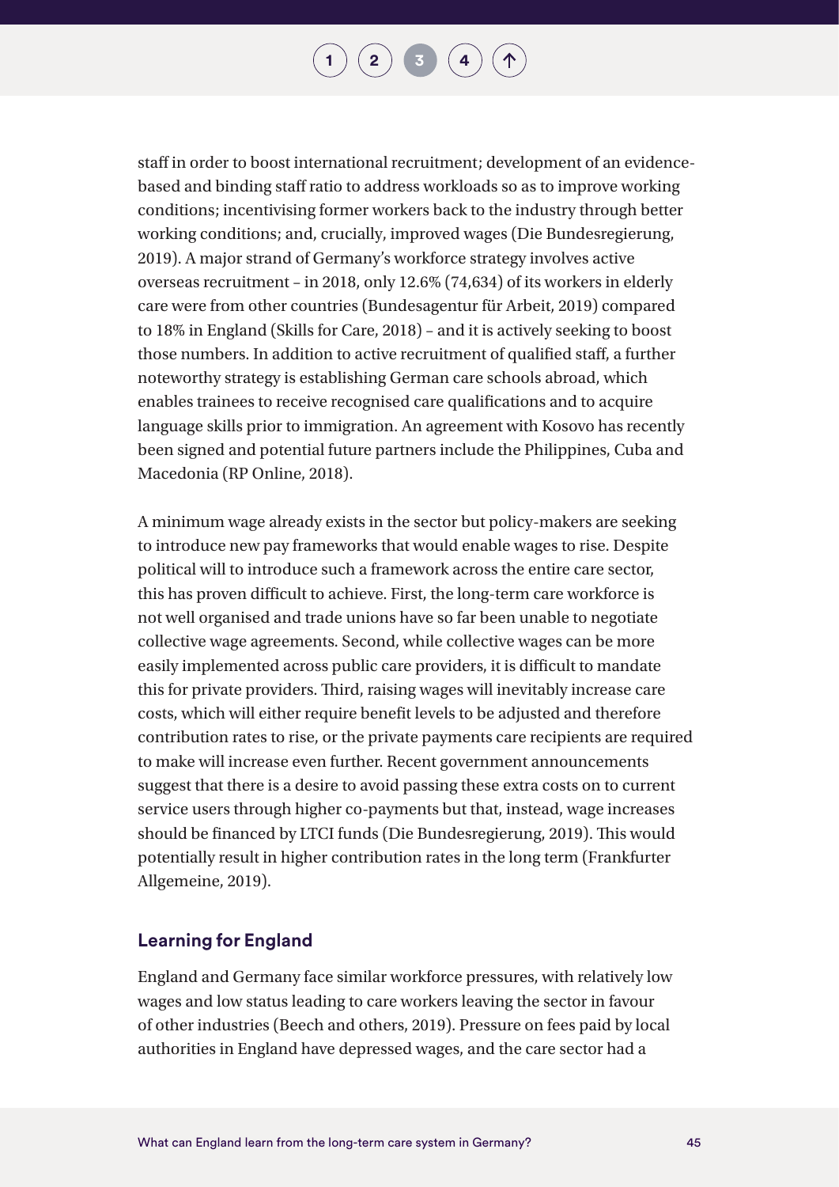staff in order to boost international recruitment; development of an evidence-based and binding staff ratio to address workloads so as to improve working conditions; incentivising former workers back to the industry through better working conditions; and, crucially, improved wages (Die Bundesregierung, 2019). A major strand of Germany's workforce strategy involves active overseas recruitment – in 2018, only 12.6% (74,634) of its workers in elderly care were from other countries (Bundesagentur für Arbeit, 2019) compared to 18% in England (Skills for Care, 2018) – and it is actively seeking to boost those numbers. In addition to active recruitment of qualified staff, a further noteworthy strategy is establishing German care schools abroad, which enables trainees to receive recognised care qualifications and to acquire language skills prior to immigration. An agreement with Kosovo has recently been signed and potential future partners include the Philippines, Cuba and Macedonia (RP Online, 2018).

A minimum wage already exists in the sector but policy-makers are seeking to introduce new pay frameworks that would enable wages to rise. Despite political will to introduce such a framework across the entire care sector, this has proven difficult to achieve. First, the long-term care workforce is not well organised and trade unions have so far been unable to negotiate collective wage agreements. Second, while collective wages can be more easily implemented across public care providers, it is difficult to mandate this for private providers. Third, raising wages will inevitably increase care costs, which will either require benefit levels to be adjusted and therefore contribution rates to rise, or the private payments care recipients are required to make will increase even further. Recent government announcements suggest that there is a desire to avoid passing these extra costs on to current service users through higher co-payments but that, instead, wage increases should be financed by LTCI funds (Die Bundesregierung, 2019). This would potentially result in higher contribution rates in the long term (Frankfurter Allgemeine, 2019).

### Learning for England

England and Germany face similar workforce pressures, with relatively low wages and low status leading to care workers leaving the sector in favour of other industries (Beech and others, 2019). Pressure on fees paid by local authorities in England have depressed wages, and the care sector had a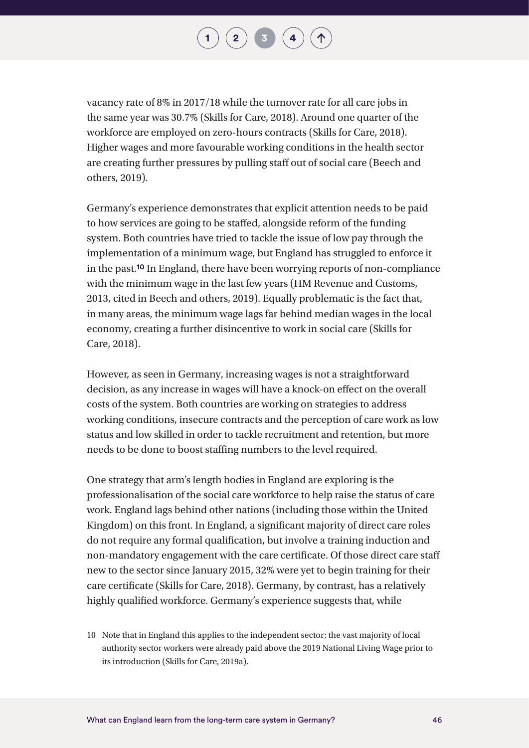vacancy rate of 8% in 2017/18 while the turnover rate for all care jobs in the same year was 30.7% (Skills for Care, 2018). Around one quarter of the workforce are employed on zero-hours contracts (Skills for Care, 2018). Higher wages and more favourable working conditions in the health sector are creating further pressures by pulling staff out of social care (Beech and others, 2019).

Germany's experience demonstrates that explicit attention needs to be paid to how services are going to be staffed, alongside reform of the funding system. Both countries have tried to tackle the issue of low pay through the implementation of a minimum wage, but England has struggled to enforce it in the past.[10] In England, there have been worrying reports of non-compliance with the minimum wage in the last few years (HM Revenue and Customs, 2013, cited in Beech and others, 2019). Equally problematic is the fact that, in many areas, the minimum wage lags far behind median wages in the local economy, creating a further disincentive to work in social care (Skills for Care, 2018).

However, as seen in Germany, increasing wages is not a straightforward decision, as any increase in wages will have a knock-on effect on the overall costs of the system. Both countries are working on strategies to address working conditions, insecure contracts and the perception of care work as low status and low skilled in order to tackle recruitment and retention, but more needs to be done to boost staffing numbers to the level required.

One strategy that arm's length bodies in England are exploring is the professionalisation of the social care workforce to help raise the status of care work. England lags behind other nations (including those within the United Kingdom) on this front. In England, a significant majority of direct care roles do not require any formal qualification, but involve a training induction and non-mandatory engagement with the care certificate. Of those direct care staff new to the sector since January 2015, 32% were yet to begin training for their care certificate (Skills for Care, 2018). Germany, by contrast, has a relatively highly qualified workforce. Germany's experience suggests that, while

10 Note that in England this applies to the independent sector; the vast majority of local authority sector workers were already paid above the 2019 National Living Wage prior to its introduction (Skills for Care, 2019a).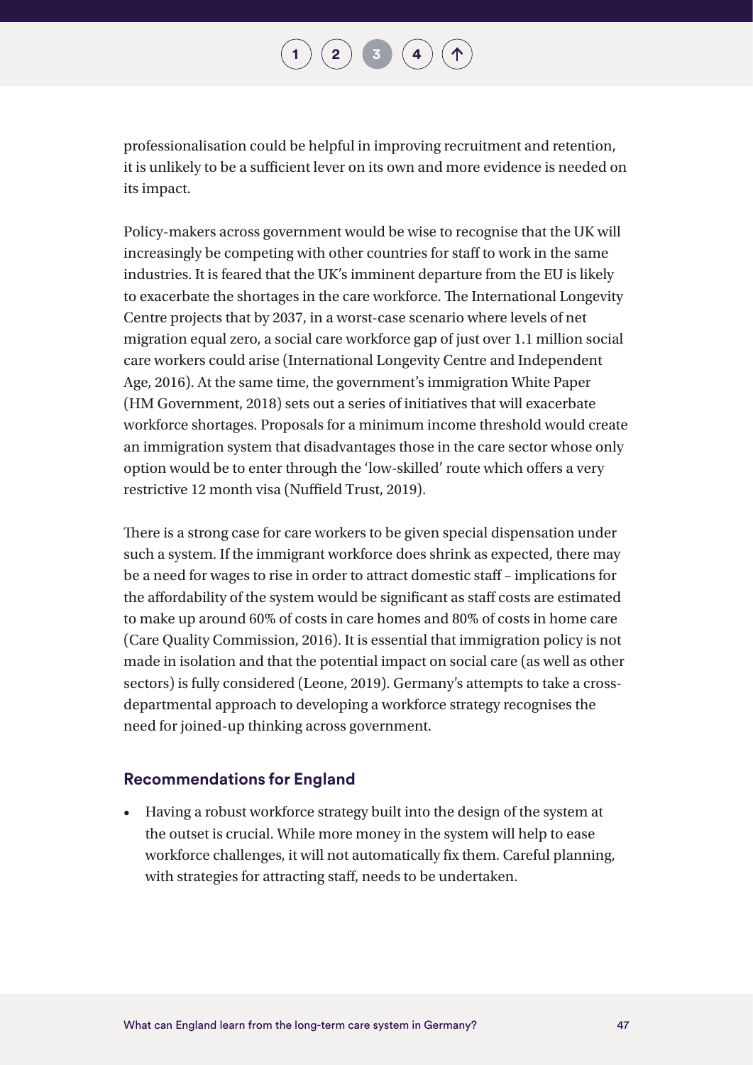professionalisation could be helpful in improving recruitment and retention, it is unlikely to be a sufficient lever on its own and more evidence is needed on its impact.

Policy-makers across government would be wise to recognise that the UK will increasingly be competing with other countries for staff to work in the same industries. It is feared that the UK's imminent departure from the EU is likely to exacerbate the shortages in the care workforce. The International Longevity Centre projects that by 2037, in a worst-case scenario where levels of net migration equal zero, a social care workforce gap of just over 1.1 million social care workers could arise (International Longevity Centre and Independent Age, 2016). At the same time, the government's immigration White Paper (HM Government, 2018) sets out a series of initiatives that will exacerbate workforce shortages. Proposals for a minimum income threshold would create an immigration system that disadvantages those in the care sector whose only option would be to enter through the 'low-skilled' route which offers a very restrictive 12 month visa (Nuffield Trust, 2019).

There is a strong case for care workers to be given special dispensation under such a system. If the immigrant workforce does shrink as expected, there may be a need for wages to rise in order to attract domestic staff – implications for the affordability of the system would be significant as staff costs are estimated to make up around 60% of costs in care homes and 80% of costs in home care (Care Quality Commission, 2016). It is essential that immigration policy is not made in isolation and that the potential impact on social care (as well as other sectors) is fully considered (Leone, 2019). Germany's attempts to take a cross-departmental approach to developing a workforce strategy recognises the need for joined-up thinking across government.

### Recommendations for England

- Having a robust workforce strategy built into the design of the system at the outset is crucial. While more money in the system will help to ease workforce challenges, it will not automatically fix them. Careful planning, with strategies for attracting staff, needs to be undertaken.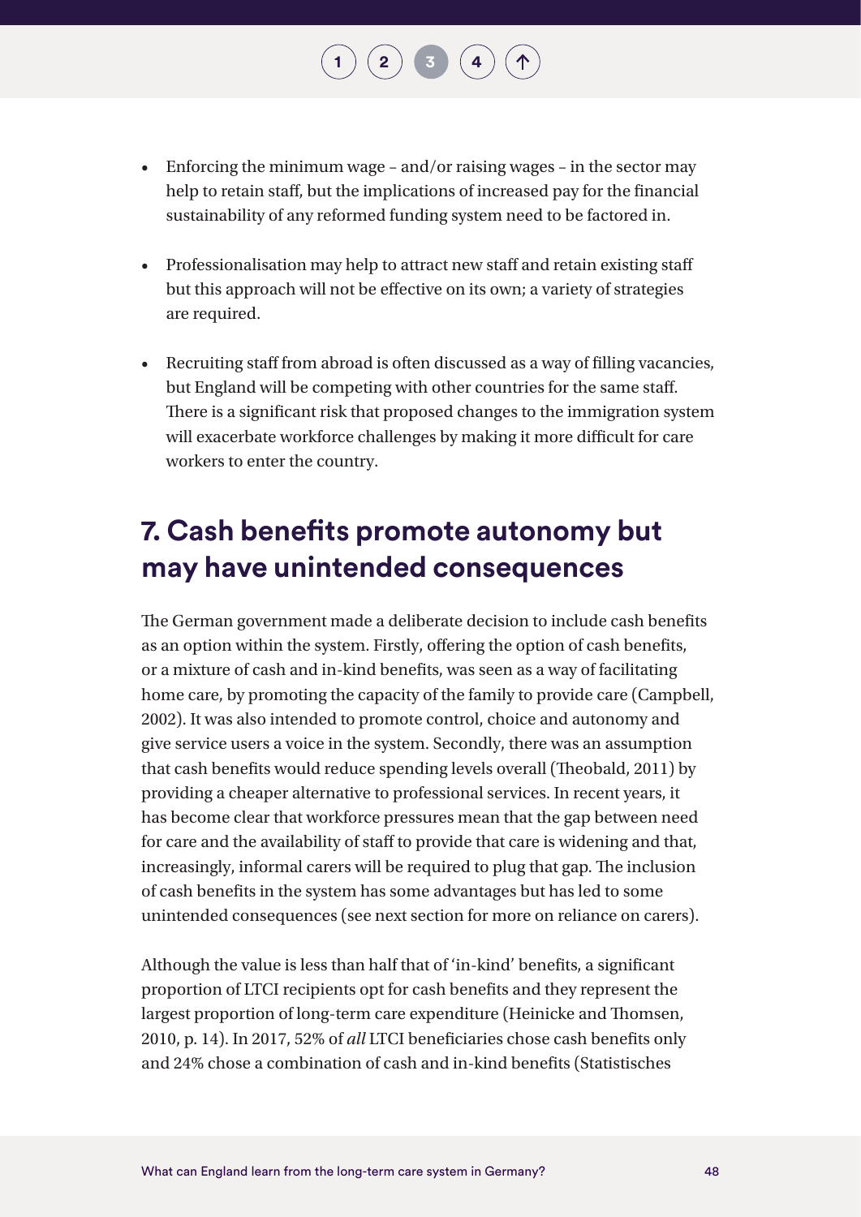- Enforcing the minimum wage – and/or raising wages – in the sector may help to retain staff, but the implications of increased pay for the financial sustainability of any reformed funding system need to be factored in.

- Professionalisation may help to attract new staff and retain existing staff but this approach will not be effective on its own; a variety of strategies are required.

- Recruiting staff from abroad is often discussed as a way of filling vacancies, but England will be competing with other countries for the same staff. There is a significant risk that proposed changes to the immigration system will exacerbate workforce challenges by making it more difficult for care workers to enter the country.

## 7. Cash benefits promote autonomy but may have unintended consequences

The German government made a deliberate decision to include cash benefits as an option within the system. Firstly, offering the option of cash benefits, or a mixture of cash and in-kind benefits, was seen as a way of facilitating home care, by promoting the capacity of the family to provide care (Campbell, 2002). It was also intended to promote control, choice and autonomy and give service users a voice in the system. Secondly, there was an assumption that cash benefits would reduce spending levels overall (Theobald, 2011) by providing a cheaper alternative to professional services. In recent years, it has become clear that workforce pressures mean that the gap between need for care and the availability of staff to provide that care is widening and that, increasingly, informal carers will be required to plug that gap. The inclusion of cash benefits in the system has some advantages but has led to some unintended consequences (see next section for more on reliance on carers).

Although the value is less than half that of 'in-kind' benefits, a significant proportion of LTCI recipients opt for cash benefits and they represent the largest proportion of long-term care expenditure (Heinicke and Thomsen, 2010, p. 14). In 2017, 52% of *all* LTCI beneficiaries chose cash benefits only and 24% chose a combination of cash and in-kind benefits (Statistisches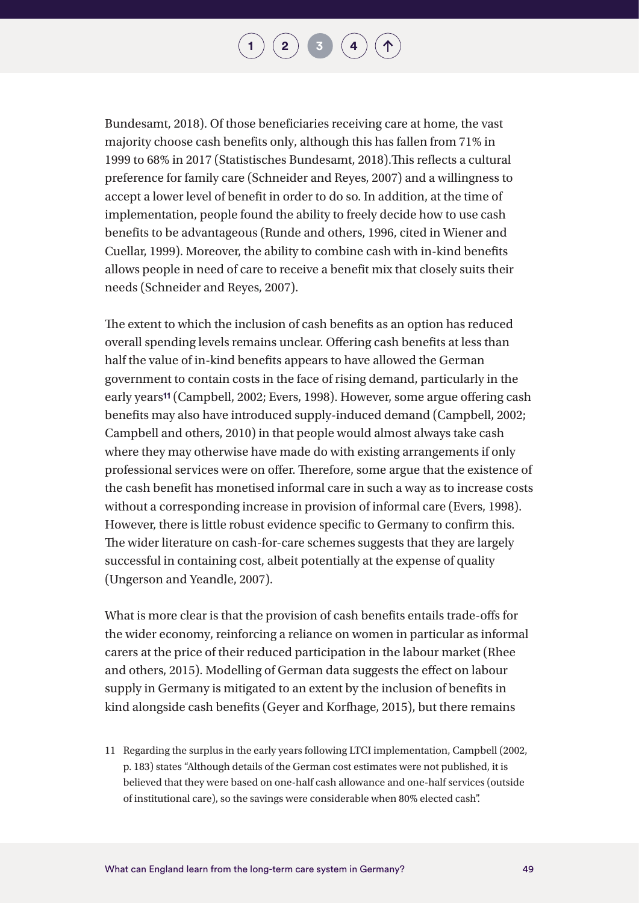Bundesamt, 2018). Of those beneficiaries receiving care at home, the vast majority choose cash benefits only, although this has fallen from 71% in 1999 to 68% in 2017 (Statistisches Bundesamt, 2018).This reflects a cultural preference for family care (Schneider and Reyes, 2007) and a willingness to accept a lower level of benefit in order to do so. In addition, at the time of implementation, people found the ability to freely decide how to use cash benefits to be advantageous (Runde and others, 1996, cited in Wiener and Cuellar, 1999). Moreover, the ability to combine cash with in-kind benefits allows people in need of care to receive a benefit mix that closely suits their needs (Schneider and Reyes, 2007).

The extent to which the inclusion of cash benefits as an option has reduced overall spending levels remains unclear. Offering cash benefits at less than half the value of in-kind benefits appears to have allowed the German government to contain costs in the face of rising demand, particularly in the early years[11] (Campbell, 2002; Evers, 1998). However, some argue offering cash benefits may also have introduced supply-induced demand (Campbell, 2002; Campbell and others, 2010) in that people would almost always take cash where they may otherwise have made do with existing arrangements if only professional services were on offer. Therefore, some argue that the existence of the cash benefit has monetised informal care in such a way as to increase costs without a corresponding increase in provision of informal care (Evers, 1998). However, there is little robust evidence specific to Germany to confirm this. The wider literature on cash-for-care schemes suggests that they are largely successful in containing cost, albeit potentially at the expense of quality (Ungerson and Yeandle, 2007).

What is more clear is that the provision of cash benefits entails trade-offs for the wider economy, reinforcing a reliance on women in particular as informal carers at the price of their reduced participation in the labour market (Rhee and others, 2015). Modelling of German data suggests the effect on labour supply in Germany is mitigated to an extent by the inclusion of benefits in kind alongside cash benefits (Geyer and Korfhage, 2015), but there remains

11 Regarding the surplus in the early years following LTCI implementation, Campbell (2002, p. 183) states "Although details of the German cost estimates were not published, it is believed that they were based on one-half cash allowance and one-half services (outside of institutional care), so the savings were considerable when 80% elected cash".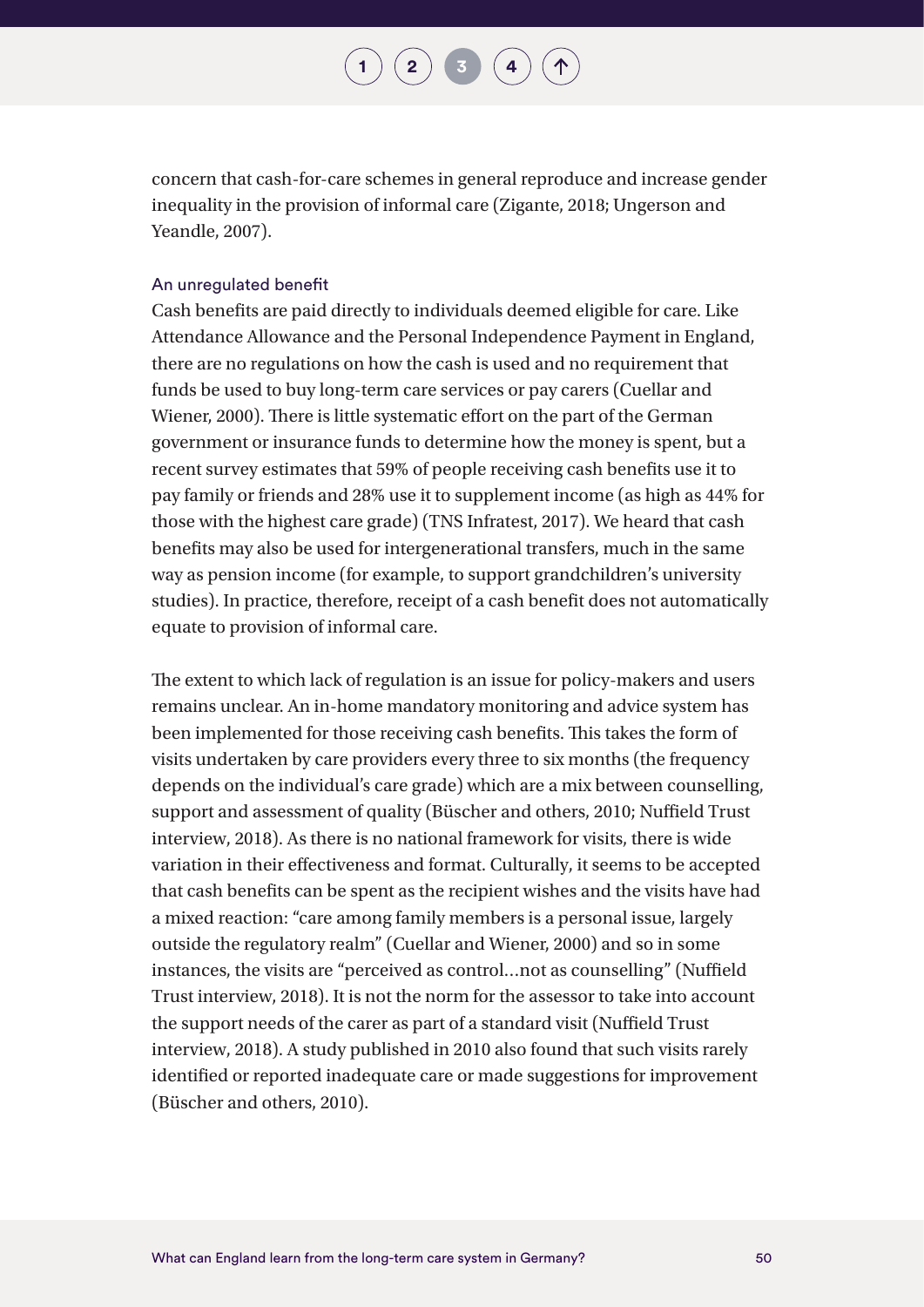concern that cash-for-care schemes in general reproduce and increase gender inequality in the provision of informal care (Zigante, 2018; Ungerson and Yeandle, 2007).

### An unregulated benefit

Cash benefits are paid directly to individuals deemed eligible for care. Like Attendance Allowance and the Personal Independence Payment in England, there are no regulations on how the cash is used and no requirement that funds be used to buy long-term care services or pay carers (Cuellar and Wiener, 2000). There is little systematic effort on the part of the German government or insurance funds to determine how the money is spent, but a recent survey estimates that 59% of people receiving cash benefits use it to pay family or friends and 28% use it to supplement income (as high as 44% for those with the highest care grade) (TNS Infratest, 2017). We heard that cash benefits may also be used for intergenerational transfers, much in the same way as pension income (for example, to support grandchildren's university studies). In practice, therefore, receipt of a cash benefit does not automatically equate to provision of informal care.

The extent to which lack of regulation is an issue for policy-makers and users remains unclear. An in-home mandatory monitoring and advice system has been implemented for those receiving cash benefits. This takes the form of visits undertaken by care providers every three to six months (the frequency depends on the individual's care grade) which are a mix between counselling, support and assessment of quality (Büscher and others, 2010; Nuffield Trust interview, 2018). As there is no national framework for visits, there is wide variation in their effectiveness and format. Culturally, it seems to be accepted that cash benefits can be spent as the recipient wishes and the visits have had a mixed reaction: "care among family members is a personal issue, largely outside the regulatory realm" (Cuellar and Wiener, 2000) and so in some instances, the visits are "perceived as control…not as counselling" (Nuffield Trust interview, 2018). It is not the norm for the assessor to take into account the support needs of the carer as part of a standard visit (Nuffield Trust interview, 2018). A study published in 2010 also found that such visits rarely identified or reported inadequate care or made suggestions for improvement (Büscher and others, 2010).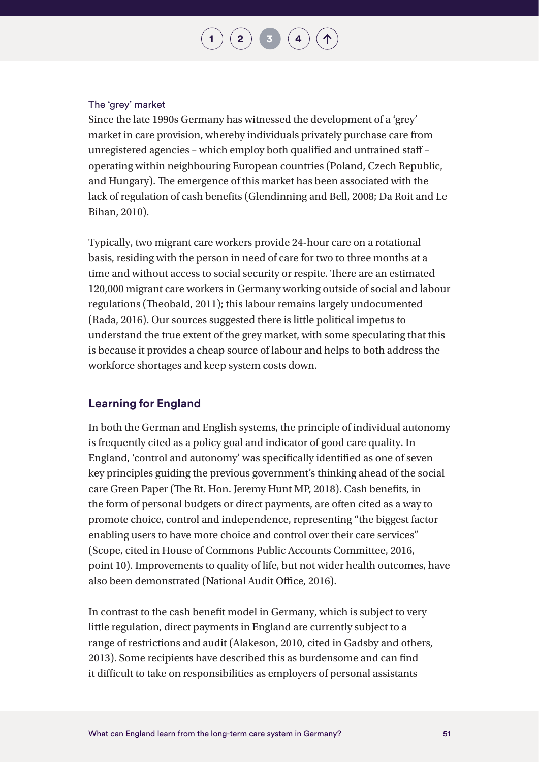#### The 'grey' market

Since the late 1990s Germany has witnessed the development of a 'grey' market in care provision, whereby individuals privately purchase care from unregistered agencies – which employ both qualified and untrained staff – operating within neighbouring European countries (Poland, Czech Republic, and Hungary). The emergence of this market has been associated with the lack of regulation of cash benefits (Glendinning and Bell, 2008; Da Roit and Le Bihan, 2010).

Typically, two migrant care workers provide 24-hour care on a rotational basis, residing with the person in need of care for two to three months at a time and without access to social security or respite. There are an estimated 120,000 migrant care workers in Germany working outside of social and labour regulations (Theobald, 2011); this labour remains largely undocumented (Rada, 2016). Our sources suggested there is little political impetus to understand the true extent of the grey market, with some speculating that this is because it provides a cheap source of labour and helps to both address the workforce shortages and keep system costs down.

### Learning for England

In both the German and English systems, the principle of individual autonomy is frequently cited as a policy goal and indicator of good care quality. In England, 'control and autonomy' was specifically identified as one of seven key principles guiding the previous government's thinking ahead of the social care Green Paper (The Rt. Hon. Jeremy Hunt MP, 2018). Cash benefits, in the form of personal budgets or direct payments, are often cited as a way to promote choice, control and independence, representing "the biggest factor enabling users to have more choice and control over their care services" (Scope, cited in House of Commons Public Accounts Committee, 2016, point 10). Improvements to quality of life, but not wider health outcomes, have also been demonstrated (National Audit Office, 2016).

In contrast to the cash benefit model in Germany, which is subject to very little regulation, direct payments in England are currently subject to a range of restrictions and audit (Alakeson, 2010, cited in Gadsby and others, 2013). Some recipients have described this as burdensome and can find it difficult to take on responsibilities as employers of personal assistants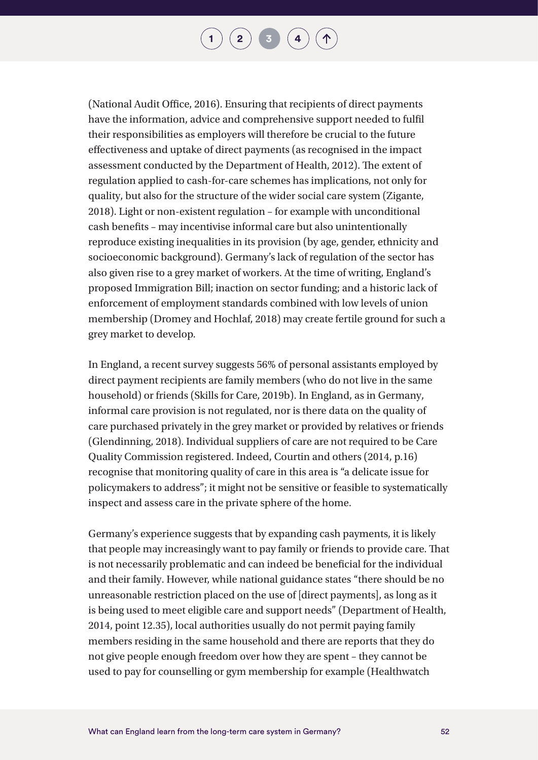(National Audit Office, 2016). Ensuring that recipients of direct payments have the information, advice and comprehensive support needed to fulfil their responsibilities as employers will therefore be crucial to the future effectiveness and uptake of direct payments (as recognised in the impact assessment conducted by the Department of Health, 2012). The extent of regulation applied to cash-for-care schemes has implications, not only for quality, but also for the structure of the wider social care system (Zigante, 2018). Light or non-existent regulation – for example with unconditional cash benefits – may incentivise informal care but also unintentionally reproduce existing inequalities in its provision (by age, gender, ethnicity and socioeconomic background). Germany's lack of regulation of the sector has also given rise to a grey market of workers. At the time of writing, England's proposed Immigration Bill; inaction on sector funding; and a historic lack of enforcement of employment standards combined with low levels of union membership (Dromey and Hochlaf, 2018) may create fertile ground for such a grey market to develop.

In England, a recent survey suggests 56% of personal assistants employed by direct payment recipients are family members (who do not live in the same household) or friends (Skills for Care, 2019b). In England, as in Germany, informal care provision is not regulated, nor is there data on the quality of care purchased privately in the grey market or provided by relatives or friends (Glendinning, 2018). Individual suppliers of care are not required to be Care Quality Commission registered. Indeed, Courtin and others (2014, p.16) recognise that monitoring quality of care in this area is "a delicate issue for policymakers to address"; it might not be sensitive or feasible to systematically inspect and assess care in the private sphere of the home.

Germany's experience suggests that by expanding cash payments, it is likely that people may increasingly want to pay family or friends to provide care. That is not necessarily problematic and can indeed be beneficial for the individual and their family. However, while national guidance states "there should be no unreasonable restriction placed on the use of [direct payments], as long as it is being used to meet eligible care and support needs" (Department of Health, 2014, point 12.35), local authorities usually do not permit paying family members residing in the same household and there are reports that they do not give people enough freedom over how they are spent – they cannot be used to pay for counselling or gym membership for example (Healthwatch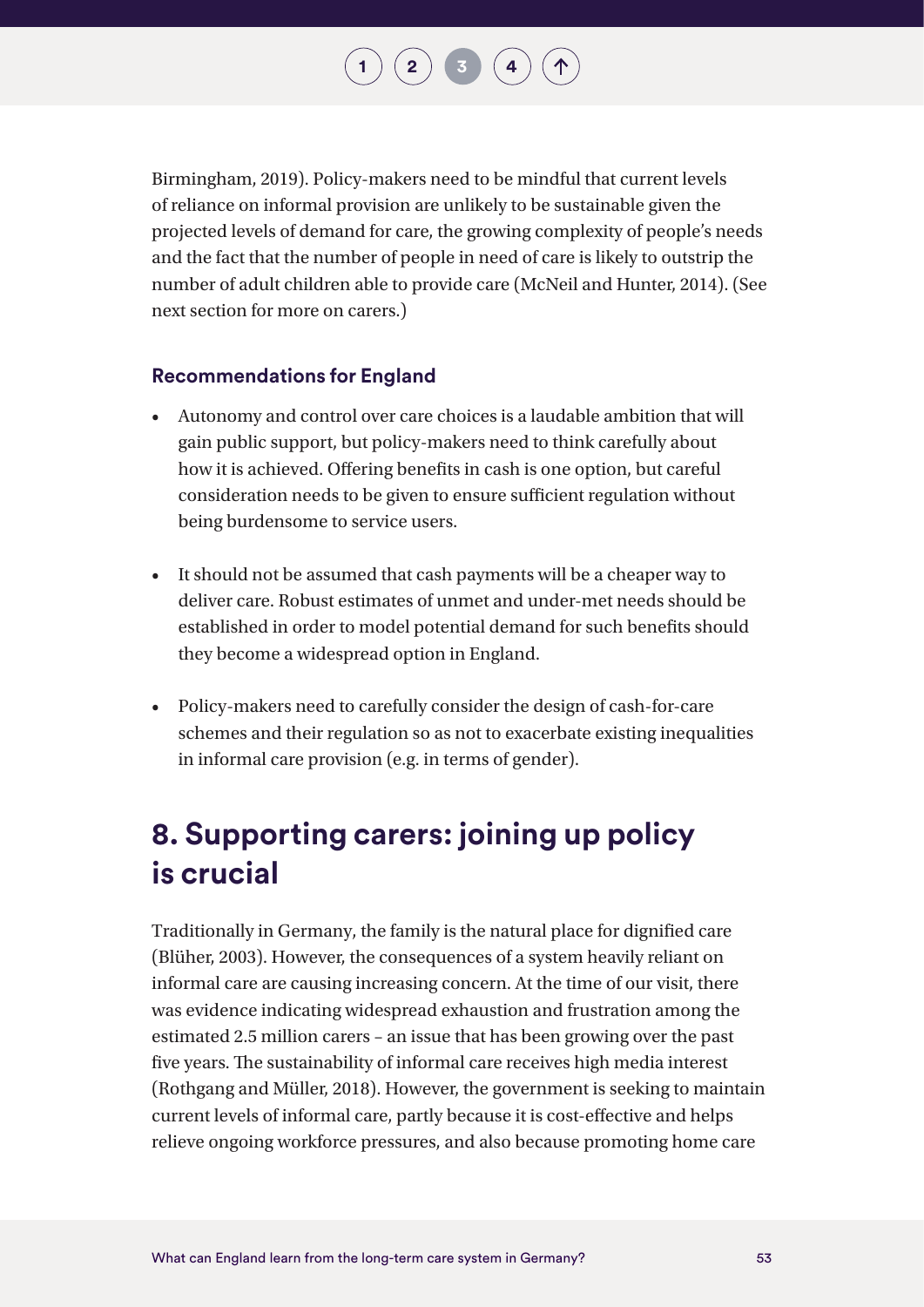Birmingham, 2019). Policy-makers need to be mindful that current levels of reliance on informal provision are unlikely to be sustainable given the projected levels of demand for care, the growing complexity of people's needs and the fact that the number of people in need of care is likely to outstrip the number of adult children able to provide care (McNeil and Hunter, 2014). (See next section for more on carers.)

### Recommendations for England

- Autonomy and control over care choices is a laudable ambition that will gain public support, but policy-makers need to think carefully about how it is achieved. Offering benefits in cash is one option, but careful consideration needs to be given to ensure sufficient regulation without being burdensome to service users.
- It should not be assumed that cash payments will be a cheaper way to deliver care. Robust estimates of unmet and under-met needs should be established in order to model potential demand for such benefits should they become a widespread option in England.
- Policy-makers need to carefully consider the design of cash-for-care schemes and their regulation so as not to exacerbate existing inequalities in informal care provision (e.g. in terms of gender).

## 8. Supporting carers: joining up policy is crucial

Traditionally in Germany, the family is the natural place for dignified care (Blüher, 2003). However, the consequences of a system heavily reliant on informal care are causing increasing concern. At the time of our visit, there was evidence indicating widespread exhaustion and frustration among the estimated 2.5 million carers – an issue that has been growing over the past five years. The sustainability of informal care receives high media interest (Rothgang and Müller, 2018). However, the government is seeking to maintain current levels of informal care, partly because it is cost-effective and helps relieve ongoing workforce pressures, and also because promoting home care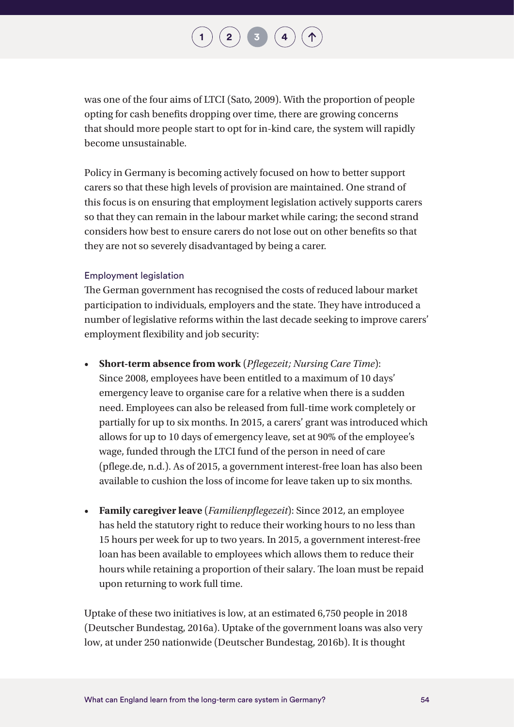was one of the four aims of LTCI (Sato, 2009). With the proportion of people opting for cash benefits dropping over time, there are growing concerns that should more people start to opt for in-kind care, the system will rapidly become unsustainable.

Policy in Germany is becoming actively focused on how to better support carers so that these high levels of provision are maintained. One strand of this focus is on ensuring that employment legislation actively supports carers so that they can remain in the labour market while caring; the second strand considers how best to ensure carers do not lose out on other benefits so that they are not so severely disadvantaged by being a carer.

#### Employment legislation

The German government has recognised the costs of reduced labour market participation to individuals, employers and the state. They have introduced a number of legislative reforms within the last decade seeking to improve carers' employment flexibility and job security:

- **Short-term absence from work** (*Pflegezeit; Nursing Care Time*): Since 2008, employees have been entitled to a maximum of 10 days' emergency leave to organise care for a relative when there is a sudden need. Employees can also be released from full-time work completely or partially for up to six months. In 2015, a carers' grant was introduced which allows for up to 10 days of emergency leave, set at 90% of the employee's wage, funded through the LTCI fund of the person in need of care (pflege.de, n.d.). As of 2015, a government interest-free loan has also been available to cushion the loss of income for leave taken up to six months.

- **Family caregiver leave** (*Familienpflegezeit*): Since 2012, an employee has held the statutory right to reduce their working hours to no less than 15 hours per week for up to two years. In 2015, a government interest-free loan has been available to employees which allows them to reduce their hours while retaining a proportion of their salary. The loan must be repaid upon returning to work full time.

Uptake of these two initiatives is low, at an estimated 6,750 people in 2018 (Deutscher Bundestag, 2016a). Uptake of the government loans was also very low, at under 250 nationwide (Deutscher Bundestag, 2016b). It is thought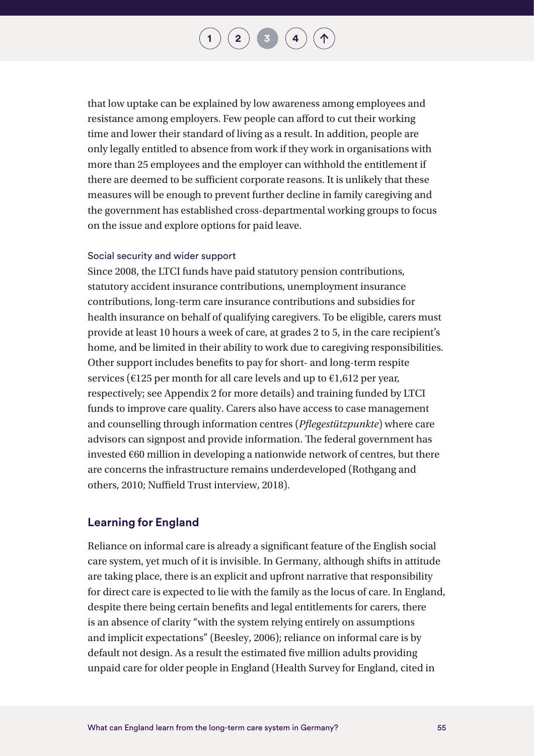that low uptake can be explained by low awareness among employees and resistance among employers. Few people can afford to cut their working time and lower their standard of living as a result. In addition, people are only legally entitled to absence from work if they work in organisations with more than 25 employees and the employer can withhold the entitlement if there are deemed to be sufficient corporate reasons. It is unlikely that these measures will be enough to prevent further decline in family caregiving and the government has established cross-departmental working groups to focus on the issue and explore options for paid leave.

#### Social security and wider support

Since 2008, the LTCI funds have paid statutory pension contributions, statutory accident insurance contributions, unemployment insurance contributions, long-term care insurance contributions and subsidies for health insurance on behalf of qualifying caregivers. To be eligible, carers must provide at least 10 hours a week of care, at grades 2 to 5, in the care recipient's home, and be limited in their ability to work due to caregiving responsibilities. Other support includes benefits to pay for short- and long-term respite services (€125 per month for all care levels and up to €1,612 per year, respectively; see Appendix 2 for more details) and training funded by LTCI funds to improve care quality. Carers also have access to case management and counselling through information centres (*Pflegestützpunkte*) where care advisors can signpost and provide information. The federal government has invested €60 million in developing a nationwide network of centres, but there are concerns the infrastructure remains underdeveloped (Rothgang and others, 2010; Nuffield Trust interview, 2018).

### Learning for England

Reliance on informal care is already a significant feature of the English social care system, yet much of it is invisible. In Germany, although shifts in attitude are taking place, there is an explicit and upfront narrative that responsibility for direct care is expected to lie with the family as the locus of care. In England, despite there being certain benefits and legal entitlements for carers, there is an absence of clarity "with the system relying entirely on assumptions and implicit expectations" (Beesley, 2006); reliance on informal care is by default not design. As a result the estimated five million adults providing unpaid care for older people in England (Health Survey for England, cited in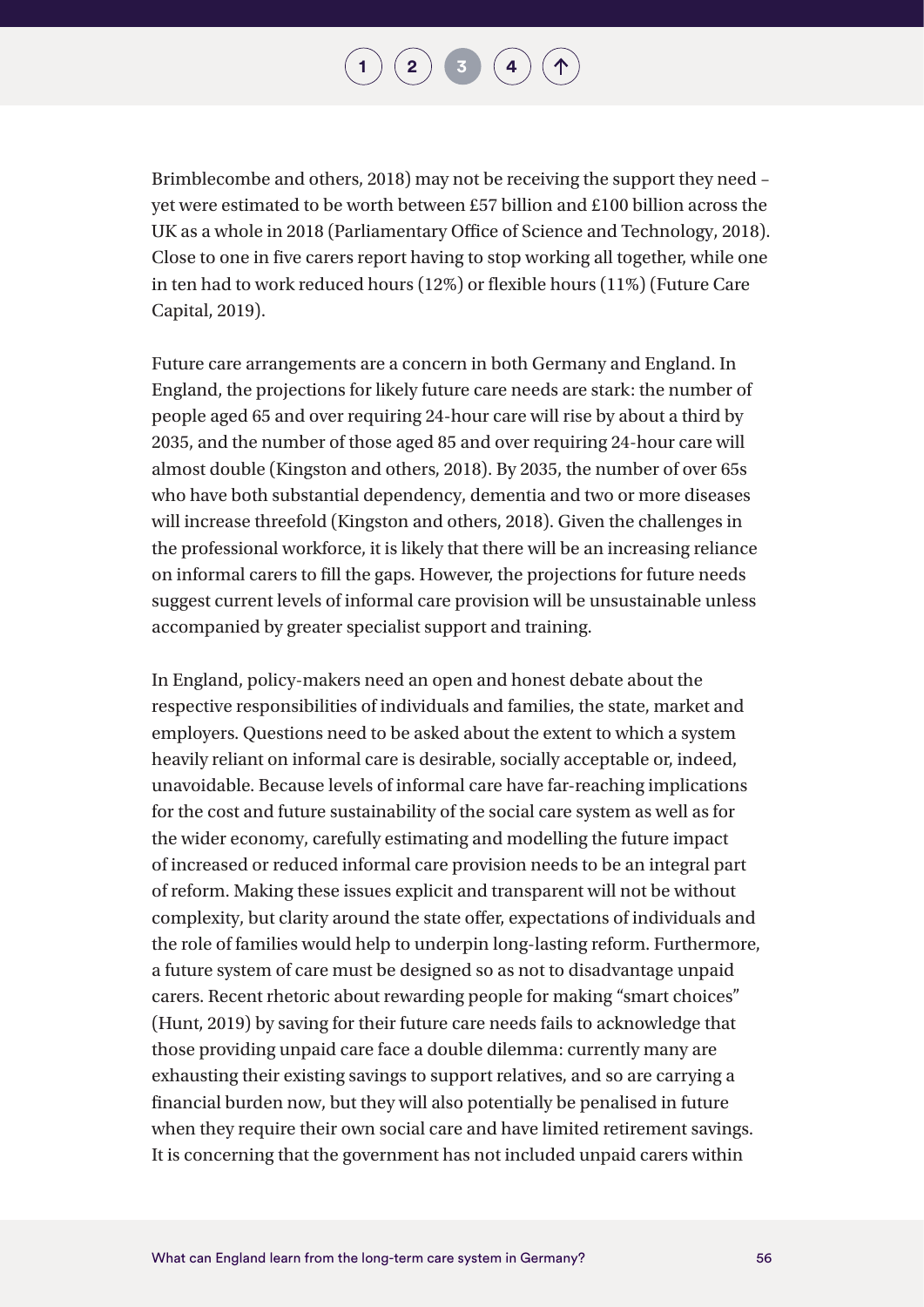Brimblecombe and others, 2018) may not be receiving the support they need – yet were estimated to be worth between £57 billion and £100 billion across the UK as a whole in 2018 (Parliamentary Office of Science and Technology, 2018). Close to one in five carers report having to stop working all together, while one in ten had to work reduced hours (12%) or flexible hours (11%) (Future Care Capital, 2019).

Future care arrangements are a concern in both Germany and England. In England, the projections for likely future care needs are stark: the number of people aged 65 and over requiring 24-hour care will rise by about a third by 2035, and the number of those aged 85 and over requiring 24-hour care will almost double (Kingston and others, 2018). By 2035, the number of over 65s who have both substantial dependency, dementia and two or more diseases will increase threefold (Kingston and others, 2018). Given the challenges in the professional workforce, it is likely that there will be an increasing reliance on informal carers to fill the gaps. However, the projections for future needs suggest current levels of informal care provision will be unsustainable unless accompanied by greater specialist support and training.

In England, policy-makers need an open and honest debate about the respective responsibilities of individuals and families, the state, market and employers. Questions need to be asked about the extent to which a system heavily reliant on informal care is desirable, socially acceptable or, indeed, unavoidable. Because levels of informal care have far-reaching implications for the cost and future sustainability of the social care system as well as for the wider economy, carefully estimating and modelling the future impact of increased or reduced informal care provision needs to be an integral part of reform. Making these issues explicit and transparent will not be without complexity, but clarity around the state offer, expectations of individuals and the role of families would help to underpin long-lasting reform. Furthermore, a future system of care must be designed so as not to disadvantage unpaid carers. Recent rhetoric about rewarding people for making "smart choices" (Hunt, 2019) by saving for their future care needs fails to acknowledge that those providing unpaid care face a double dilemma: currently many are exhausting their existing savings to support relatives, and so are carrying a financial burden now, but they will also potentially be penalised in future when they require their own social care and have limited retirement savings. It is concerning that the government has not included unpaid carers within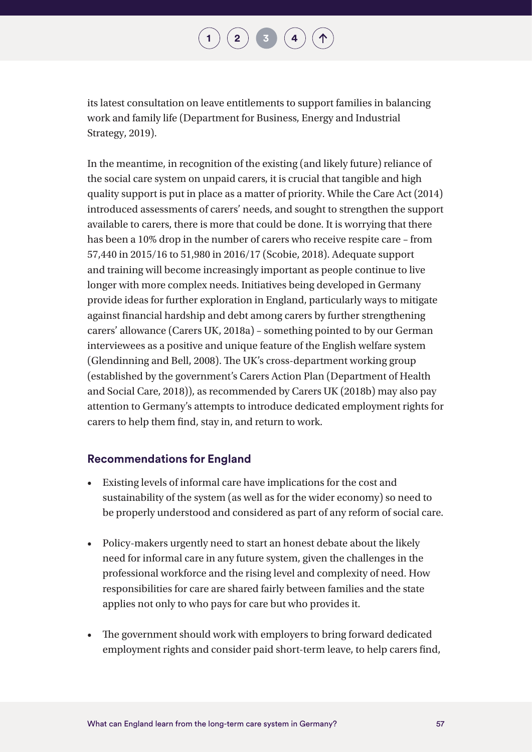its latest consultation on leave entitlements to support families in balancing work and family life (Department for Business, Energy and Industrial Strategy, 2019).

In the meantime, in recognition of the existing (and likely future) reliance of the social care system on unpaid carers, it is crucial that tangible and high quality support is put in place as a matter of priority. While the Care Act (2014) introduced assessments of carers' needs, and sought to strengthen the support available to carers, there is more that could be done. It is worrying that there has been a 10% drop in the number of carers who receive respite care – from 57,440 in 2015/16 to 51,980 in 2016/17 (Scobie, 2018). Adequate support and training will become increasingly important as people continue to live longer with more complex needs. Initiatives being developed in Germany provide ideas for further exploration in England, particularly ways to mitigate against financial hardship and debt among carers by further strengthening carers' allowance (Carers UK, 2018a) – something pointed to by our German interviewees as a positive and unique feature of the English welfare system (Glendinning and Bell, 2008). The UK's cross-department working group (established by the government's Carers Action Plan (Department of Health and Social Care, 2018)), as recommended by Carers UK (2018b) may also pay attention to Germany's attempts to introduce dedicated employment rights for carers to help them find, stay in, and return to work.

### Recommendations for England

- Existing levels of informal care have implications for the cost and sustainability of the system (as well as for the wider economy) so need to be properly understood and considered as part of any reform of social care.
- Policy-makers urgently need to start an honest debate about the likely need for informal care in any future system, given the challenges in the professional workforce and the rising level and complexity of need. How responsibilities for care are shared fairly between families and the state applies not only to who pays for care but who provides it.
- The government should work with employers to bring forward dedicated employment rights and consider paid short-term leave, to help carers find,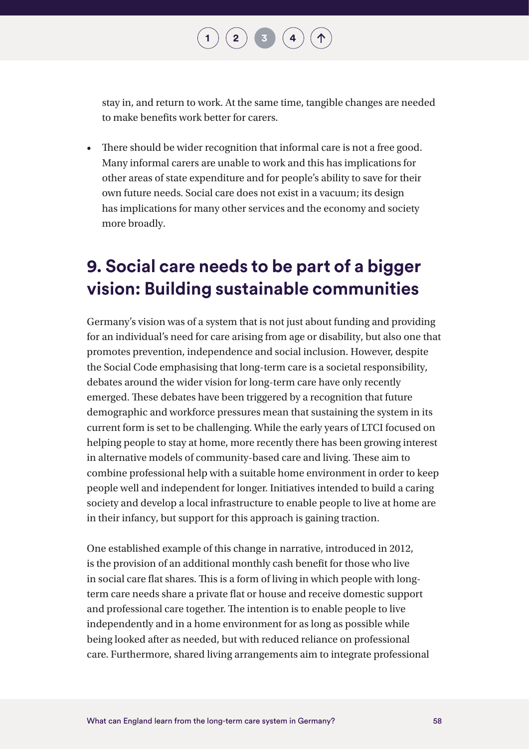stay in, and return to work. At the same time, tangible changes are needed to make benefits work better for carers.

- There should be wider recognition that informal care is not a free good. Many informal carers are unable to work and this has implications for other areas of state expenditure and for people's ability to save for their own future needs. Social care does not exist in a vacuum; its design has implications for many other services and the economy and society more broadly.

## 9. Social care needs to be part of a bigger vision: Building sustainable communities

Germany's vision was of a system that is not just about funding and providing for an individual's need for care arising from age or disability, but also one that promotes prevention, independence and social inclusion. However, despite the Social Code emphasising that long-term care is a societal responsibility, debates around the wider vision for long-term care have only recently emerged. These debates have been triggered by a recognition that future demographic and workforce pressures mean that sustaining the system in its current form is set to be challenging. While the early years of LTCI focused on helping people to stay at home, more recently there has been growing interest in alternative models of community-based care and living. These aim to combine professional help with a suitable home environment in order to keep people well and independent for longer. Initiatives intended to build a caring society and develop a local infrastructure to enable people to live at home are in their infancy, but support for this approach is gaining traction.

One established example of this change in narrative, introduced in 2012, is the provision of an additional monthly cash benefit for those who live in social care flat shares. This is a form of living in which people with long-term care needs share a private flat or house and receive domestic support and professional care together. The intention is to enable people to live independently and in a home environment for as long as possible while being looked after as needed, but with reduced reliance on professional care. Furthermore, shared living arrangements aim to integrate professional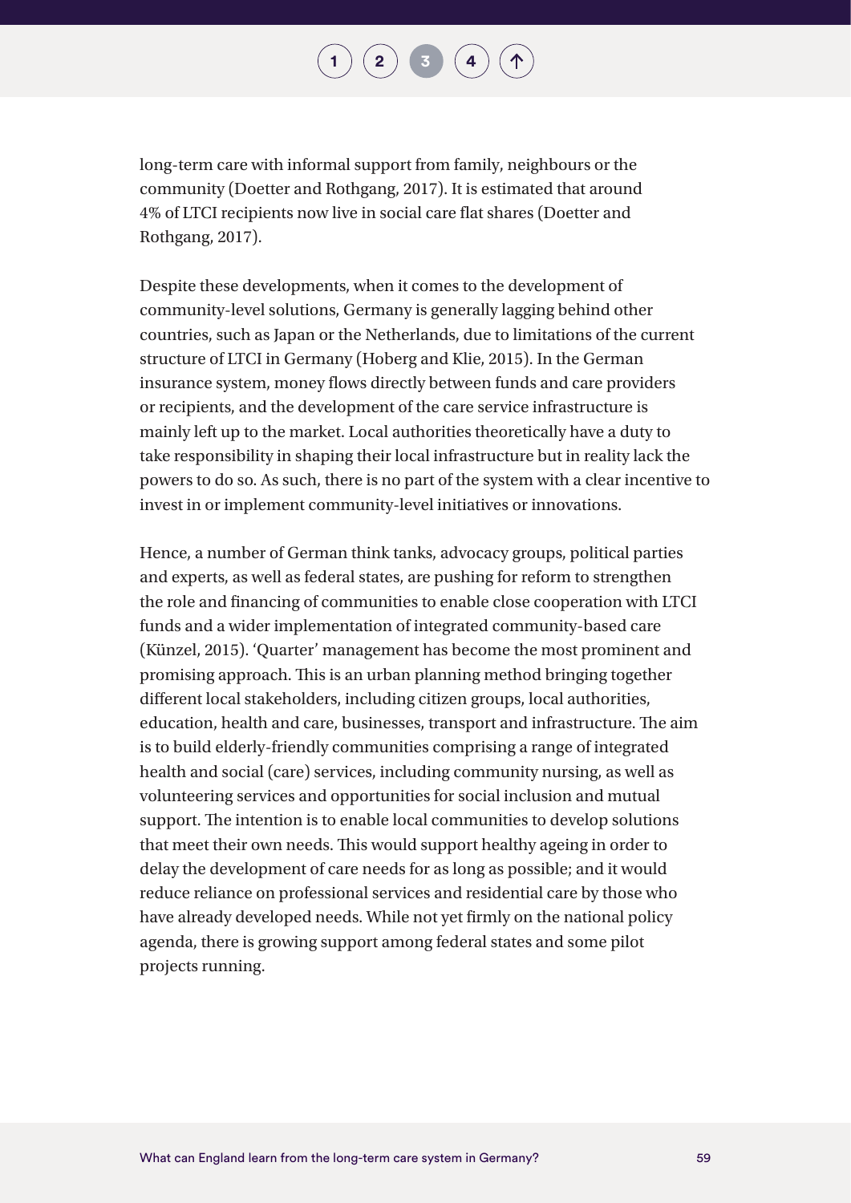long-term care with informal support from family, neighbours or the community (Doetter and Rothgang, 2017). It is estimated that around 4% of LTCI recipients now live in social care flat shares (Doetter and Rothgang, 2017).

Despite these developments, when it comes to the development of community-level solutions, Germany is generally lagging behind other countries, such as Japan or the Netherlands, due to limitations of the current structure of LTCI in Germany (Hoberg and Klie, 2015). In the German insurance system, money flows directly between funds and care providers or recipients, and the development of the care service infrastructure is mainly left up to the market. Local authorities theoretically have a duty to take responsibility in shaping their local infrastructure but in reality lack the powers to do so. As such, there is no part of the system with a clear incentive to invest in or implement community-level initiatives or innovations.

Hence, a number of German think tanks, advocacy groups, political parties and experts, as well as federal states, are pushing for reform to strengthen the role and financing of communities to enable close cooperation with LTCI funds and a wider implementation of integrated community-based care (Künzel, 2015). 'Quarter' management has become the most prominent and promising approach. This is an urban planning method bringing together different local stakeholders, including citizen groups, local authorities, education, health and care, businesses, transport and infrastructure. The aim is to build elderly-friendly communities comprising a range of integrated health and social (care) services, including community nursing, as well as volunteering services and opportunities for social inclusion and mutual support. The intention is to enable local communities to develop solutions that meet their own needs. This would support healthy ageing in order to delay the development of care needs for as long as possible; and it would reduce reliance on professional services and residential care by those who have already developed needs. While not yet firmly on the national policy agenda, there is growing support among federal states and some pilot projects running.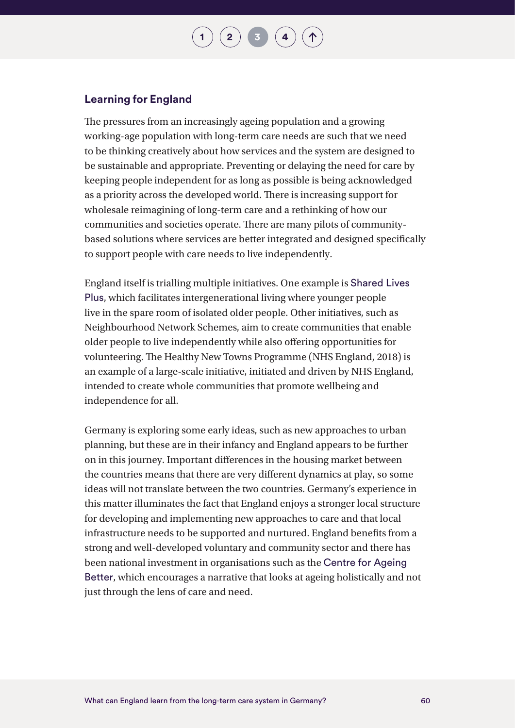## Learning for England

The pressures from an increasingly ageing population and a growing working-age population with long-term care needs are such that we need to be thinking creatively about how services and the system are designed to be sustainable and appropriate. Preventing or delaying the need for care by keeping people independent for as long as possible is being acknowledged as a priority across the developed world. There is increasing support for wholesale reimagining of long-term care and a rethinking of how our communities and societies operate. There are many pilots of community-based solutions where services are better integrated and designed specifically to support people with care needs to live independently.

England itself is trialling multiple initiatives. One example is Shared Lives Plus, which facilitates intergenerational living where younger people live in the spare room of isolated older people. Other initiatives, such as Neighbourhood Network Schemes, aim to create communities that enable older people to live independently while also offering opportunities for volunteering. The Healthy New Towns Programme (NHS England, 2018) is an example of a large-scale initiative, initiated and driven by NHS England, intended to create whole communities that promote wellbeing and independence for all.

Germany is exploring some early ideas, such as new approaches to urban planning, but these are in their infancy and England appears to be further on in this journey. Important differences in the housing market between the countries means that there are very different dynamics at play, so some ideas will not translate between the two countries. Germany's experience in this matter illuminates the fact that England enjoys a stronger local structure for developing and implementing new approaches to care and that local infrastructure needs to be supported and nurtured. England benefits from a strong and well-developed voluntary and community sector and there has been national investment in organisations such as the Centre for Ageing Better, which encourages a narrative that looks at ageing holistically and not just through the lens of care and need.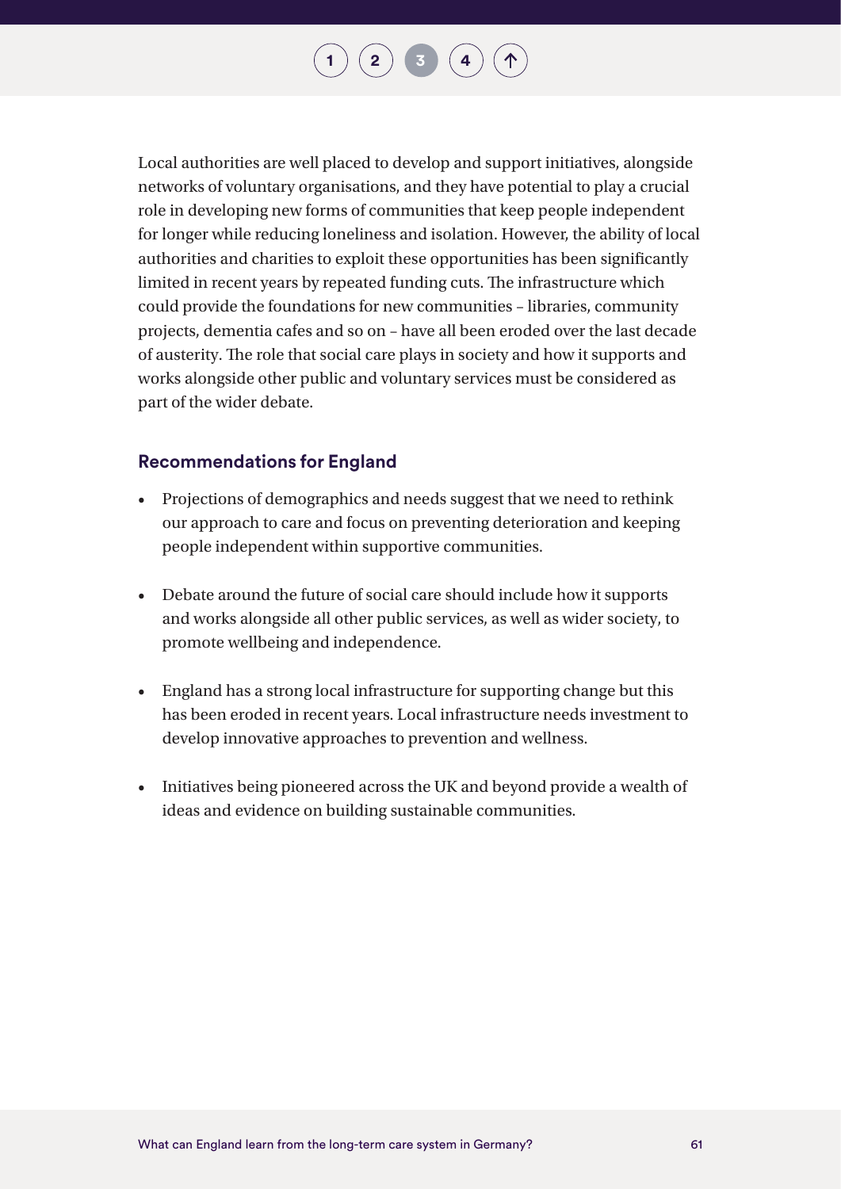Local authorities are well placed to develop and support initiatives, alongside networks of voluntary organisations, and they have potential to play a crucial role in developing new forms of communities that keep people independent for longer while reducing loneliness and isolation. However, the ability of local authorities and charities to exploit these opportunities has been significantly limited in recent years by repeated funding cuts. The infrastructure which could provide the foundations for new communities – libraries, community projects, dementia cafes and so on – have all been eroded over the last decade of austerity. The role that social care plays in society and how it supports and works alongside other public and voluntary services must be considered as part of the wider debate.

## Recommendations for England

- Projections of demographics and needs suggest that we need to rethink our approach to care and focus on preventing deterioration and keeping people independent within supportive communities.
- Debate around the future of social care should include how it supports and works alongside all other public services, as well as wider society, to promote wellbeing and independence.
- England has a strong local infrastructure for supporting change but this has been eroded in recent years. Local infrastructure needs investment to develop innovative approaches to prevention and wellness.
- Initiatives being pioneered across the UK and beyond provide a wealth of ideas and evidence on building sustainable communities.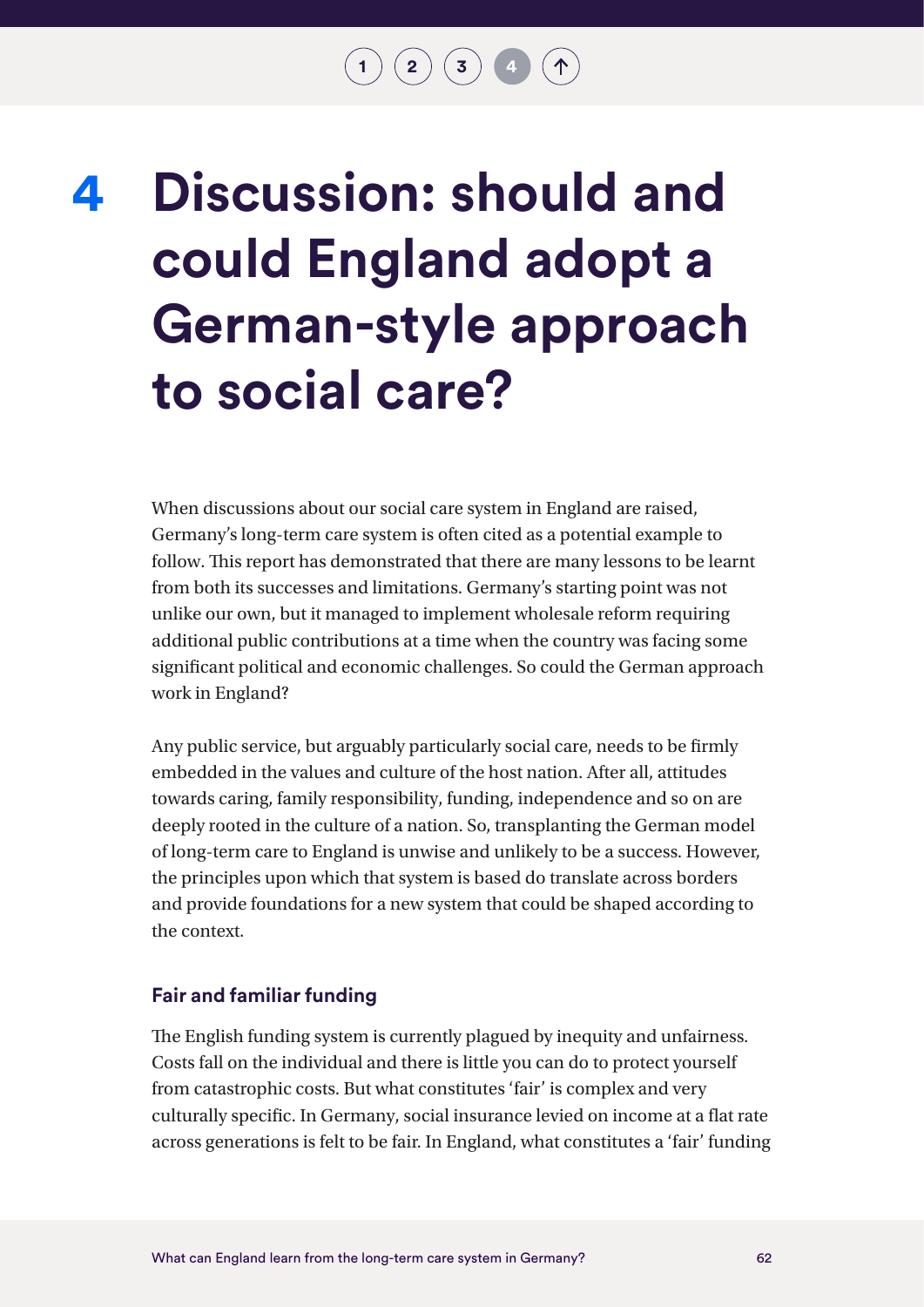# 4 Discussion: should and could England adopt a German-style approach to social care?

When discussions about our social care system in England are raised, Germany's long-term care system is often cited as a potential example to follow. This report has demonstrated that there are many lessons to be learnt from both its successes and limitations. Germany's starting point was not unlike our own, but it managed to implement wholesale reform requiring additional public contributions at a time when the country was facing some significant political and economic challenges. So could the German approach work in England?

Any public service, but arguably particularly social care, needs to be firmly embedded in the values and culture of the host nation. After all, attitudes towards caring, family responsibility, funding, independence and so on are deeply rooted in the culture of a nation. So, transplanting the German model of long-term care to England is unwise and unlikely to be a success. However, the principles upon which that system is based do translate across borders and provide foundations for a new system that could be shaped according to the context.

### Fair and familiar funding

The English funding system is currently plagued by inequity and unfairness. Costs fall on the individual and there is little you can do to protect yourself from catastrophic costs. But what constitutes 'fair' is complex and very culturally specific. In Germany, social insurance levied on income at a flat rate across generations is felt to be fair. In England, what constitutes a 'fair' funding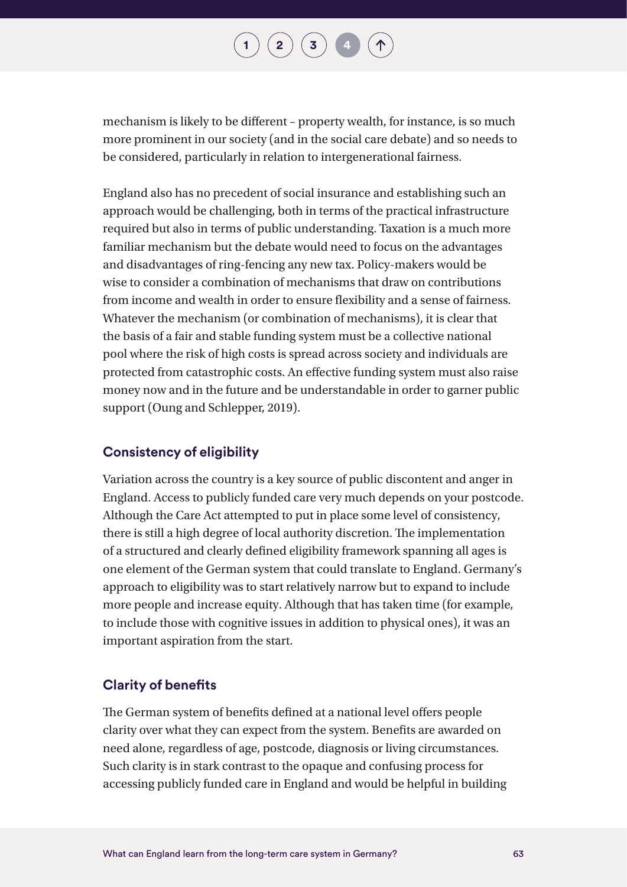mechanism is likely to be different – property wealth, for instance, is so much more prominent in our society (and in the social care debate) and so needs to be considered, particularly in relation to intergenerational fairness.

England also has no precedent of social insurance and establishing such an approach would be challenging, both in terms of the practical infrastructure required but also in terms of public understanding. Taxation is a much more familiar mechanism but the debate would need to focus on the advantages and disadvantages of ring-fencing any new tax. Policy-makers would be wise to consider a combination of mechanisms that draw on contributions from income and wealth in order to ensure flexibility and a sense of fairness. Whatever the mechanism (or combination of mechanisms), it is clear that the basis of a fair and stable funding system must be a collective national pool where the risk of high costs is spread across society and individuals are protected from catastrophic costs. An effective funding system must also raise money now and in the future and be understandable in order to garner public support (Oung and Schlepper, 2019).

### Consistency of eligibility

Variation across the country is a key source of public discontent and anger in England. Access to publicly funded care very much depends on your postcode. Although the Care Act attempted to put in place some level of consistency, there is still a high degree of local authority discretion. The implementation of a structured and clearly defined eligibility framework spanning all ages is one element of the German system that could translate to England. Germany's approach to eligibility was to start relatively narrow but to expand to include more people and increase equity. Although that has taken time (for example, to include those with cognitive issues in addition to physical ones), it was an important aspiration from the start.

### Clarity of benefits

The German system of benefits defined at a national level offers people clarity over what they can expect from the system. Benefits are awarded on need alone, regardless of age, postcode, diagnosis or living circumstances. Such clarity is in stark contrast to the opaque and confusing process for accessing publicly funded care in England and would be helpful in building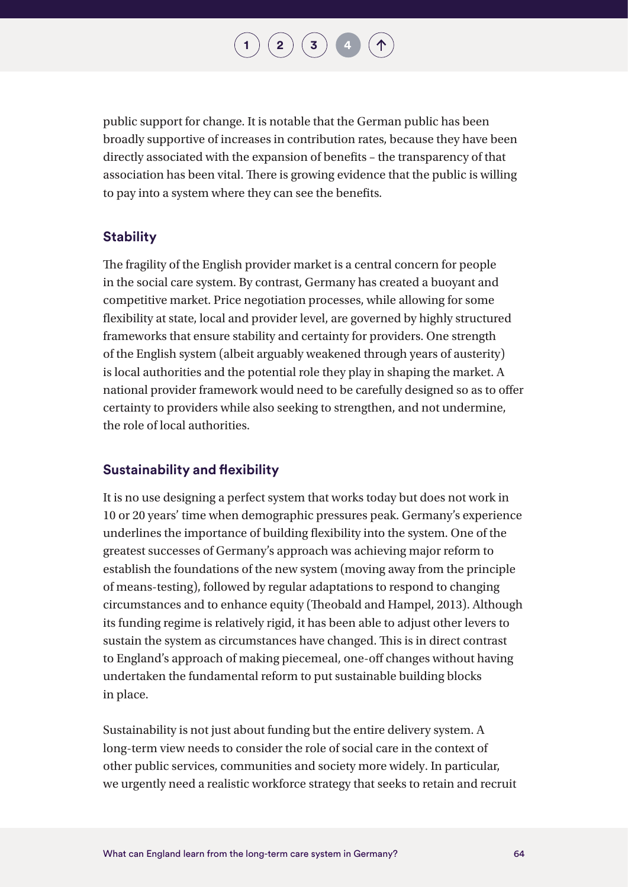public support for change. It is notable that the German public has been broadly supportive of increases in contribution rates, because they have been directly associated with the expansion of benefits – the transparency of that association has been vital. There is growing evidence that the public is willing to pay into a system where they can see the benefits.

### Stability

The fragility of the English provider market is a central concern for people in the social care system. By contrast, Germany has created a buoyant and competitive market. Price negotiation processes, while allowing for some flexibility at state, local and provider level, are governed by highly structured frameworks that ensure stability and certainty for providers. One strength of the English system (albeit arguably weakened through years of austerity) is local authorities and the potential role they play in shaping the market. A national provider framework would need to be carefully designed so as to offer certainty to providers while also seeking to strengthen, and not undermine, the role of local authorities.

### Sustainability and flexibility

It is no use designing a perfect system that works today but does not work in 10 or 20 years' time when demographic pressures peak. Germany's experience underlines the importance of building flexibility into the system. One of the greatest successes of Germany's approach was achieving major reform to establish the foundations of the new system (moving away from the principle of means-testing), followed by regular adaptations to respond to changing circumstances and to enhance equity (Theobald and Hampel, 2013). Although its funding regime is relatively rigid, it has been able to adjust other levers to sustain the system as circumstances have changed. This is in direct contrast to England's approach of making piecemeal, one-off changes without having undertaken the fundamental reform to put sustainable building blocks in place.

Sustainability is not just about funding but the entire delivery system. A long-term view needs to consider the role of social care in the context of other public services, communities and society more widely. In particular, we urgently need a realistic workforce strategy that seeks to retain and recruit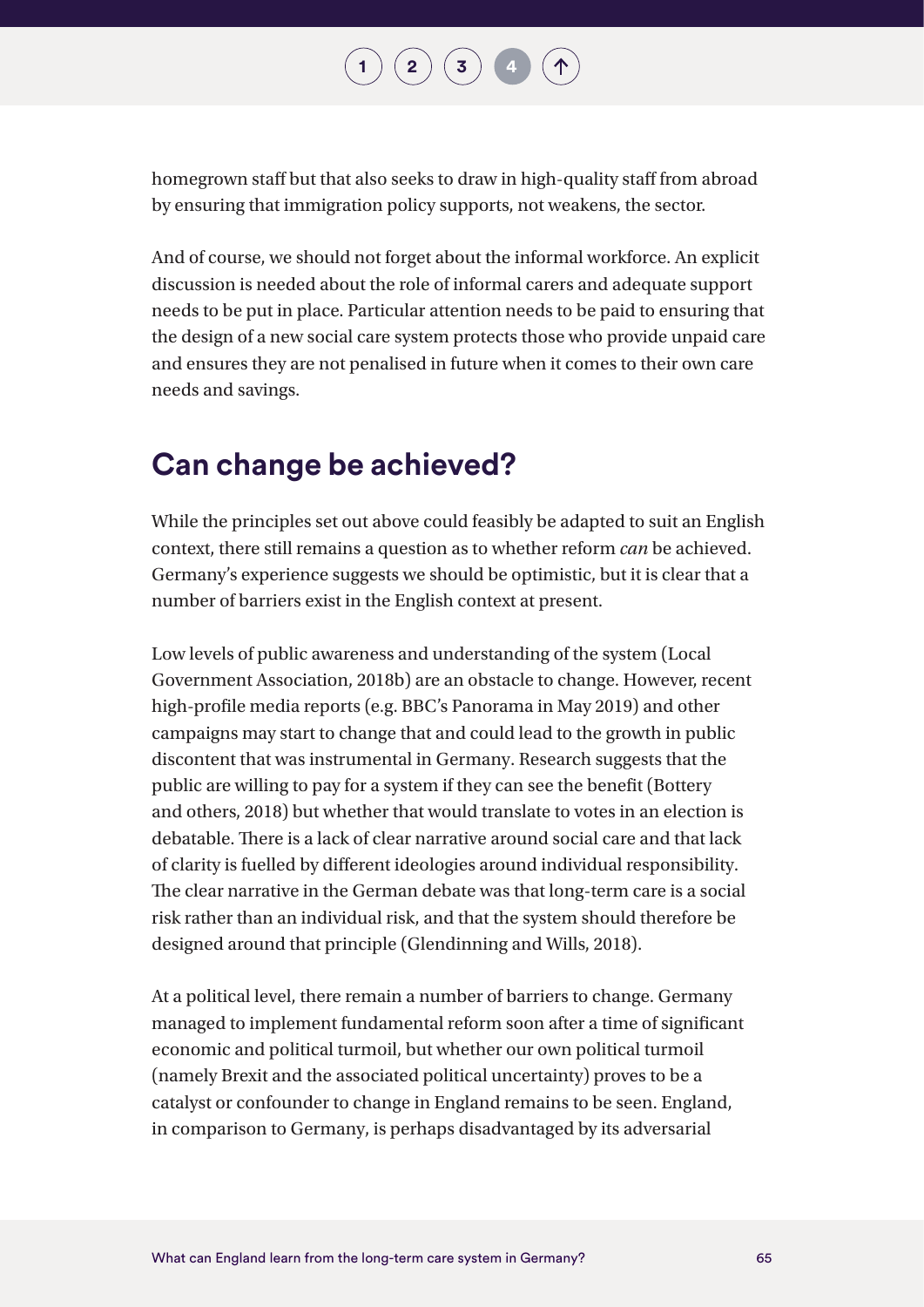homegrown staff but that also seeks to draw in high-quality staff from abroad by ensuring that immigration policy supports, not weakens, the sector.

And of course, we should not forget about the informal workforce. An explicit discussion is needed about the role of informal carers and adequate support needs to be put in place. Particular attention needs to be paid to ensuring that the design of a new social care system protects those who provide unpaid care and ensures they are not penalised in future when it comes to their own care needs and savings.

## Can change be achieved?

While the principles set out above could feasibly be adapted to suit an English context, there still remains a question as to whether reform *can* be achieved. Germany's experience suggests we should be optimistic, but it is clear that a number of barriers exist in the English context at present.

Low levels of public awareness and understanding of the system (Local Government Association, 2018b) are an obstacle to change. However, recent high-profile media reports (e.g. BBC's Panorama in May 2019) and other campaigns may start to change that and could lead to the growth in public discontent that was instrumental in Germany. Research suggests that the public are willing to pay for a system if they can see the benefit (Bottery and others, 2018) but whether that would translate to votes in an election is debatable. There is a lack of clear narrative around social care and that lack of clarity is fuelled by different ideologies around individual responsibility. The clear narrative in the German debate was that long-term care is a social risk rather than an individual risk, and that the system should therefore be designed around that principle (Glendinning and Wills, 2018).

At a political level, there remain a number of barriers to change. Germany managed to implement fundamental reform soon after a time of significant economic and political turmoil, but whether our own political turmoil (namely Brexit and the associated political uncertainty) proves to be a catalyst or confounder to change in England remains to be seen. England, in comparison to Germany, is perhaps disadvantaged by its adversarial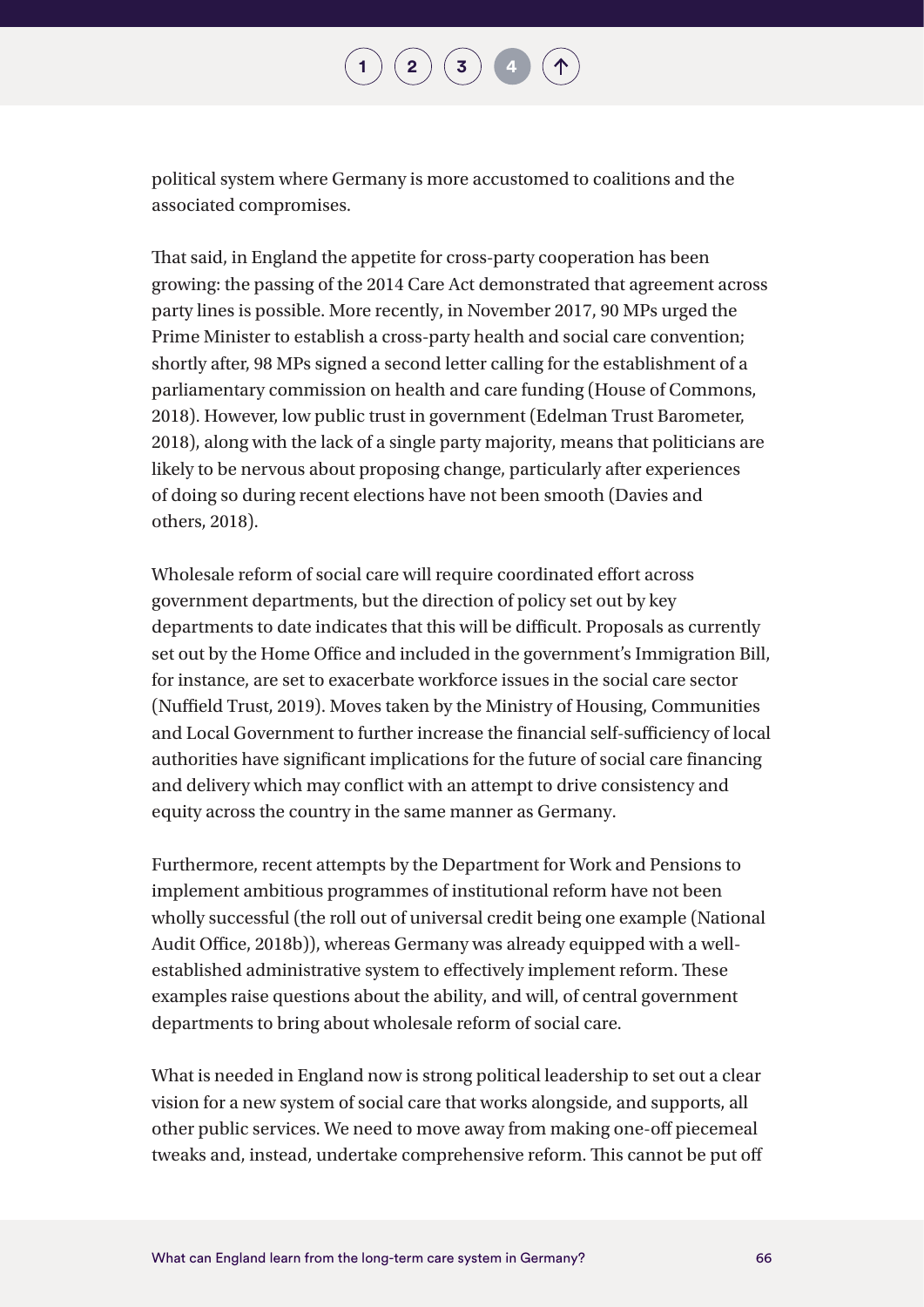political system where Germany is more accustomed to coalitions and the associated compromises.

That said, in England the appetite for cross-party cooperation has been growing: the passing of the 2014 Care Act demonstrated that agreement across party lines is possible. More recently, in November 2017, 90 MPs urged the Prime Minister to establish a cross-party health and social care convention; shortly after, 98 MPs signed a second letter calling for the establishment of a parliamentary commission on health and care funding (House of Commons, 2018). However, low public trust in government (Edelman Trust Barometer, 2018), along with the lack of a single party majority, means that politicians are likely to be nervous about proposing change, particularly after experiences of doing so during recent elections have not been smooth (Davies and others, 2018).

Wholesale reform of social care will require coordinated effort across government departments, but the direction of policy set out by key departments to date indicates that this will be difficult. Proposals as currently set out by the Home Office and included in the government's Immigration Bill, for instance, are set to exacerbate workforce issues in the social care sector (Nuffield Trust, 2019). Moves taken by the Ministry of Housing, Communities and Local Government to further increase the financial self-sufficiency of local authorities have significant implications for the future of social care financing and delivery which may conflict with an attempt to drive consistency and equity across the country in the same manner as Germany.

Furthermore, recent attempts by the Department for Work and Pensions to implement ambitious programmes of institutional reform have not been wholly successful (the roll out of universal credit being one example (National Audit Office, 2018b)), whereas Germany was already equipped with a well-established administrative system to effectively implement reform. These examples raise questions about the ability, and will, of central government departments to bring about wholesale reform of social care.

What is needed in England now is strong political leadership to set out a clear vision for a new system of social care that works alongside, and supports, all other public services. We need to move away from making one-off piecemeal tweaks and, instead, undertake comprehensive reform. This cannot be put off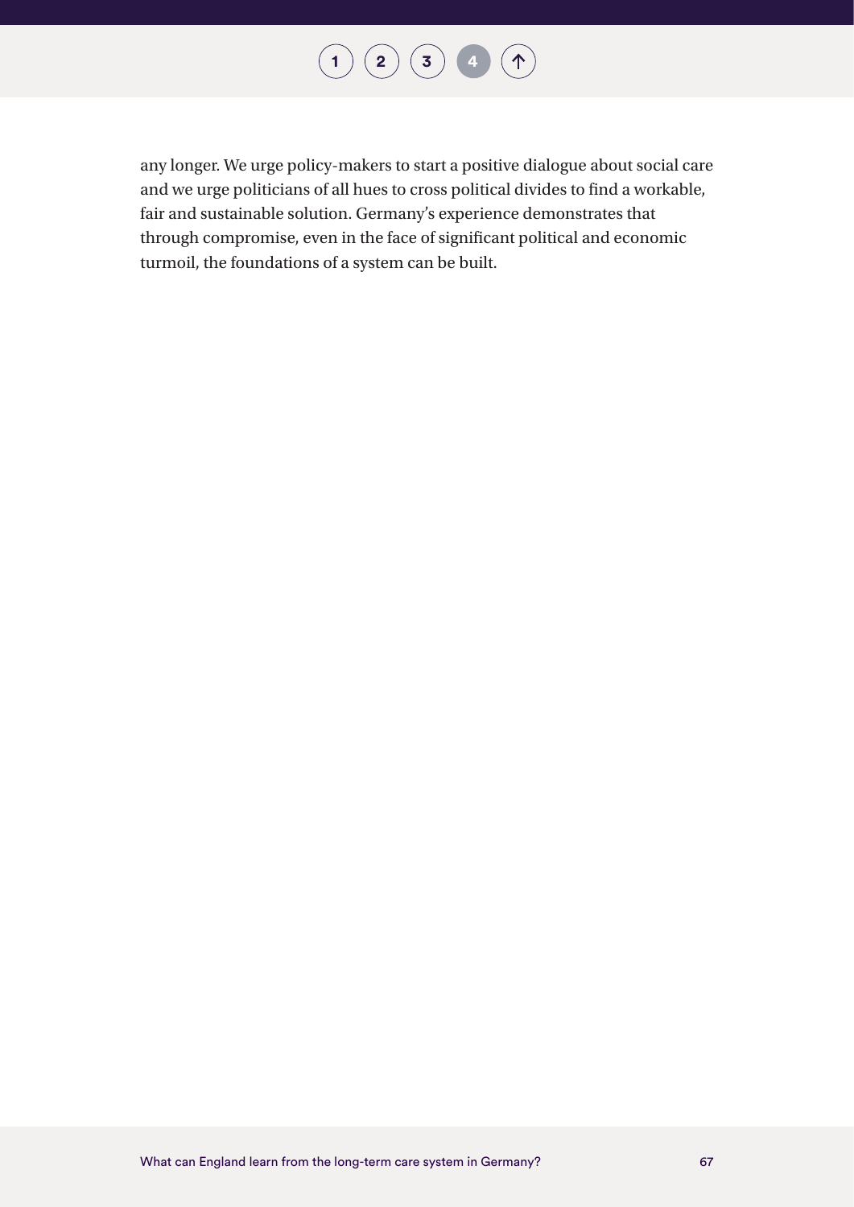any longer. We urge policy-makers to start a positive dialogue about social care and we urge politicians of all hues to cross political divides to find a workable, fair and sustainable solution. Germany's experience demonstrates that through compromise, even in the face of significant political and economic turmoil, the foundations of a system can be built.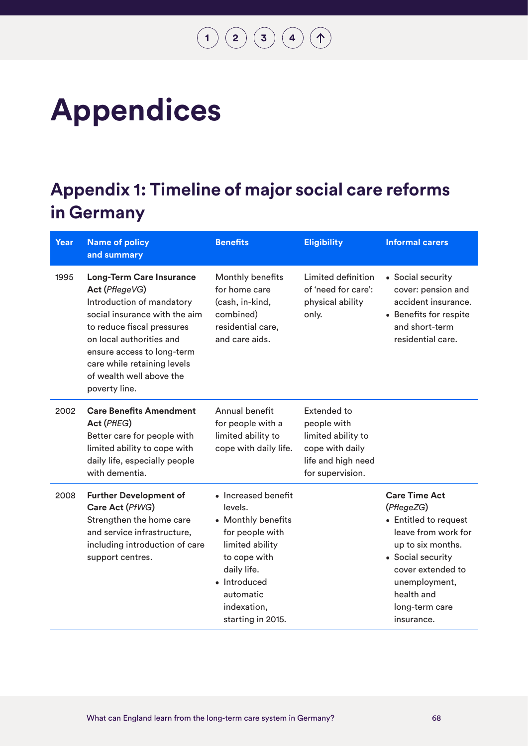# Appendices

## Appendix 1: Timeline of major social care reforms in Germany

| Year | Name of policy and summary | Benefits | Eligibility | Informal carers |
|---|---|---|---|---|
| 1995 | **Long-Term Care Insurance Act (*PflegeVG*)** Introduction of mandatory social insurance with the aim to reduce fiscal pressures on local authorities and ensure access to long-term care while retaining levels of wealth well above the poverty line. | Monthly benefits for home care (cash, in-kind, combined) residential care, and care aids. | Limited definition of 'need for care': physical ability only. | • Social security cover: pension and accident insurance. • Benefits for respite and short-term residential care. |
| 2002 | **Care Benefits Amendment Act (*PflEG*)** Better care for people with limited ability to cope with daily life, especially people with dementia. | Annual benefit for people with a limited ability to cope with daily life. | Extended to people with limited ability to cope with daily life and high need for supervision. | |
| 2008 | **Further Development of Care Act (*PfWG*)** Strengthen the home care and service infrastructure, including introduction of care support centres. | • Increased benefit levels. • Monthly benefits for people with limited ability to cope with daily life. • Introduced automatic indexation, starting in 2015. | | **Care Time Act (*PflegeZG*)** • Entitled to request leave from work for up to six months. • Social security cover extended to unemployment, health and long-term care insurance. |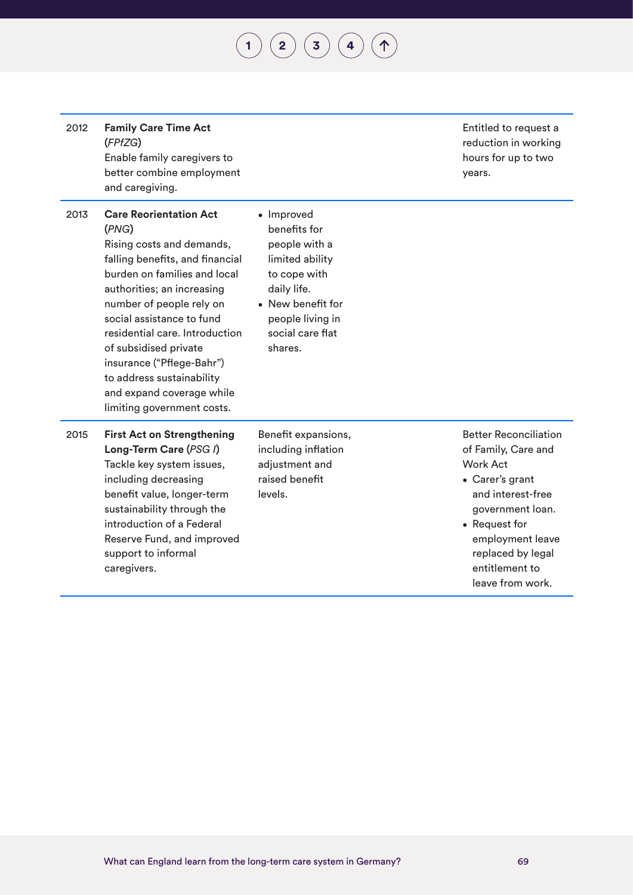| | | | | |
|---|---|---|---|---|
| 2012 | **Family Care Time Act (*FPfZG*)**<br>Enable family caregivers to better combine employment and caregiving. | | | Entitled to request a reduction in working hours for up to two years. |
| 2013 | **Care Reorientation Act (*PNG*)**<br>Rising costs and demands, falling benefits, and financial burden on families and local authorities; an increasing number of people rely on social assistance to fund residential care. Introduction of subsidised private insurance ("Pflege-Bahr") to address sustainability and expand coverage while limiting government costs. | • Improved benefits for people with a limited ability to cope with daily life.<br>• New benefit for people living in social care flat shares. | | |
| 2015 | **First Act on Strengthening Long-Term Care (*PSG I*)**<br>Tackle key system issues, including decreasing benefit value, longer-term sustainability through the introduction of a Federal Reserve Fund, and improved support to informal caregivers. | Benefit expansions, including inflation adjustment and raised benefit levels. | | Better Reconciliation of Family, Care and Work Act<br>• Carer's grant and interest-free government loan.<br>• Request for employment leave replaced by legal entitlement to leave from work. |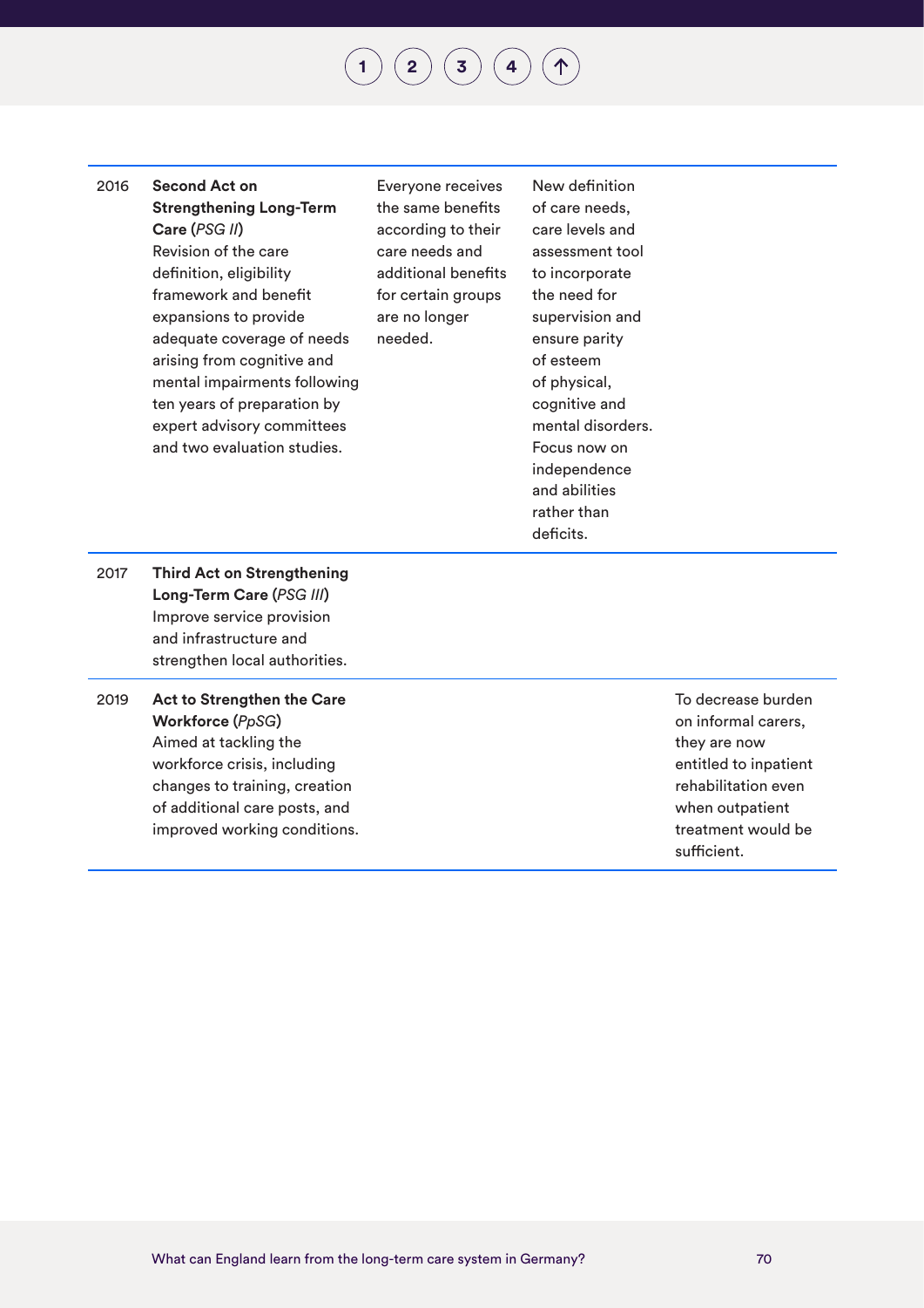| | | | | |
|---|---|---|---|---|
| 2016 | **Second Act on Strengthening Long-Term Care (*PSG II*)**<br>Revision of the care definition, eligibility framework and benefit expansions to provide adequate coverage of needs arising from cognitive and mental impairments following ten years of preparation by expert advisory committees and two evaluation studies. | Everyone receives the same benefits according to their care needs and additional benefits for certain groups are no longer needed. | New definition of care needs, care levels and assessment tool to incorporate the need for supervision and ensure parity of esteem of physical, cognitive and mental disorders. Focus now on independence and abilities rather than deficits. | |
| 2017 | **Third Act on Strengthening Long-Term Care (*PSG III*)**<br>Improve service provision and infrastructure and strengthen local authorities. | | | |
| 2019 | **Act to Strengthen the Care Workforce (*PpSG*)**<br>Aimed at tackling the workforce crisis, including changes to training, creation of additional care posts, and improved working conditions. | | | To decrease burden on informal carers, they are now entitled to inpatient rehabilitation even when outpatient treatment would be sufficient. |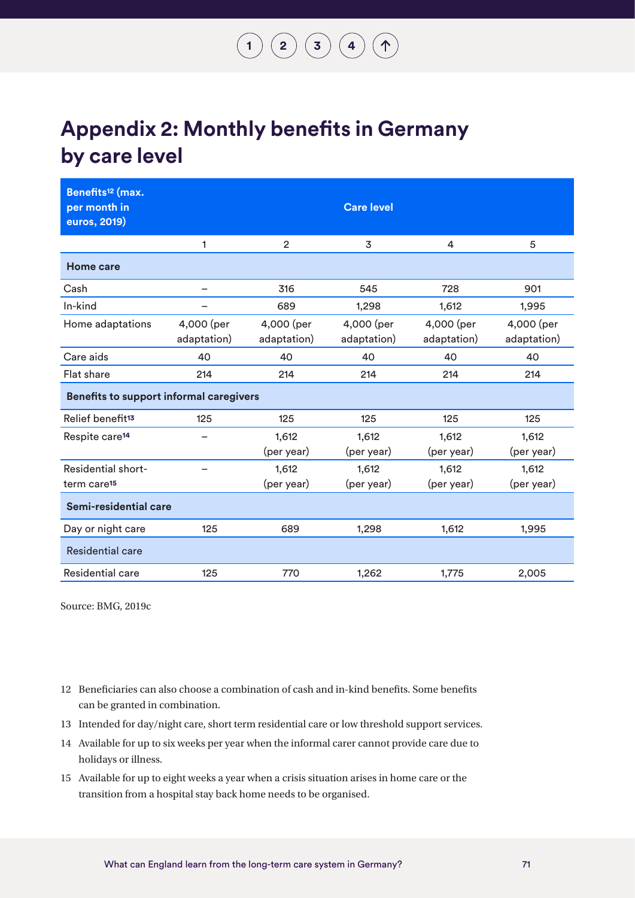# Appendix 2: Monthly benefits in Germany by care level

| Benefits[12] (max. per month in euros, 2019) | Care level | | | | |
|---|---|---|---|---|---|
| | 1 | 2 | 3 | 4 | 5 |
| **Home care** | | | | | |
| Cash | – | 316 | 545 | 728 | 901 |
| In-kind | – | 689 | 1,298 | 1,612 | 1,995 |
| Home adaptations | 4,000 (per adaptation) | 4,000 (per adaptation) | 4,000 (per adaptation) | 4,000 (per adaptation) | 4,000 (per adaptation) |
| Care aids | 40 | 40 | 40 | 40 | 40 |
| Flat share | 214 | 214 | 214 | 214 | 214 |
| **Benefits to support informal caregivers** | | | | | |
| Relief benefit[13] | 125 | 125 | 125 | 125 | 125 |
| Respite care[14] | – | 1,612 (per year) | 1,612 (per year) | 1,612 (per year) | 1,612 (per year) |
| Residential short-term care[15] | – | 1,612 (per year) | 1,612 (per year) | 1,612 (per year) | 1,612 (per year) |
| **Semi-residential care** | | | | | |
| Day or night care | 125 | 689 | 1,298 | 1,612 | 1,995 |
| Residential care | | | | | |
| Residential care | 125 | 770 | 1,262 | 1,775 | 2,005 |

Source: BMG, 2019c

12 Beneficiaries can also choose a combination of cash and in-kind benefits. Some benefits can be granted in combination.

13 Intended for day/night care, short term residential care or low threshold support services.

14 Available for up to six weeks per year when the informal carer cannot provide care due to holidays or illness.

15 Available for up to eight weeks a year when a crisis situation arises in home care or the transition from a hospital stay back home needs to be organised.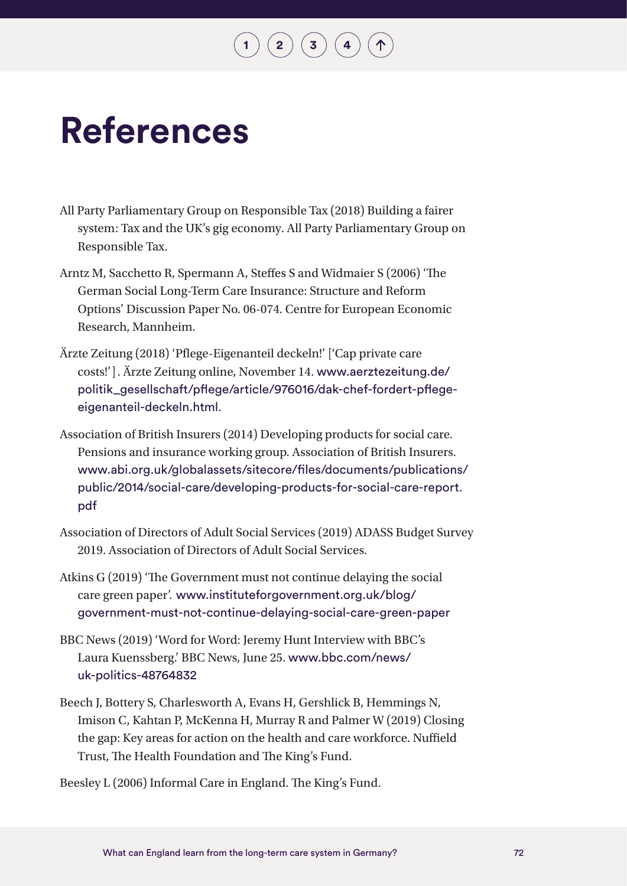# References

All Party Parliamentary Group on Responsible Tax (2018) Building a fairer system: Tax and the UK's gig economy. All Party Parliamentary Group on Responsible Tax.

Arntz M, Sacchetto R, Spermann A, Steffes S and Widmaier S (2006) 'The German Social Long-Term Care Insurance: Structure and Reform Options' Discussion Paper No. 06-074. Centre for European Economic Research, Mannheim.

Ärzte Zeitung (2018) 'Pflege-Eigenanteil deckeln!' ['Cap private care costs!']. Ärzte Zeitung online, November 14. www.aerztezeitung.de/politik_gesellschaft/pflege/article/976016/dak-chef-fordert-pflege-eigenanteil-deckeln.html.

Association of British Insurers (2014) Developing products for social care. Pensions and insurance working group. Association of British Insurers. www.abi.org.uk/globalassets/sitecore/files/documents/publications/public/2014/social-care/developing-products-for-social-care-report.pdf

Association of Directors of Adult Social Services (2019) ADASS Budget Survey 2019. Association of Directors of Adult Social Services.

Atkins G (2019) 'The Government must not continue delaying the social care green paper'. www.instituteforgovernment.org.uk/blog/government-must-not-continue-delaying-social-care-green-paper

BBC News (2019) 'Word for Word: Jeremy Hunt Interview with BBC's Laura Kuenssberg.' BBC News, June 25. www.bbc.com/news/uk-politics-48764832

Beech J, Bottery S, Charlesworth A, Evans H, Gershlick B, Hemmings N, Imison C, Kahtan P, McKenna H, Murray R and Palmer W (2019) Closing the gap: Key areas for action on the health and care workforce. Nuffield Trust, The Health Foundation and The King's Fund.

Beesley L (2006) Informal Care in England. The King's Fund.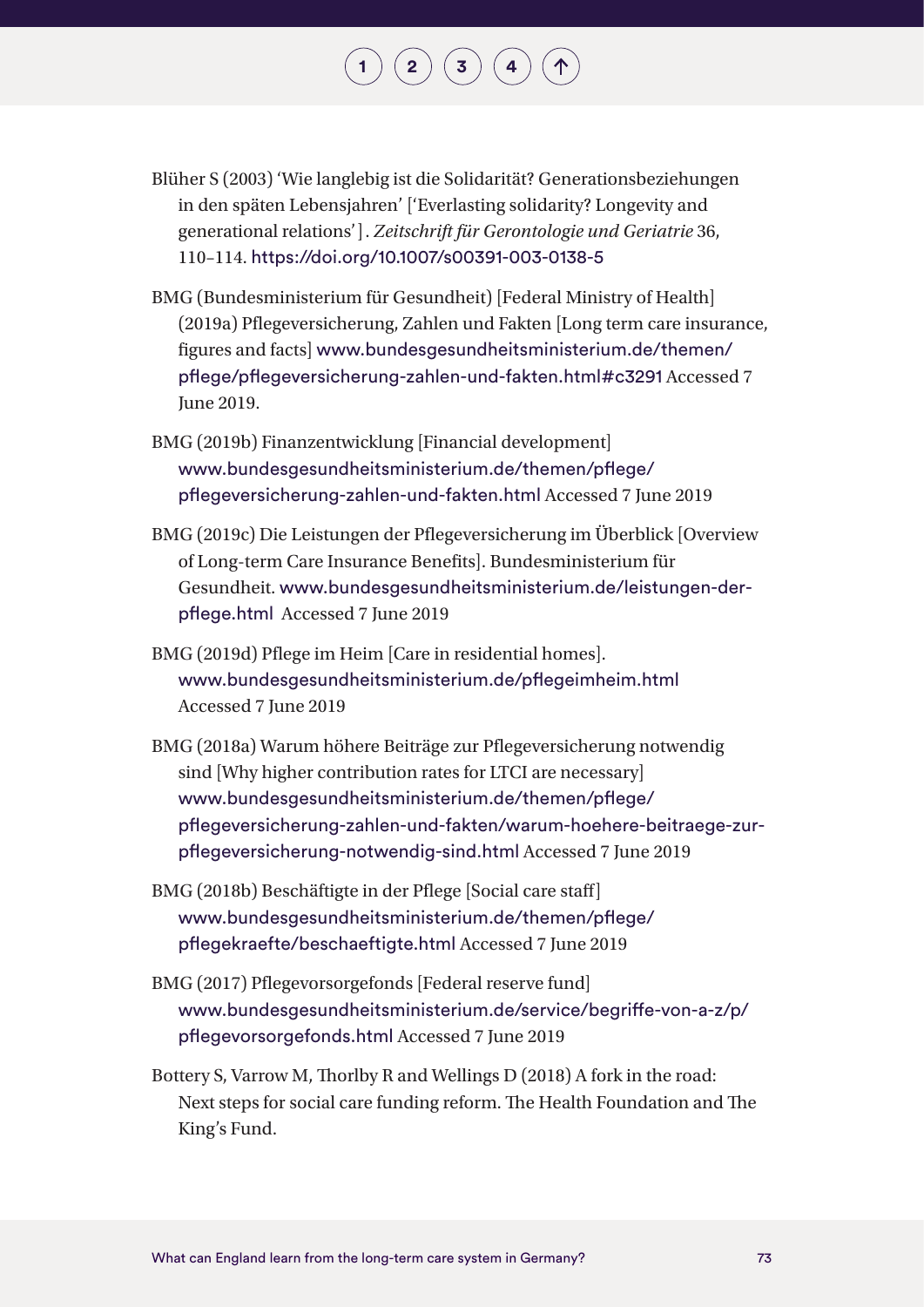Blüher S (2003) 'Wie langlebig ist die Solidarität? Generationsbeziehungen in den späten Lebensjahren' ['Everlasting solidarity? Longevity and generational relations'] . *Zeitschrift für Gerontologie und Geriatrie* 36, 110–114. https://doi.org/10.1007/s00391-003-0138-5

BMG (Bundesministerium für Gesundheit) [Federal Ministry of Health] (2019a) Pflegeversicherung, Zahlen und Fakten [Long term care insurance, figures and facts] www.bundesgesundheitsministerium.de/themen/pflege/pflegeversicherung-zahlen-und-fakten.html#c3291 Accessed 7 June 2019.

BMG (2019b) Finanzentwicklung [Financial development] www.bundesgesundheitsministerium.de/themen/pflege/pflegeversicherung-zahlen-und-fakten.html Accessed 7 June 2019

BMG (2019c) Die Leistungen der Pflegeversicherung im Überblick [Overview of Long-term Care Insurance Benefits]. Bundesministerium für Gesundheit. www.bundesgesundheitsministerium.de/leistungen-der-pflege.html Accessed 7 June 2019

BMG (2019d) Pflege im Heim [Care in residential homes]. www.bundesgesundheitsministerium.de/pflegeimheim.html Accessed 7 June 2019

BMG (2018a) Warum höhere Beiträge zur Pflegeversicherung notwendig sind [Why higher contribution rates for LTCI are necessary] www.bundesgesundheitsministerium.de/themen/pflege/pflegeversicherung-zahlen-und-fakten/warum-hoehere-beitraege-zur-pflegeversicherung-notwendig-sind.html Accessed 7 June 2019

BMG (2018b) Beschäftigte in der Pflege [Social care staff] www.bundesgesundheitsministerium.de/themen/pflege/pflegekraefte/beschaeftigte.html Accessed 7 June 2019

BMG (2017) Pflegevorsorgefonds [Federal reserve fund] www.bundesgesundheitsministerium.de/service/begriffe-von-a-z/p/pflegevorsorgefonds.html Accessed 7 June 2019

Bottery S, Varrow M, Thorlby R and Wellings D (2018) A fork in the road: Next steps for social care funding reform. The Health Foundation and The King's Fund.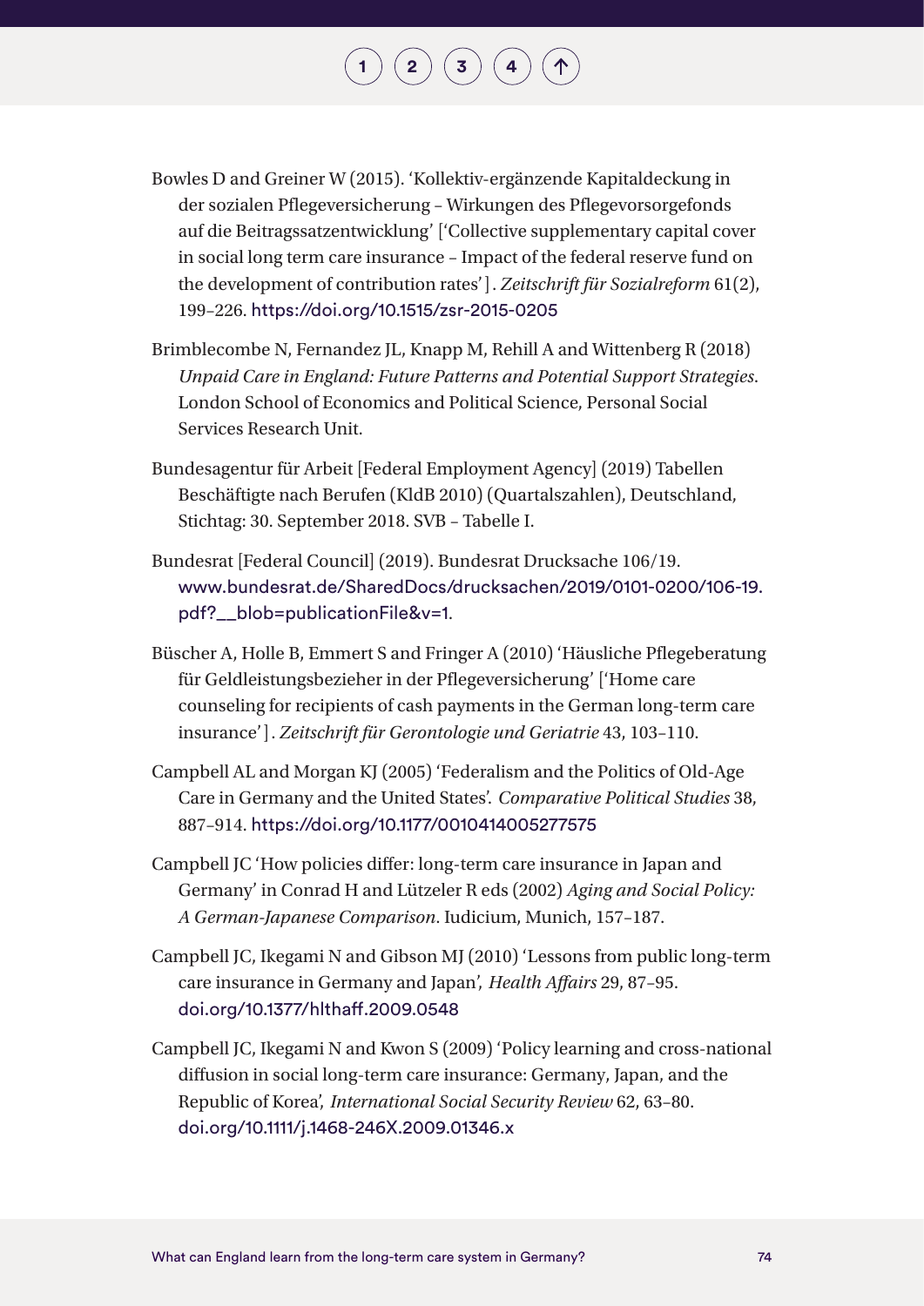Bowles D and Greiner W (2015). 'Kollektiv-ergänzende Kapitaldeckung in der sozialen Pflegeversicherung – Wirkungen des Pflegevorsorgefonds auf die Beitragssatzentwicklung' ['Collective supplementary capital cover in social long term care insurance – Impact of the federal reserve fund on the development of contribution rates']. *Zeitschrift für Sozialreform* 61(2), 199–226. https://doi.org/10.1515/zsr-2015-0205

Brimblecombe N, Fernandez JL, Knapp M, Rehill A and Wittenberg R (2018) *Unpaid Care in England: Future Patterns and Potential Support Strategies*. London School of Economics and Political Science, Personal Social Services Research Unit.

Bundesagentur für Arbeit [Federal Employment Agency] (2019) Tabellen Beschäftigte nach Berufen (KldB 2010) (Quartalszahlen), Deutschland, Stichtag: 30. September 2018. SVB – Tabelle I.

Bundesrat [Federal Council] (2019). Bundesrat Drucksache 106/19. www.bundesrat.de/SharedDocs/drucksachen/2019/0101-0200/106-19.pdf?__blob=publicationFile&v=1.

Büscher A, Holle B, Emmert S and Fringer A (2010) 'Häusliche Pflegeberatung für Geldleistungsbezieher in der Pflegeversicherung' ['Home care counseling for recipients of cash payments in the German long-term care insurance']. *Zeitschrift für Gerontologie und Geriatrie* 43, 103–110.

Campbell AL and Morgan KJ (2005) 'Federalism and the Politics of Old-Age Care in Germany and the United States'. *Comparative Political Studies* 38, 887–914. https://doi.org/10.1177/0010414005277575

Campbell JC 'How policies differ: long-term care insurance in Japan and Germany' in Conrad H and Lützeler R eds (2002) *Aging and Social Policy: A German-Japanese Comparison*. Iudicium, Munich, 157–187.

Campbell JC, Ikegami N and Gibson MJ (2010) 'Lessons from public long-term care insurance in Germany and Japan', *Health Affairs* 29, 87–95. doi.org/10.1377/hlthaff.2009.0548

Campbell JC, Ikegami N and Kwon S (2009) 'Policy learning and cross-national diffusion in social long-term care insurance: Germany, Japan, and the Republic of Korea', *International Social Security Review* 62, 63–80. doi.org/10.1111/j.1468-246X.2009.01346.x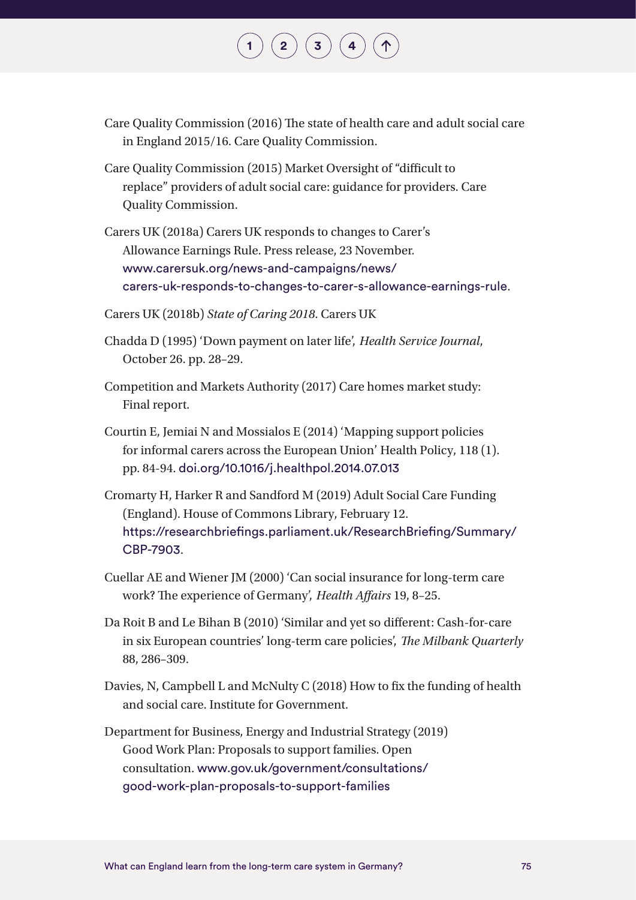Care Quality Commission (2016) The state of health care and adult social care in England 2015/16. Care Quality Commission.

Care Quality Commission (2015) Market Oversight of "difficult to replace" providers of adult social care: guidance for providers. Care Quality Commission.

Carers UK (2018a) Carers UK responds to changes to Carer's Allowance Earnings Rule. Press release, 23 November. www.carersuk.org/news-and-campaigns/news/carers-uk-responds-to-changes-to-carer-s-allowance-earnings-rule.

Carers UK (2018b) *State of Caring 2018*. Carers UK

Chadda D (1995) 'Down payment on later life', *Health Service Journal*, October 26. pp. 28–29.

Competition and Markets Authority (2017) Care homes market study: Final report.

Courtin E, Jemiai N and Mossialos E (2014) 'Mapping support policies for informal carers across the European Union' Health Policy, 118 (1). pp. 84-94. doi.org/10.1016/j.healthpol.2014.07.013

Cromarty H, Harker R and Sandford M (2019) Adult Social Care Funding (England). House of Commons Library, February 12. https://researchbriefings.parliament.uk/ResearchBriefing/Summary/CBP-7903.

Cuellar AE and Wiener JM (2000) 'Can social insurance for long-term care work? The experience of Germany', *Health Affairs* 19, 8–25.

Da Roit B and Le Bihan B (2010) 'Similar and yet so different: Cash-for-care in six European countries' long-term care policies', *The Milbank Quarterly* 88, 286–309.

Davies, N, Campbell L and McNulty C (2018) How to fix the funding of health and social care. Institute for Government.

Department for Business, Energy and Industrial Strategy (2019) Good Work Plan: Proposals to support families. Open consultation. www.gov.uk/government/consultations/good-work-plan-proposals-to-support-families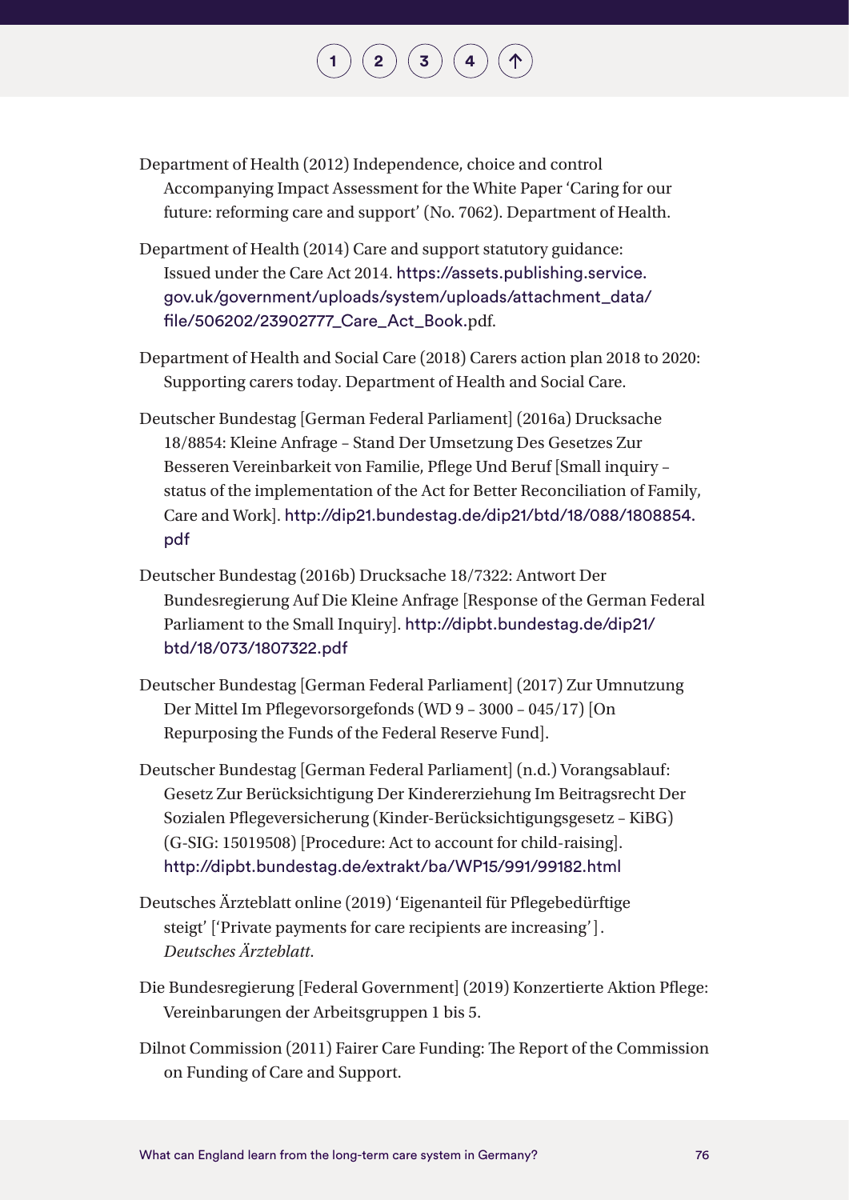Department of Health (2012) Independence, choice and control Accompanying Impact Assessment for the White Paper 'Caring for our future: reforming care and support' (No. 7062). Department of Health.

Department of Health (2014) Care and support statutory guidance: Issued under the Care Act 2014. https://assets.publishing.service.gov.uk/government/uploads/system/uploads/attachment_data/file/506202/23902777_Care_Act_Book.pdf.

Department of Health and Social Care (2018) Carers action plan 2018 to 2020: Supporting carers today. Department of Health and Social Care.

Deutscher Bundestag [German Federal Parliament] (2016a) Drucksache 18/8854: Kleine Anfrage – Stand Der Umsetzung Des Gesetzes Zur Besseren Vereinbarkeit von Familie, Pflege Und Beruf [Small inquiry – status of the implementation of the Act for Better Reconciliation of Family, Care and Work]. http://dip21.bundestag.de/dip21/btd/18/088/1808854.pdf

Deutscher Bundestag (2016b) Drucksache 18/7322: Antwort Der Bundesregierung Auf Die Kleine Anfrage [Response of the German Federal Parliament to the Small Inquiry]. http://dipbt.bundestag.de/dip21/btd/18/073/1807322.pdf

Deutscher Bundestag [German Federal Parliament] (2017) Zur Umnutzung Der Mittel Im Pflegevorsorgefonds (WD 9 – 3000 – 045/17) [On Repurposing the Funds of the Federal Reserve Fund].

Deutscher Bundestag [German Federal Parliament] (n.d.) Vorangsablauf: Gesetz Zur Berücksichtigung Der Kindererziehung Im Beitragsrecht Der Sozialen Pflegeversicherung (Kinder-Berücksichtigungsgesetz – KiBG) (G-SIG: 15019508) [Procedure: Act to account for child-raising]. http://dipbt.bundestag.de/extrakt/ba/WP15/991/99182.html

Deutsches Ärzteblatt online (2019) 'Eigenanteil für Pflegebedürftige steigt' ['Private payments for care recipients are increasing']. *Deutsches Ärzteblatt*.

Die Bundesregierung [Federal Government] (2019) Konzertierte Aktion Pflege: Vereinbarungen der Arbeitsgruppen 1 bis 5.

Dilnot Commission (2011) Fairer Care Funding: The Report of the Commission on Funding of Care and Support.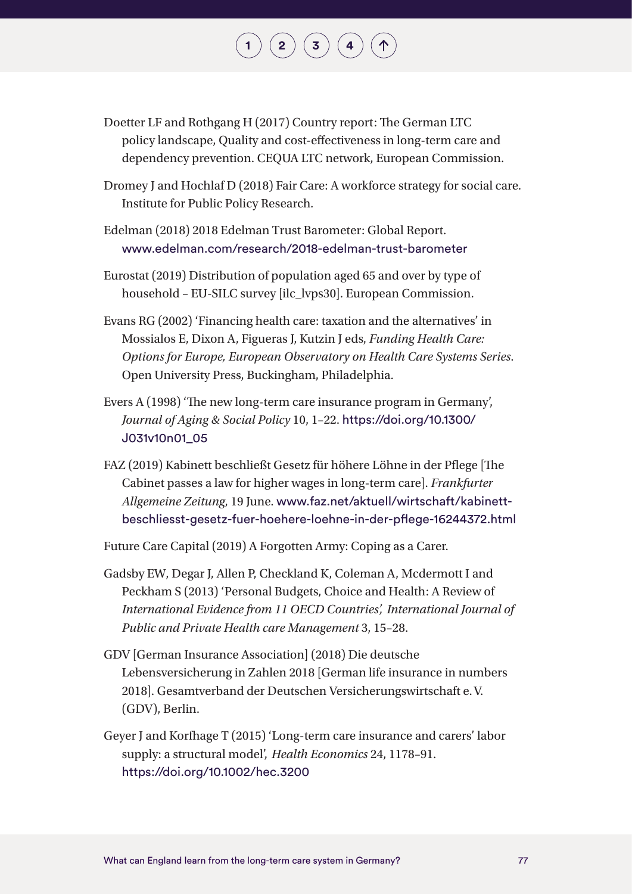Doetter LF and Rothgang H (2017) Country report: The German LTC policy landscape, Quality and cost-effectiveness in long-term care and dependency prevention. CEQUA LTC network, European Commission.

Dromey J and Hochlaf D (2018) Fair Care: A workforce strategy for social care. Institute for Public Policy Research.

Edelman (2018) 2018 Edelman Trust Barometer: Global Report. www.edelman.com/research/2018-edelman-trust-barometer

Eurostat (2019) Distribution of population aged 65 and over by type of household – EU-SILC survey [ilc_lvps30]. European Commission.

Evans RG (2002) 'Financing health care: taxation and the alternatives' in Mossialos E, Dixon A, Figueras J, Kutzin J eds, *Funding Health Care: Options for Europe, European Observatory on Health Care Systems Series*. Open University Press, Buckingham, Philadelphia.

Evers A (1998) 'The new long-term care insurance program in Germany', *Journal of Aging & Social Policy* 10, 1–22. https://doi.org/10.1300/J031v10n01_05

FAZ (2019) Kabinett beschließt Gesetz für höhere Löhne in der Pflege [The Cabinet passes a law for higher wages in long-term care]. *Frankfurter Allgemeine Zeitung*, 19 June. www.faz.net/aktuell/wirtschaft/kabinett-beschliesst-gesetz-fuer-hoehere-loehne-in-der-pflege-16244372.html

Future Care Capital (2019) A Forgotten Army: Coping as a Carer.

Gadsby EW, Degar J, Allen P, Checkland K, Coleman A, Mcdermott I and Peckham S (2013) 'Personal Budgets, Choice and Health: A Review of *International Evidence from 11 OECD Countries*', *International Journal of Public and Private Health care Management* 3, 15–28.

GDV [German Insurance Association] (2018) Die deutsche Lebensversicherung in Zahlen 2018 [German life insurance in numbers 2018]. Gesamtverband der Deutschen Versicherungswirtschaft e. V. (GDV), Berlin.

Geyer J and Korfhage T (2015) 'Long-term care insurance and carers' labor supply: a structural model', *Health Economics* 24, 1178–91. https://doi.org/10.1002/hec.3200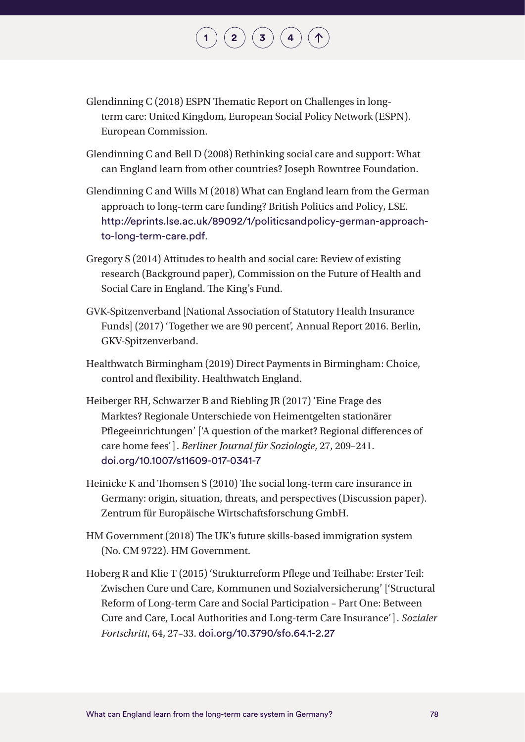Glendinning C (2018) ESPN Thematic Report on Challenges in long-term care: United Kingdom, European Social Policy Network (ESPN). European Commission.

Glendinning C and Bell D (2008) Rethinking social care and support: What can England learn from other countries? Joseph Rowntree Foundation.

Glendinning C and Wills M (2018) What can England learn from the German approach to long-term care funding? British Politics and Policy, LSE. http://eprints.lse.ac.uk/89092/1/politicsandpolicy-german-approach-to-long-term-care.pdf.

Gregory S (2014) Attitudes to health and social care: Review of existing research (Background paper), Commission on the Future of Health and Social Care in England. The King's Fund.

GVK-Spitzenverband [National Association of Statutory Health Insurance Funds] (2017) 'Together we are 90 percent', Annual Report 2016. Berlin, GKV-Spitzenverband.

Healthwatch Birmingham (2019) Direct Payments in Birmingham: Choice, control and flexibility. Healthwatch England.

Heiberger RH, Schwarzer B and Riebling JR (2017) 'Eine Frage des Marktes? Regionale Unterschiede von Heimentgelten stationärer Pflegeeinrichtungen' ['A question of the market? Regional differences of care home fees']. *Berliner Journal für Soziologie*, 27, 209–241. doi.org/10.1007/s11609-017-0341-7

Heinicke K and Thomsen S (2010) The social long-term care insurance in Germany: origin, situation, threats, and perspectives (Discussion paper). Zentrum für Europäische Wirtschaftsforschung GmbH.

HM Government (2018) The UK's future skills-based immigration system (No. CM 9722). HM Government.

Hoberg R and Klie T (2015) 'Strukturreform Pflege und Teilhabe: Erster Teil: Zwischen Cure und Care, Kommunen und Sozialversicherung' ['Structural Reform of Long-term Care and Social Participation – Part One: Between Cure and Care, Local Authorities and Long-term Care Insurance']. *Sozialer Fortschritt*, 64, 27–33. doi.org/10.3790/sfo.64.1-2.27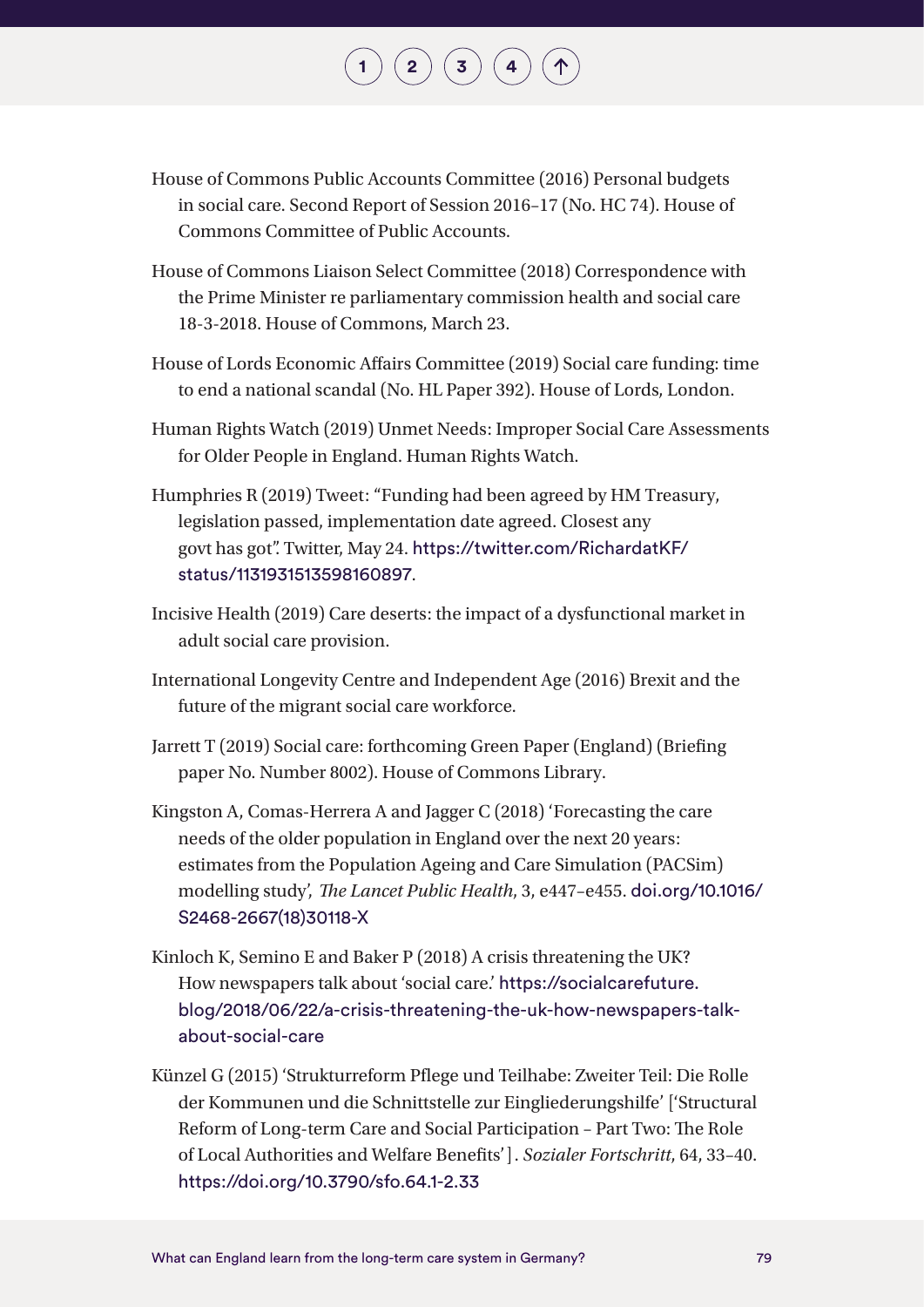House of Commons Public Accounts Committee (2016) Personal budgets in social care. Second Report of Session 2016–17 (No. HC 74). House of Commons Committee of Public Accounts.

House of Commons Liaison Select Committee (2018) Correspondence with the Prime Minister re parliamentary commission health and social care 18-3-2018. House of Commons, March 23.

House of Lords Economic Affairs Committee (2019) Social care funding: time to end a national scandal (No. HL Paper 392). House of Lords, London.

Human Rights Watch (2019) Unmet Needs: Improper Social Care Assessments for Older People in England. Human Rights Watch.

Humphries R (2019) Tweet: "Funding had been agreed by HM Treasury, legislation passed, implementation date agreed. Closest any govt has got". Twitter, May 24. https://twitter.com/RichardatKF/status/1131931513598160897.

Incisive Health (2019) Care deserts: the impact of a dysfunctional market in adult social care provision.

International Longevity Centre and Independent Age (2016) Brexit and the future of the migrant social care workforce.

Jarrett T (2019) Social care: forthcoming Green Paper (England) (Briefing paper No. Number 8002). House of Commons Library.

Kingston A, Comas-Herrera A and Jagger C (2018) 'Forecasting the care needs of the older population in England over the next 20 years: estimates from the Population Ageing and Care Simulation (PACSim) modelling study', *The Lancet Public Health*, 3, e447–e455. doi.org/10.1016/S2468-2667(18)30118-X

Kinloch K, Semino E and Baker P (2018) A crisis threatening the UK? How newspapers talk about 'social care.' https://socialcarefuture.blog/2018/06/22/a-crisis-threatening-the-uk-how-newspapers-talk-about-social-care

Künzel G (2015) 'Strukturreform Pflege und Teilhabe: Zweiter Teil: Die Rolle der Kommunen und die Schnittstelle zur Eingliederungshilfe' ['Structural Reform of Long-term Care and Social Participation – Part Two: The Role of Local Authorities and Welfare Benefits']. *Sozialer Fortschritt*, 64, 33–40. https://doi.org/10.3790/sfo.64.1-2.33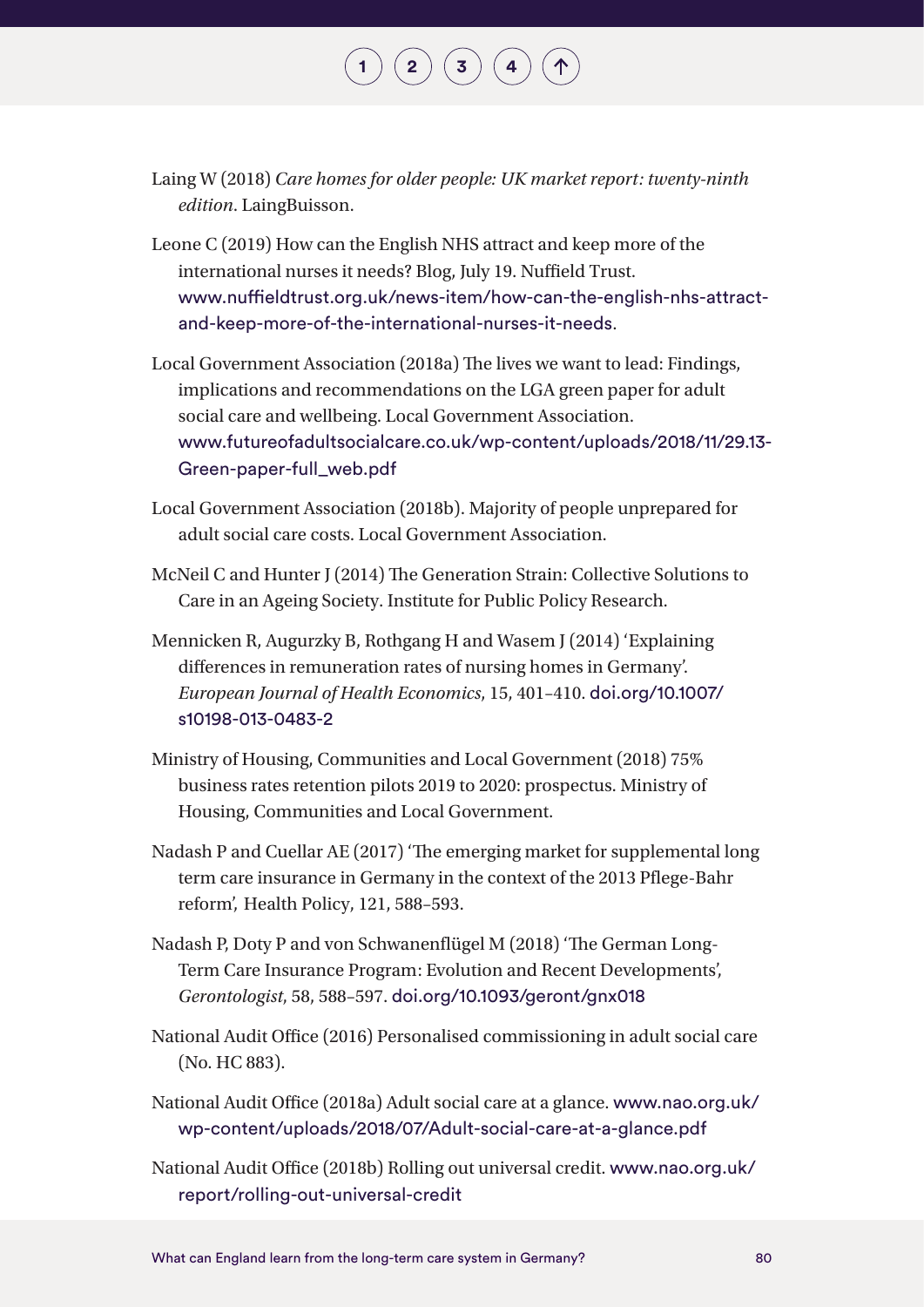Laing W (2018) *Care homes for older people: UK market report: twenty-ninth edition*. LaingBuisson.

Leone C (2019) How can the English NHS attract and keep more of the international nurses it needs? Blog, July 19. Nuffield Trust. www.nuffieldtrust.org.uk/news-item/how-can-the-english-nhs-attract-and-keep-more-of-the-international-nurses-it-needs.

Local Government Association (2018a) The lives we want to lead: Findings, implications and recommendations on the LGA green paper for adult social care and wellbeing. Local Government Association. www.futureofadultsocialcare.co.uk/wp-content/uploads/2018/11/29.13-Green-paper-full_web.pdf

Local Government Association (2018b). Majority of people unprepared for adult social care costs. Local Government Association.

McNeil C and Hunter J (2014) The Generation Strain: Collective Solutions to Care in an Ageing Society. Institute for Public Policy Research.

Mennicken R, Augurzky B, Rothgang H and Wasem J (2014) 'Explaining differences in remuneration rates of nursing homes in Germany'. *European Journal of Health Economics*, 15, 401–410. doi.org/10.1007/s10198-013-0483-2

Ministry of Housing, Communities and Local Government (2018) 75% business rates retention pilots 2019 to 2020: prospectus. Ministry of Housing, Communities and Local Government.

Nadash P and Cuellar AE (2017) 'The emerging market for supplemental long term care insurance in Germany in the context of the 2013 Pflege-Bahr reform', Health Policy, 121, 588–593.

Nadash P, Doty P and von Schwanenflügel M (2018) 'The German Long-Term Care Insurance Program: Evolution and Recent Developments', *Gerontologist*, 58, 588–597. doi.org/10.1093/geront/gnx018

National Audit Office (2016) Personalised commissioning in adult social care (No. HC 883).

National Audit Office (2018a) Adult social care at a glance. www.nao.org.uk/wp-content/uploads/2018/07/Adult-social-care-at-a-glance.pdf

National Audit Office (2018b) Rolling out universal credit. www.nao.org.uk/report/rolling-out-universal-credit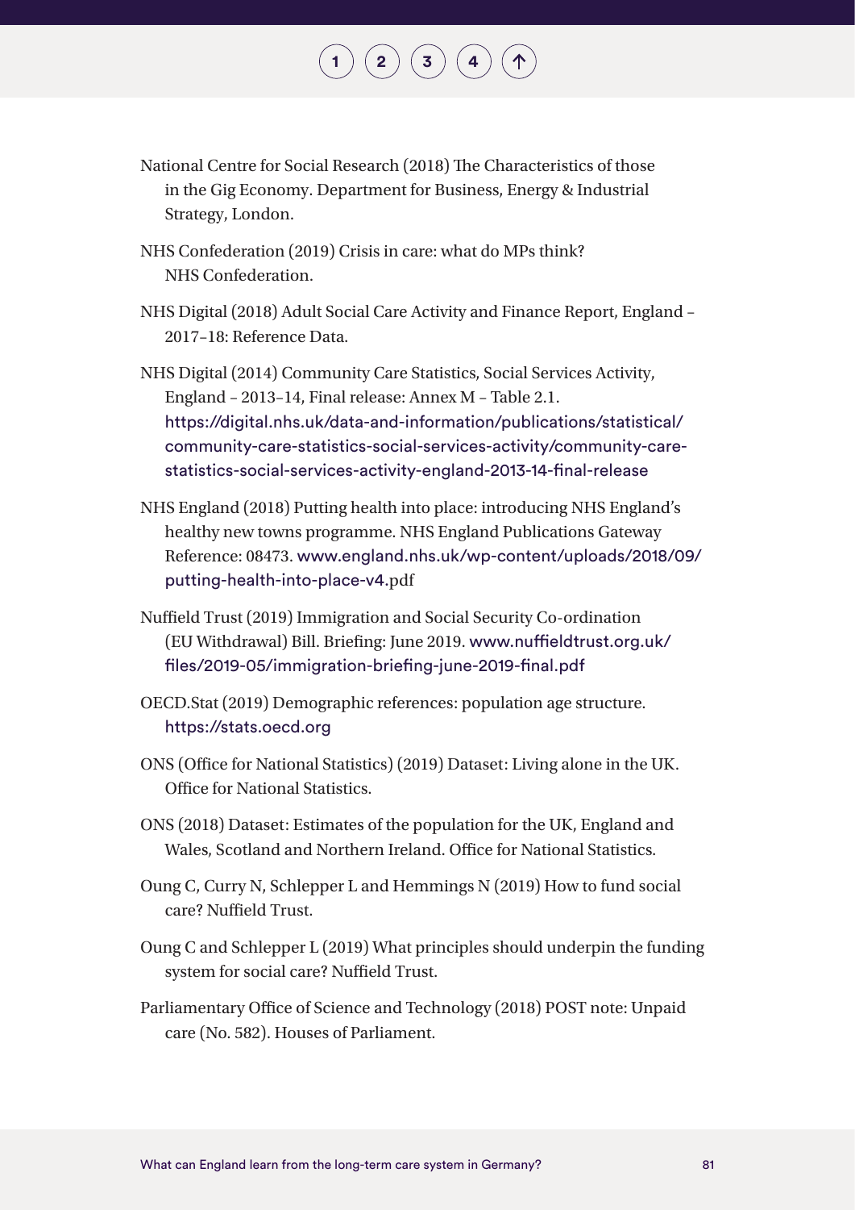National Centre for Social Research (2018) The Characteristics of those in the Gig Economy. Department for Business, Energy & Industrial Strategy, London.

NHS Confederation (2019) Crisis in care: what do MPs think? NHS Confederation.

NHS Digital (2018) Adult Social Care Activity and Finance Report, England – 2017–18: Reference Data.

NHS Digital (2014) Community Care Statistics, Social Services Activity, England – 2013–14, Final release: Annex M – Table 2.1. https://digital.nhs.uk/data-and-information/publications/statistical/community-care-statistics-social-services-activity/community-care-statistics-social-services-activity-england-2013-14-final-release

NHS England (2018) Putting health into place: introducing NHS England's healthy new towns programme. NHS England Publications Gateway Reference: 08473. www.england.nhs.uk/wp-content/uploads/2018/09/putting-health-into-place-v4.pdf

Nuffield Trust (2019) Immigration and Social Security Co-ordination (EU Withdrawal) Bill. Briefing: June 2019. www.nuffieldtrust.org.uk/files/2019-05/immigration-briefing-june-2019-final.pdf

OECD.Stat (2019) Demographic references: population age structure. https://stats.oecd.org

ONS (Office for National Statistics) (2019) Dataset: Living alone in the UK. Office for National Statistics.

ONS (2018) Dataset: Estimates of the population for the UK, England and Wales, Scotland and Northern Ireland. Office for National Statistics.

Oung C, Curry N, Schlepper L and Hemmings N (2019) How to fund social care? Nuffield Trust.

Oung C and Schlepper L (2019) What principles should underpin the funding system for social care? Nuffield Trust.

Parliamentary Office of Science and Technology (2018) POST note: Unpaid care (No. 582). Houses of Parliament.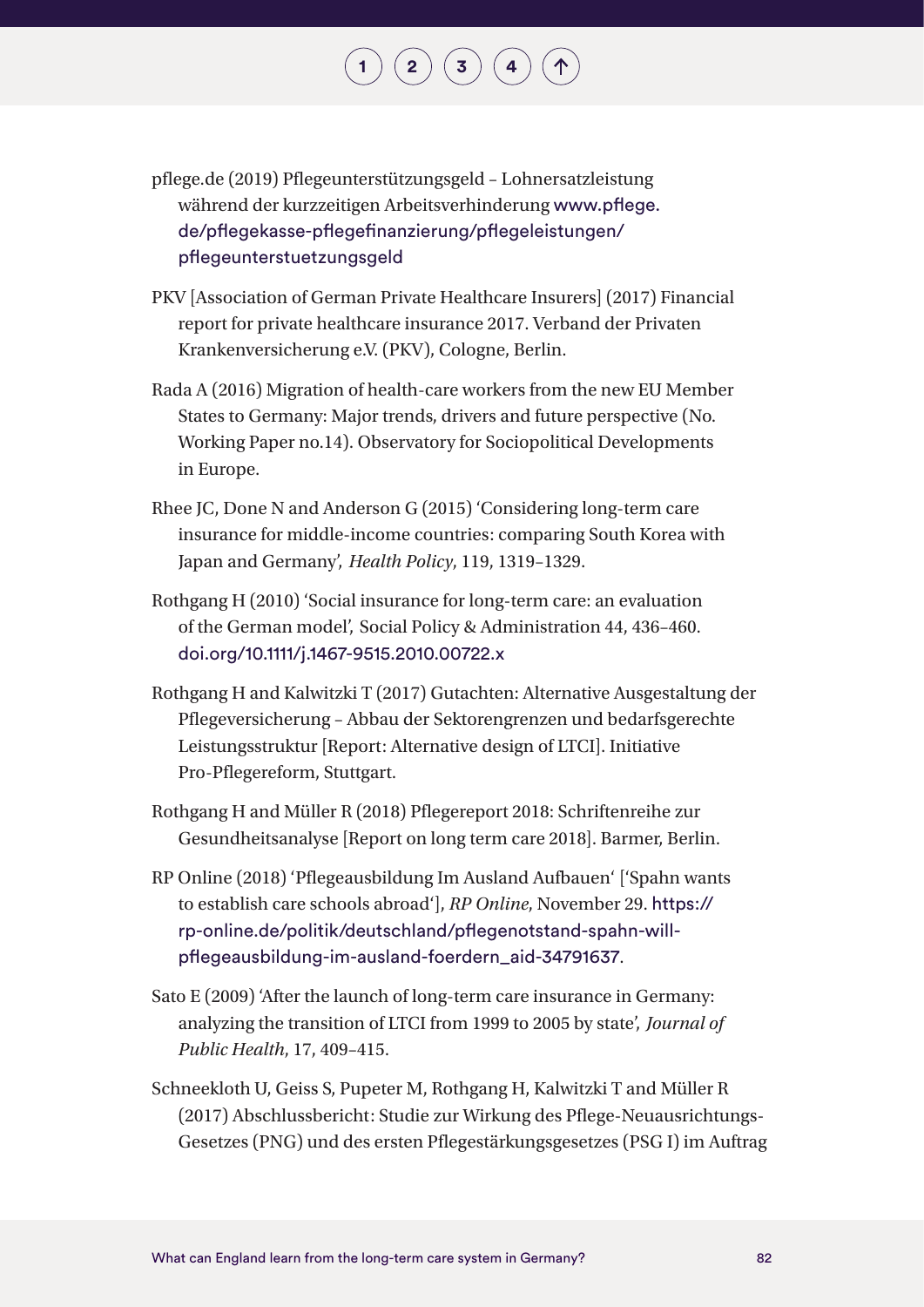pflege.de (2019) Pflegeunterstützungsgeld – Lohnersatzleistung während der kurzzeitigen Arbeitsverhinderung www.pflege.de/pflegekasse-pflegefinanzierung/pflegeleistungen/pflegeunterstuetzungsgeld

PKV [Association of German Private Healthcare Insurers] (2017) Financial report for private healthcare insurance 2017. Verband der Privaten Krankenversicherung e.V. (PKV), Cologne, Berlin.

Rada A (2016) Migration of health-care workers from the new EU Member States to Germany: Major trends, drivers and future perspective (No. Working Paper no.14). Observatory for Sociopolitical Developments in Europe.

Rhee JC, Done N and Anderson G (2015) 'Considering long-term care insurance for middle-income countries: comparing South Korea with Japan and Germany', *Health Policy*, 119, 1319–1329.

Rothgang H (2010) 'Social insurance for long-term care: an evaluation of the German model', Social Policy & Administration 44, 436–460. doi.org/10.1111/j.1467-9515.2010.00722.x

Rothgang H and Kalwitzki T (2017) Gutachten: Alternative Ausgestaltung der Pflegeversicherung – Abbau der Sektorengrenzen und bedarfsgerechte Leistungsstruktur [Report: Alternative design of LTCI]. Initiative Pro-Pflegereform, Stuttgart.

Rothgang H and Müller R (2018) Pflegereport 2018: Schriftenreihe zur Gesundheitsanalyse [Report on long term care 2018]. Barmer, Berlin.

RP Online (2018) 'Pflegeausbildung Im Ausland Aufbauen' ['Spahn wants to establish care schools abroad'], *RP Online*, November 29. https://rp-online.de/politik/deutschland/pflegenotstand-spahn-will-pflegeausbildung-im-ausland-foerdern_aid-34791637.

Sato E (2009) 'After the launch of long-term care insurance in Germany: analyzing the transition of LTCI from 1999 to 2005 by state', *Journal of Public Health*, 17, 409–415.

Schneekloth U, Geiss S, Pupeter M, Rothgang H, Kalwitzki T and Müller R (2017) Abschlussbericht: Studie zur Wirkung des Pflege-Neuausrichtungs-Gesetzes (PNG) und des ersten Pflegestärkungsgesetzes (PSG I) im Auftrag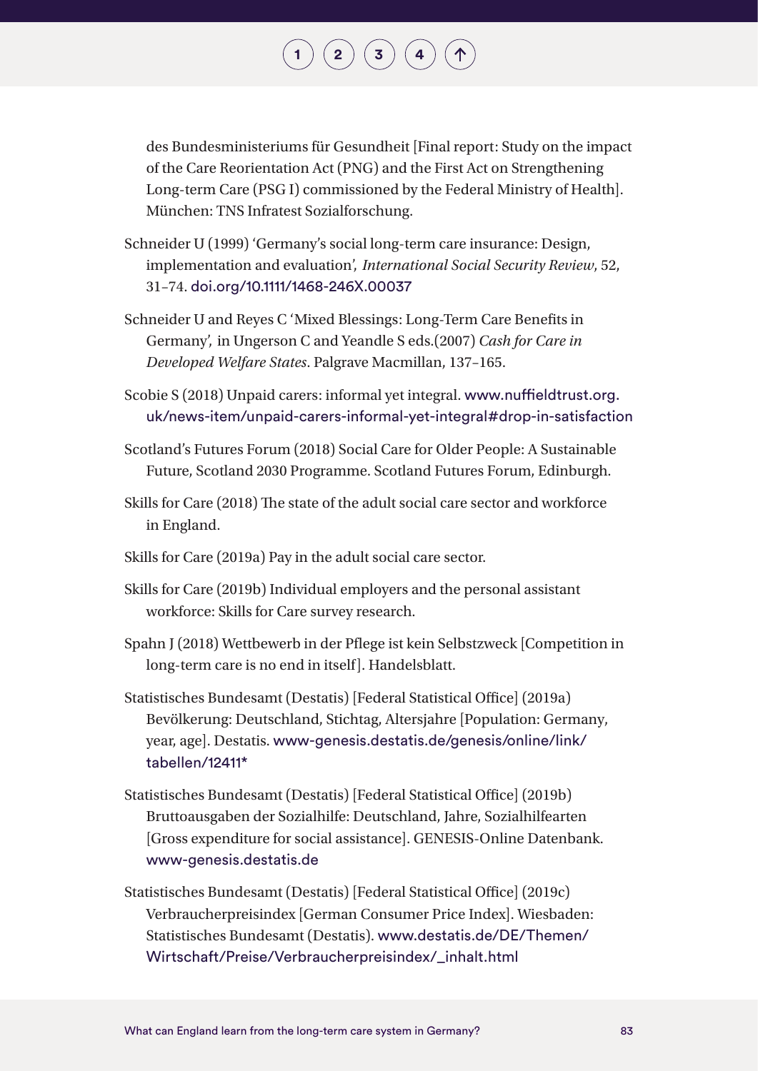des Bundesministeriums für Gesundheit [Final report: Study on the impact of the Care Reorientation Act (PNG) and the First Act on Strengthening Long-term Care (PSG I) commissioned by the Federal Ministry of Health]. München: TNS Infratest Sozialforschung.

Schneider U (1999) 'Germany's social long-term care insurance: Design, implementation and evaluation', *International Social Security Review*, 52, 31–74. doi.org/10.1111/1468-246X.00037

Schneider U and Reyes C 'Mixed Blessings: Long-Term Care Benefits in Germany', in Ungerson C and Yeandle S eds.(2007) *Cash for Care in Developed Welfare States*. Palgrave Macmillan, 137–165.

Scobie S (2018) Unpaid carers: informal yet integral. www.nuffieldtrust.org.uk/news-item/unpaid-carers-informal-yet-integral#drop-in-satisfaction

Scotland's Futures Forum (2018) Social Care for Older People: A Sustainable Future, Scotland 2030 Programme. Scotland Futures Forum, Edinburgh.

Skills for Care (2018) The state of the adult social care sector and workforce in England.

Skills for Care (2019a) Pay in the adult social care sector.

Skills for Care (2019b) Individual employers and the personal assistant workforce: Skills for Care survey research.

Spahn J (2018) Wettbewerb in der Pflege ist kein Selbstzweck [Competition in long-term care is no end in itself]. Handelsblatt.

Statistisches Bundesamt (Destatis) [Federal Statistical Office] (2019a) Bevölkerung: Deutschland, Stichtag, Altersjahre [Population: Germany, year, age]. Destatis. www-genesis.destatis.de/genesis/online/link/tabellen/12411*

Statistisches Bundesamt (Destatis) [Federal Statistical Office] (2019b) Bruttoausgaben der Sozialhilfe: Deutschland, Jahre, Sozialhilfearten [Gross expenditure for social assistance]. GENESIS-Online Datenbank. www-genesis.destatis.de

Statistisches Bundesamt (Destatis) [Federal Statistical Office] (2019c) Verbraucherpreisindex [German Consumer Price Index]. Wiesbaden: Statistisches Bundesamt (Destatis). www.destatis.de/DE/Themen/Wirtschaft/Preise/Verbraucherpreisindex/_inhalt.html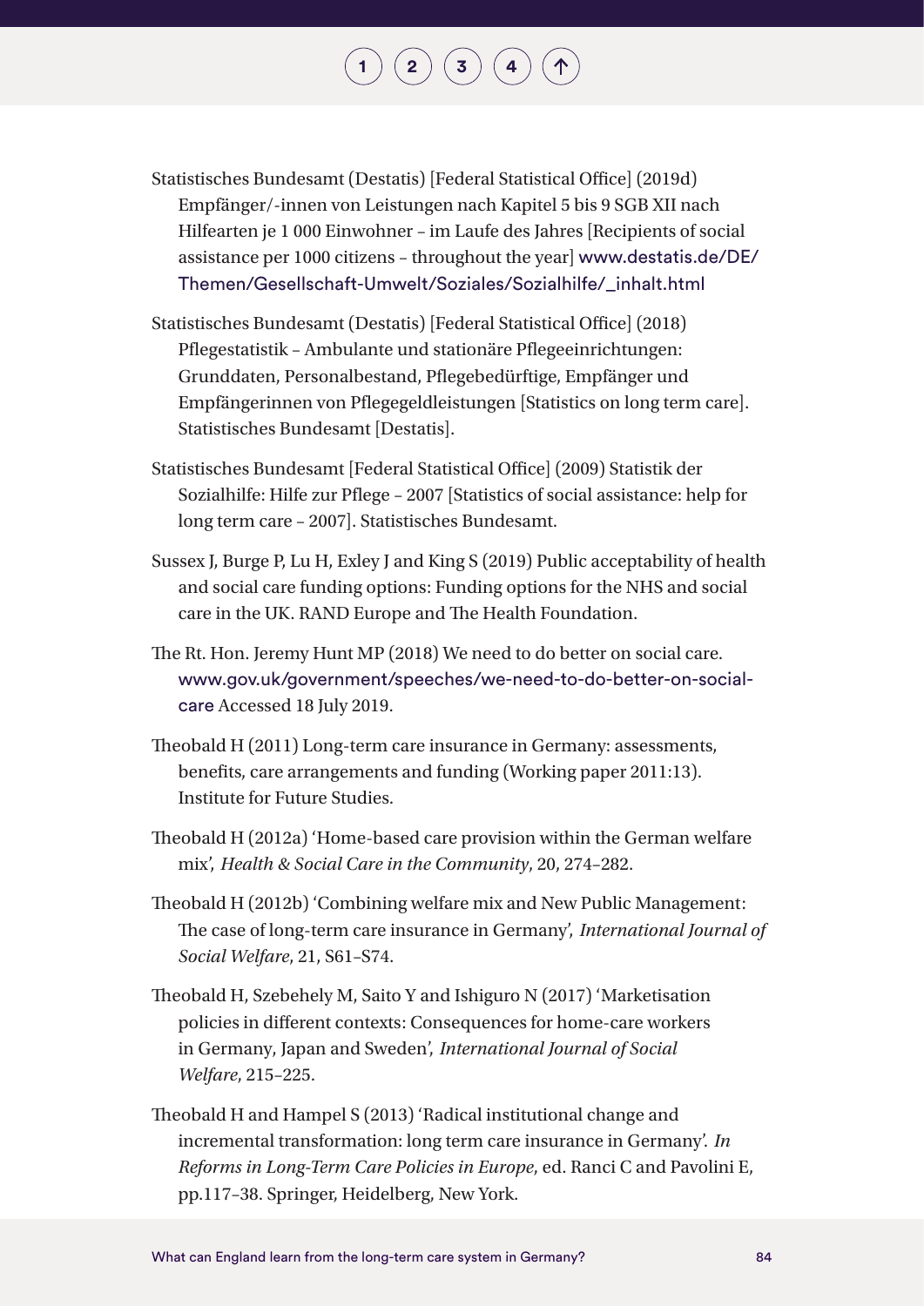Statistisches Bundesamt (Destatis) [Federal Statistical Office] (2019d) Empfänger/-innen von Leistungen nach Kapitel 5 bis 9 SGB XII nach Hilfearten je 1 000 Einwohner – im Laufe des Jahres [Recipients of social assistance per 1000 citizens – throughout the year] www.destatis.de/DE/Themen/Gesellschaft-Umwelt/Soziales/Sozialhilfe/_inhalt.html

Statistisches Bundesamt (Destatis) [Federal Statistical Office] (2018) Pflegestatistik – Ambulante und stationäre Pflegeeinrichtungen: Grunddaten, Personalbestand, Pflegebedürftige, Empfänger und Empfängerinnen von Pflegegeldleistungen [Statistics on long term care]. Statistisches Bundesamt [Destatis].

Statistisches Bundesamt [Federal Statistical Office] (2009) Statistik der Sozialhilfe: Hilfe zur Pflege – 2007 [Statistics of social assistance: help for long term care – 2007]. Statistisches Bundesamt.

Sussex J, Burge P, Lu H, Exley J and King S (2019) Public acceptability of health and social care funding options: Funding options for the NHS and social care in the UK. RAND Europe and The Health Foundation.

The Rt. Hon. Jeremy Hunt MP (2018) We need to do better on social care. www.gov.uk/government/speeches/we-need-to-do-better-on-social-care Accessed 18 July 2019.

Theobald H (2011) Long-term care insurance in Germany: assessments, benefits, care arrangements and funding (Working paper 2011:13). Institute for Future Studies.

Theobald H (2012a) 'Home-based care provision within the German welfare mix', *Health & Social Care in the Community*, 20, 274–282.

Theobald H (2012b) 'Combining welfare mix and New Public Management: The case of long-term care insurance in Germany', *International Journal of Social Welfare*, 21, S61–S74.

Theobald H, Szebehely M, Saito Y and Ishiguro N (2017) 'Marketisation policies in different contexts: Consequences for home-care workers in Germany, Japan and Sweden', *International Journal of Social Welfare*, 215–225.

Theobald H and Hampel S (2013) 'Radical institutional change and incremental transformation: long term care insurance in Germany'. *In Reforms in Long-Term Care Policies in Europe*, ed. Ranci C and Pavolini E, pp.117–38. Springer, Heidelberg, New York.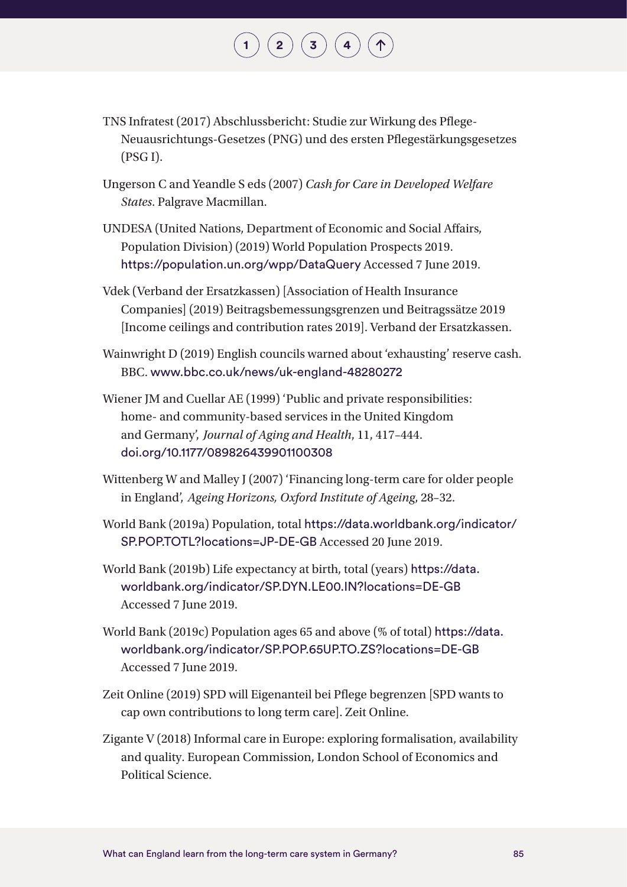TNS Infratest (2017) Abschlussbericht: Studie zur Wirkung des Pflege-Neuausrichtungs-Gesetzes (PNG) und des ersten Pflegestärkungsgesetzes (PSG I).

Ungerson C and Yeandle S eds (2007) *Cash for Care in Developed Welfare States*. Palgrave Macmillan.

UNDESA (United Nations, Department of Economic and Social Affairs, Population Division) (2019) World Population Prospects 2019. https://population.un.org/wpp/DataQuery Accessed 7 June 2019.

Vdek (Verband der Ersatzkassen) [Association of Health Insurance Companies] (2019) Beitragsbemessungsgrenzen und Beitragssätze 2019 [Income ceilings and contribution rates 2019]. Verband der Ersatzkassen.

Wainwright D (2019) English councils warned about 'exhausting' reserve cash. BBC. www.bbc.co.uk/news/uk-england-48280272

Wiener JM and Cuellar AE (1999) 'Public and private responsibilities: home- and community-based services in the United Kingdom and Germany', *Journal of Aging and Health*, 11, 417–444. doi.org/10.1177/089826439901100308

Wittenberg W and Malley J (2007) 'Financing long-term care for older people in England', *Ageing Horizons, Oxford Institute of Ageing*, 28–32.

World Bank (2019a) Population, total https://data.worldbank.org/indicator/SP.POP.TOTL?locations=JP-DE-GB Accessed 20 June 2019.

World Bank (2019b) Life expectancy at birth, total (years) https://data.worldbank.org/indicator/SP.DYN.LE00.IN?locations=DE-GB Accessed 7 June 2019.

World Bank (2019c) Population ages 65 and above (% of total) https://data.worldbank.org/indicator/SP.POP.65UP.TO.ZS?locations=DE-GB Accessed 7 June 2019.

Zeit Online (2019) SPD will Eigenanteil bei Pflege begrenzen [SPD wants to cap own contributions to long term care]. Zeit Online.

Zigante V (2018) Informal care in Europe: exploring formalisation, availability and quality. European Commission, London School of Economics and Political Science.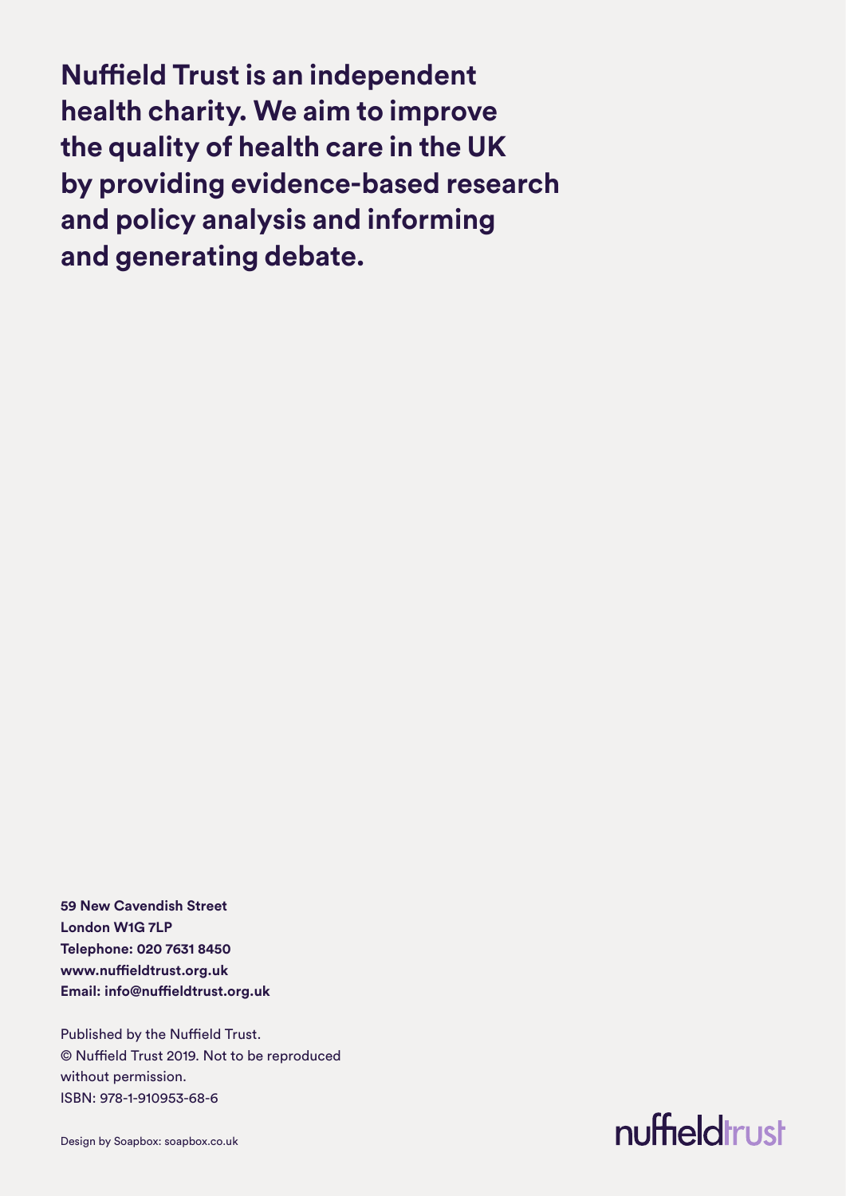**Nuffield Trust is an independent health charity. We aim to improve the quality of health care in the UK by providing evidence-based research and policy analysis and informing and generating debate.**

**59 New Cavendish Street**
**London W1G 7LP**
**Telephone: 020 7631 8450**
**www.nuffieldtrust.org.uk**
**Email: info@nuffieldtrust.org.uk**

Published by the Nuffield Trust.
© Nuffield Trust 2019. Not to be reproduced without permission.
ISBN: 978-1-910953-68-6

Design by Soapbox: soapbox.co.uk

nuffieldtrust